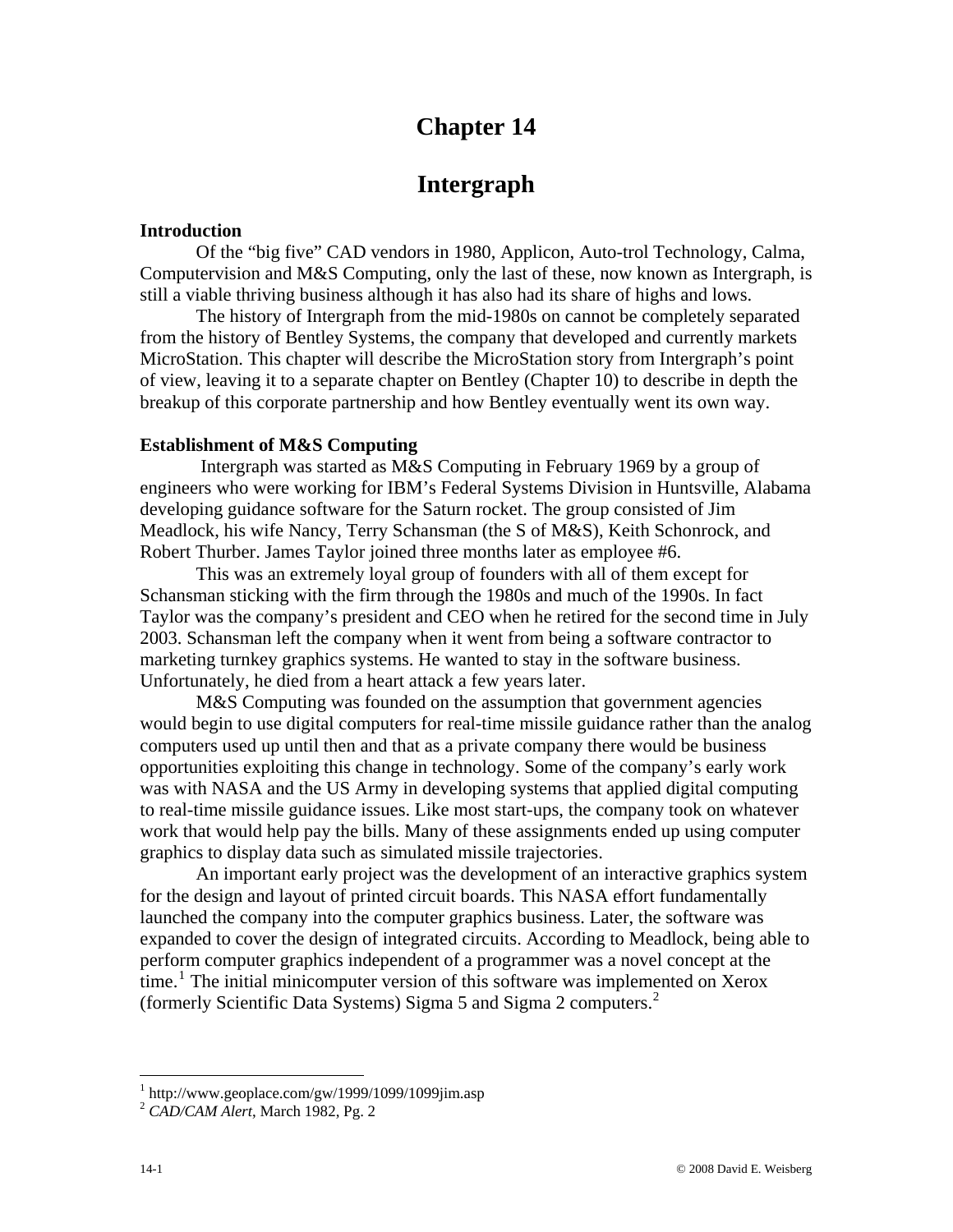# Chapter 14

# Intergraph

### Introduction

Of the "big five" CAD vendors in 1980, Applicon, Auto-trol Technology, Calma, Computervision and M&S Computing, only the last of these, now known as Intergraph, is still a viable thriving business although it has also had its share of highs and lows.

The history of Intergraph from the mid-1980s on cannot be completely separated from the history of Bentley Systems, the company that developed and currently markets MicroStation. This chapter will describe the MicroStation story from Intergraph's point of view, leaving it to a separate chapter on Bentley (Chapter 10) to describe in depth the breakup of this corporate partnership and how Bentley eventually went its own way.

### Establishment of M&S Computing

Intergraph was started as M&S Computing in February 1969 by a group of engineers who were working for IBM's Federal Systems Division in Huntsville, Alabama developing guidance software for the Saturn rocket. The group consisted of Jim Meadlock, his wife Nancy, Terry Schansman (the S of M&S), Keith Schonrock, and Robert Thurber. James Taylor joined three months later as employee #6.

This was an extremely loyal group of founders with all of them except for Schansman sticking with the firm through the 1980s and much of the 1990s. In fact Taylor was the company's president and CEO when he retired for the second time in July 2003. Schansman left the company when it went from being a software contractor to marketing turnkey graphics systems. He wanted to stay in the software business. Unfortunately, he died from a heart attack a few years later.

M&S Computing was founded on the assumption that government agencies would begin to use digital computers for real-time missile guidance rather than the analog computers used up until then and that as a private company there would be business opportunities exploiting this change in technology. Some of the company's early work was with NASA and the US Army in developing systems that applied digital computing to real-time missile guidance issues. Like most start-ups, the company took on whatever work that would help pay the bills. Many of these assignments ended up using computer graphics to display data such as simulated missile trajectories.

An important early project was the development of an interactive graphics system for the design and layout of printed circuit boards. This NASA effort fundamentally launched the company into the computer graphics business. Later, the software was expanded to cover the design of integrated circuits. According to Meadlock, being able to perform computer graphics independent of a programmer was a novel concept at the time.[1] The initial minicomputer version of this software was implemented on Xerox (formerly Scientific Data Systems) Sigma 5 and Sigma 2 computers.[2]

---

[1] http://www.geoplace.com/gw/1999/1099/1099jim.asp

[2] *CAD/CAM Alert*, March 1982, Pg. 2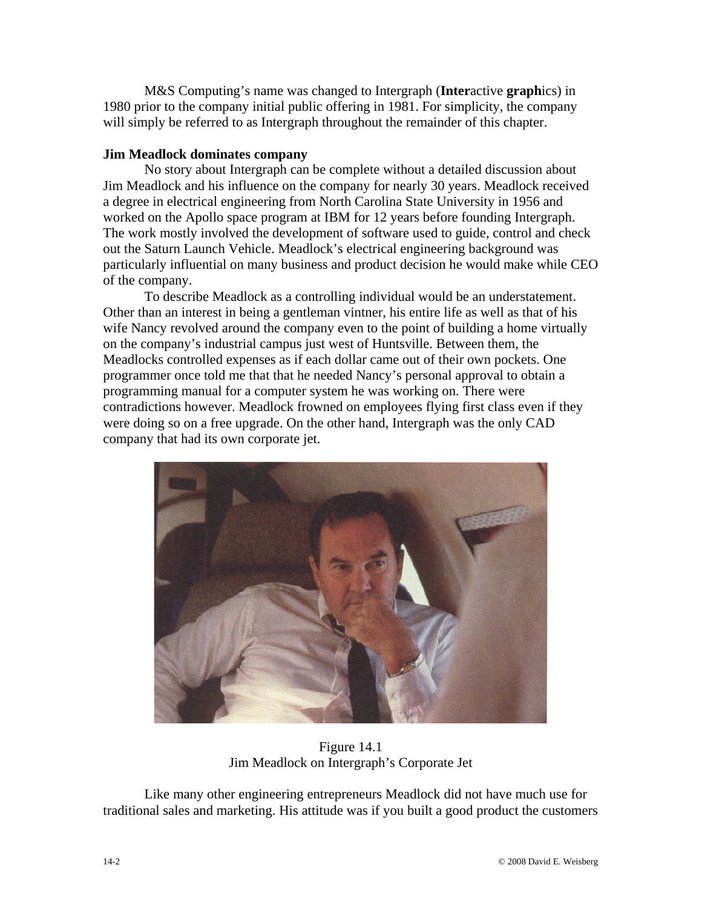M&S Computing's name was changed to Intergraph (**Inter**active **graph**ics) in 1980 prior to the company initial public offering in 1981. For simplicity, the company will simply be referred to as Intergraph throughout the remainder of this chapter.

### Jim Meadlock dominates company

No story about Intergraph can be complete without a detailed discussion about Jim Meadlock and his influence on the company for nearly 30 years. Meadlock received a degree in electrical engineering from North Carolina State University in 1956 and worked on the Apollo space program at IBM for 12 years before founding Intergraph. The work mostly involved the development of software used to guide, control and check out the Saturn Launch Vehicle. Meadlock's electrical engineering background was particularly influential on many business and product decision he would make while CEO of the company.

To describe Meadlock as a controlling individual would be an understatement. Other than an interest in being a gentleman vintner, his entire life as well as that of his wife Nancy revolved around the company even to the point of building a home virtually on the company's industrial campus just west of Huntsville. Between them, the Meadlocks controlled expenses as if each dollar came out of their own pockets. One programmer once told me that that he needed Nancy's personal approval to obtain a programming manual for a computer system he was working on. There were contradictions however. Meadlock frowned on employees flying first class even if they were doing so on a free upgrade. On the other hand, Intergraph was the only CAD company that had its own corporate jet.

Figure 14.1
Jim Meadlock on Intergraph's Corporate Jet

Like many other engineering entrepreneurs Meadlock did not have much use for traditional sales and marketing. His attitude was if you built a good product the customers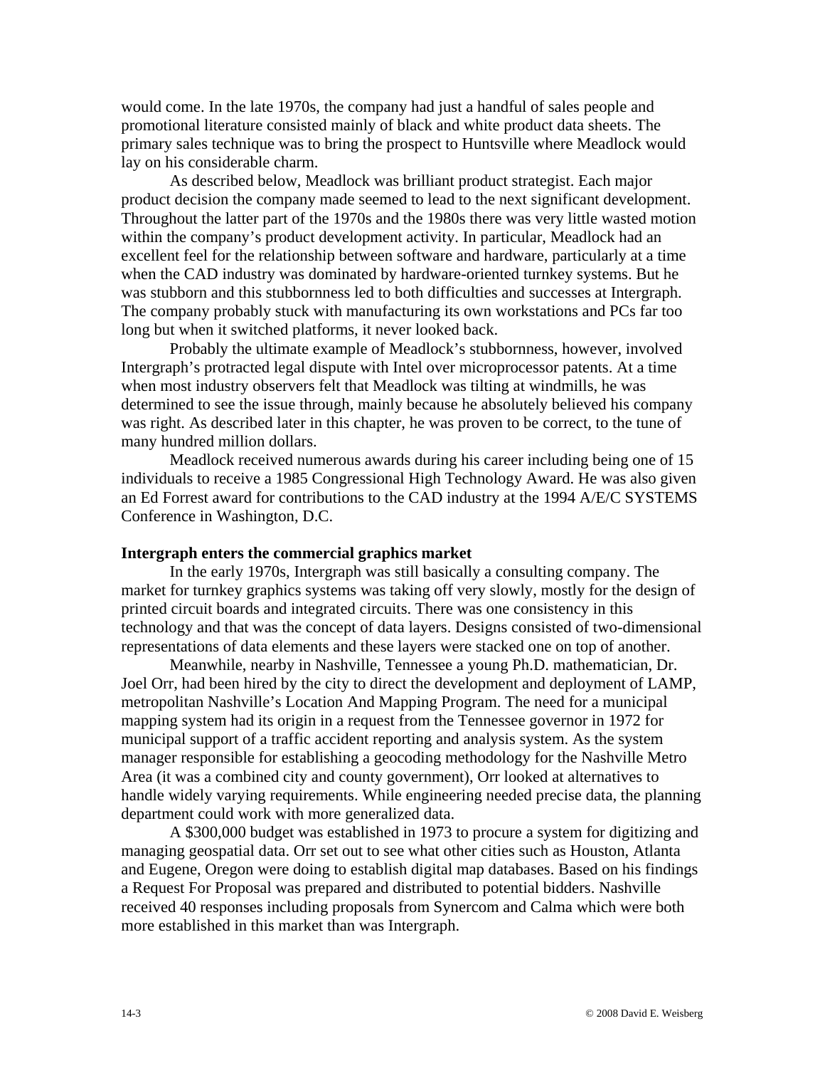would come. In the late 1970s, the company had just a handful of sales people and promotional literature consisted mainly of black and white product data sheets. The primary sales technique was to bring the prospect to Huntsville where Meadlock would lay on his considerable charm.

As described below, Meadlock was brilliant product strategist. Each major product decision the company made seemed to lead to the next significant development. Throughout the latter part of the 1970s and the 1980s there was very little wasted motion within the company's product development activity. In particular, Meadlock had an excellent feel for the relationship between software and hardware, particularly at a time when the CAD industry was dominated by hardware-oriented turnkey systems. But he was stubborn and this stubbornness led to both difficulties and successes at Intergraph. The company probably stuck with manufacturing its own workstations and PCs far too long but when it switched platforms, it never looked back.

Probably the ultimate example of Meadlock's stubbornness, however, involved Intergraph's protracted legal dispute with Intel over microprocessor patents. At a time when most industry observers felt that Meadlock was tilting at windmills, he was determined to see the issue through, mainly because he absolutely believed his company was right. As described later in this chapter, he was proven to be correct, to the tune of many hundred million dollars.

Meadlock received numerous awards during his career including being one of 15 individuals to receive a 1985 Congressional High Technology Award. He was also given an Ed Forrest award for contributions to the CAD industry at the 1994 A/E/C SYSTEMS Conference in Washington, D.C.

**Intergraph enters the commercial graphics market**

In the early 1970s, Intergraph was still basically a consulting company. The market for turnkey graphics systems was taking off very slowly, mostly for the design of printed circuit boards and integrated circuits. There was one consistency in this technology and that was the concept of data layers. Designs consisted of two-dimensional representations of data elements and these layers were stacked one on top of another.

Meanwhile, nearby in Nashville, Tennessee a young Ph.D. mathematician, Dr. Joel Orr, had been hired by the city to direct the development and deployment of LAMP, metropolitan Nashville's Location And Mapping Program. The need for a municipal mapping system had its origin in a request from the Tennessee governor in 1972 for municipal support of a traffic accident reporting and analysis system. As the system manager responsible for establishing a geocoding methodology for the Nashville Metro Area (it was a combined city and county government), Orr looked at alternatives to handle widely varying requirements. While engineering needed precise data, the planning department could work with more generalized data.

A $300,000 budget was established in 1973 to procure a system for digitizing and managing geospatial data. Orr set out to see what other cities such as Houston, Atlanta and Eugene, Oregon were doing to establish digital map databases. Based on his findings a Request For Proposal was prepared and distributed to potential bidders. Nashville received 40 responses including proposals from Synercom and Calma which were both more established in this market than was Intergraph.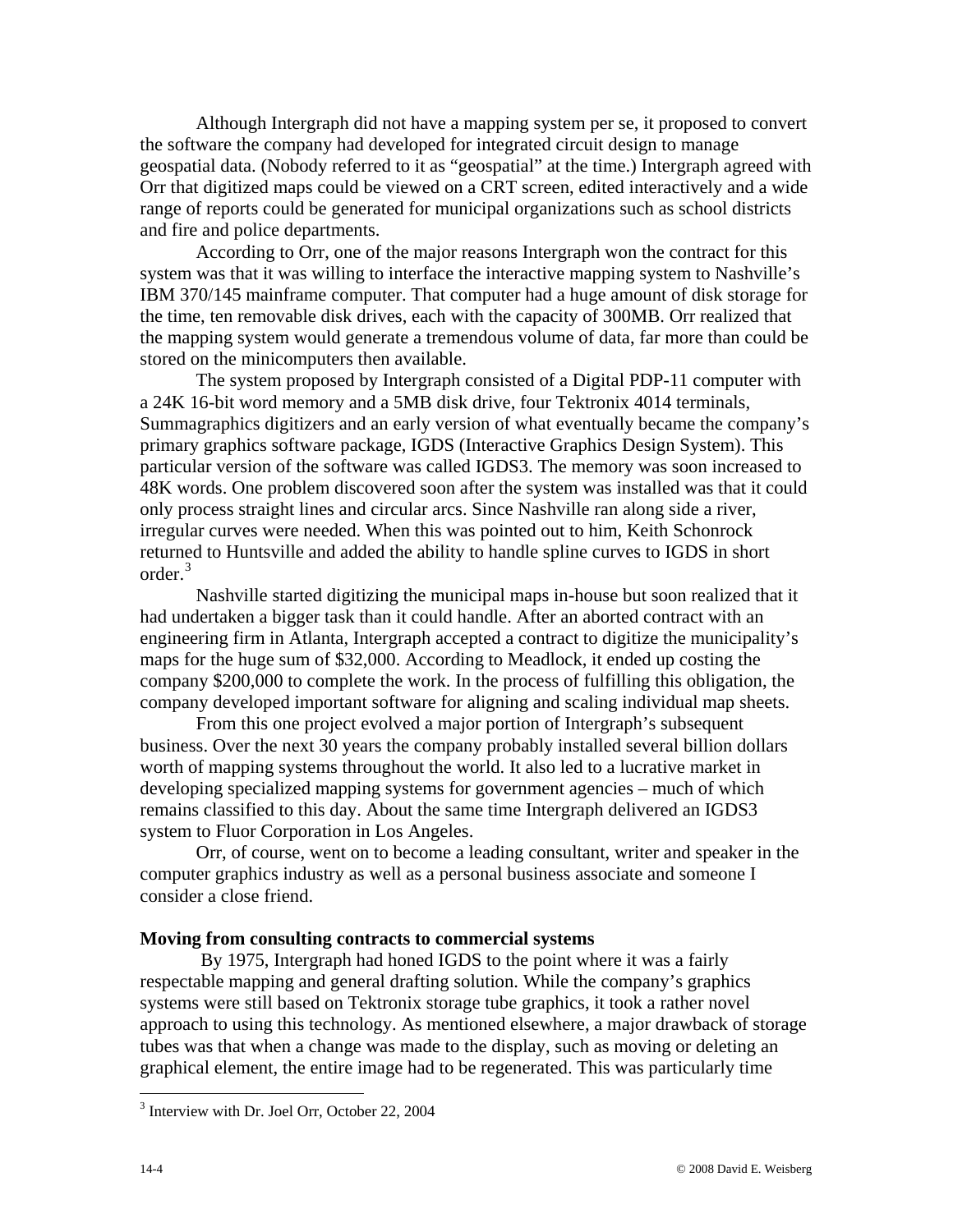Although Intergraph did not have a mapping system per se, it proposed to convert the software the company had developed for integrated circuit design to manage geospatial data. (Nobody referred to it as "geospatial" at the time.) Intergraph agreed with Orr that digitized maps could be viewed on a CRT screen, edited interactively and a wide range of reports could be generated for municipal organizations such as school districts and fire and police departments.

According to Orr, one of the major reasons Intergraph won the contract for this system was that it was willing to interface the interactive mapping system to Nashville's IBM 370/145 mainframe computer. That computer had a huge amount of disk storage for the time, ten removable disk drives, each with the capacity of 300MB. Orr realized that the mapping system would generate a tremendous volume of data, far more than could be stored on the minicomputers then available.

The system proposed by Intergraph consisted of a Digital PDP-11 computer with a 24K 16-bit word memory and a 5MB disk drive, four Tektronix 4014 terminals, Summagraphics digitizers and an early version of what eventually became the company's primary graphics software package, IGDS (Interactive Graphics Design System). This particular version of the software was called IGDS3. The memory was soon increased to 48K words. One problem discovered soon after the system was installed was that it could only process straight lines and circular arcs. Since Nashville ran along side a river, irregular curves were needed. When this was pointed out to him, Keith Schonrock returned to Huntsville and added the ability to handle spline curves to IGDS in short order.[3]

Nashville started digitizing the municipal maps in-house but soon realized that it had undertaken a bigger task than it could handle. After an aborted contract with an engineering firm in Atlanta, Intergraph accepted a contract to digitize the municipality's maps for the huge sum of $32,000. According to Meadlock, it ended up costing the company $200,000 to complete the work. In the process of fulfilling this obligation, the company developed important software for aligning and scaling individual map sheets.

From this one project evolved a major portion of Intergraph's subsequent business. Over the next 30 years the company probably installed several billion dollars worth of mapping systems throughout the world. It also led to a lucrative market in developing specialized mapping systems for government agencies – much of which remains classified to this day. About the same time Intergraph delivered an IGDS3 system to Fluor Corporation in Los Angeles.

Orr, of course, went on to become a leading consultant, writer and speaker in the computer graphics industry as well as a personal business associate and someone I consider a close friend.

### Moving from consulting contracts to commercial systems

By 1975, Intergraph had honed IGDS to the point where it was a fairly respectable mapping and general drafting solution. While the company's graphics systems were still based on Tektronix storage tube graphics, it took a rather novel approach to using this technology. As mentioned elsewhere, a major drawback of storage tubes was that when a change was made to the display, such as moving or deleting an graphical element, the entire image had to be regenerated. This was particularly time

---

[3] Interview with Dr. Joel Orr, October 22, 2004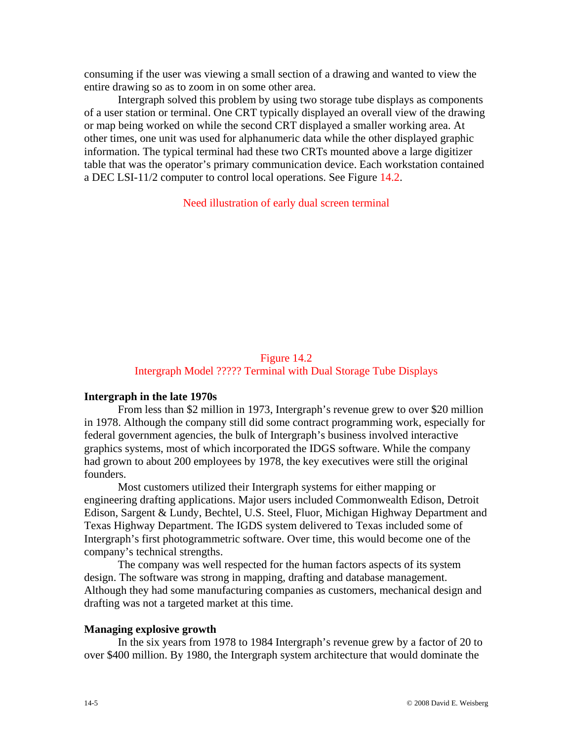consuming if the user was viewing a small section of a drawing and wanted to view the entire drawing so as to zoom in on some other area.

Intergraph solved this problem by using two storage tube displays as components of a user station or terminal. One CRT typically displayed an overall view of the drawing or map being worked on while the second CRT displayed a smaller working area. At other times, one unit was used for alphanumeric data while the other displayed graphic information. The typical terminal had these two CRTs mounted above a large digitizer table that was the operator's primary communication device. Each workstation contained a DEC LSI-11/2 computer to control local operations. See Figure 14.2.

Need illustration of early dual screen terminal

Figure 14.2
Intergraph Model ????? Terminal with Dual Storage Tube Displays

**Intergraph in the late 1970s**

From less than $2 million in 1973, Intergraph's revenue grew to over $20 million in 1978. Although the company still did some contract programming work, especially for federal government agencies, the bulk of Intergraph's business involved interactive graphics systems, most of which incorporated the IDGS software. While the company had grown to about 200 employees by 1978, the key executives were still the original founders.

Most customers utilized their Intergraph systems for either mapping or engineering drafting applications. Major users included Commonwealth Edison, Detroit Edison, Sargent & Lundy, Bechtel, U.S. Steel, Fluor, Michigan Highway Department and Texas Highway Department. The IGDS system delivered to Texas included some of Intergraph's first photogrammetric software. Over time, this would become one of the company's technical strengths.

The company was well respected for the human factors aspects of its system design. The software was strong in mapping, drafting and database management. Although they had some manufacturing companies as customers, mechanical design and drafting was not a targeted market at this time.

**Managing explosive growth**

In the six years from 1978 to 1984 Intergraph's revenue grew by a factor of 20 to over $400 million. By 1980, the Intergraph system architecture that would dominate the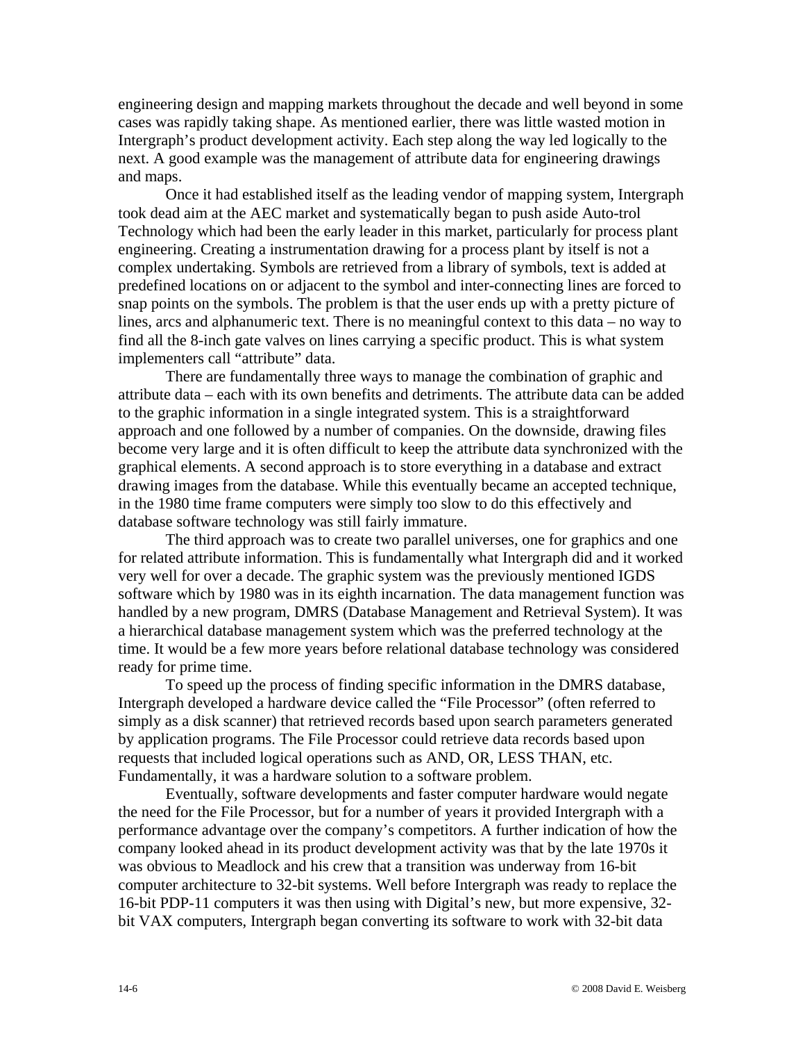engineering design and mapping markets throughout the decade and well beyond in some cases was rapidly taking shape. As mentioned earlier, there was little wasted motion in Intergraph's product development activity. Each step along the way led logically to the next. A good example was the management of attribute data for engineering drawings and maps.

Once it had established itself as the leading vendor of mapping system, Intergraph took dead aim at the AEC market and systematically began to push aside Auto-trol Technology which had been the early leader in this market, particularly for process plant engineering. Creating a instrumentation drawing for a process plant by itself is not a complex undertaking. Symbols are retrieved from a library of symbols, text is added at predefined locations on or adjacent to the symbol and inter-connecting lines are forced to snap points on the symbols. The problem is that the user ends up with a pretty picture of lines, arcs and alphanumeric text. There is no meaningful context to this data – no way to find all the 8-inch gate valves on lines carrying a specific product. This is what system implementers call "attribute" data.

There are fundamentally three ways to manage the combination of graphic and attribute data – each with its own benefits and detriments. The attribute data can be added to the graphic information in a single integrated system. This is a straightforward approach and one followed by a number of companies. On the downside, drawing files become very large and it is often difficult to keep the attribute data synchronized with the graphical elements. A second approach is to store everything in a database and extract drawing images from the database. While this eventually became an accepted technique, in the 1980 time frame computers were simply too slow to do this effectively and database software technology was still fairly immature.

The third approach was to create two parallel universes, one for graphics and one for related attribute information. This is fundamentally what Intergraph did and it worked very well for over a decade. The graphic system was the previously mentioned IGDS software which by 1980 was in its eighth incarnation. The data management function was handled by a new program, DMRS (Database Management and Retrieval System). It was a hierarchical database management system which was the preferred technology at the time. It would be a few more years before relational database technology was considered ready for prime time.

To speed up the process of finding specific information in the DMRS database, Intergraph developed a hardware device called the "File Processor" (often referred to simply as a disk scanner) that retrieved records based upon search parameters generated by application programs. The File Processor could retrieve data records based upon requests that included logical operations such as AND, OR, LESS THAN, etc. Fundamentally, it was a hardware solution to a software problem.

Eventually, software developments and faster computer hardware would negate the need for the File Processor, but for a number of years it provided Intergraph with a performance advantage over the company's competitors. A further indication of how the company looked ahead in its product development activity was that by the late 1970s it was obvious to Meadlock and his crew that a transition was underway from 16-bit computer architecture to 32-bit systems. Well before Intergraph was ready to replace the 16-bit PDP-11 computers it was then using with Digital's new, but more expensive, 32-bit VAX computers, Intergraph began converting its software to work with 32-bit data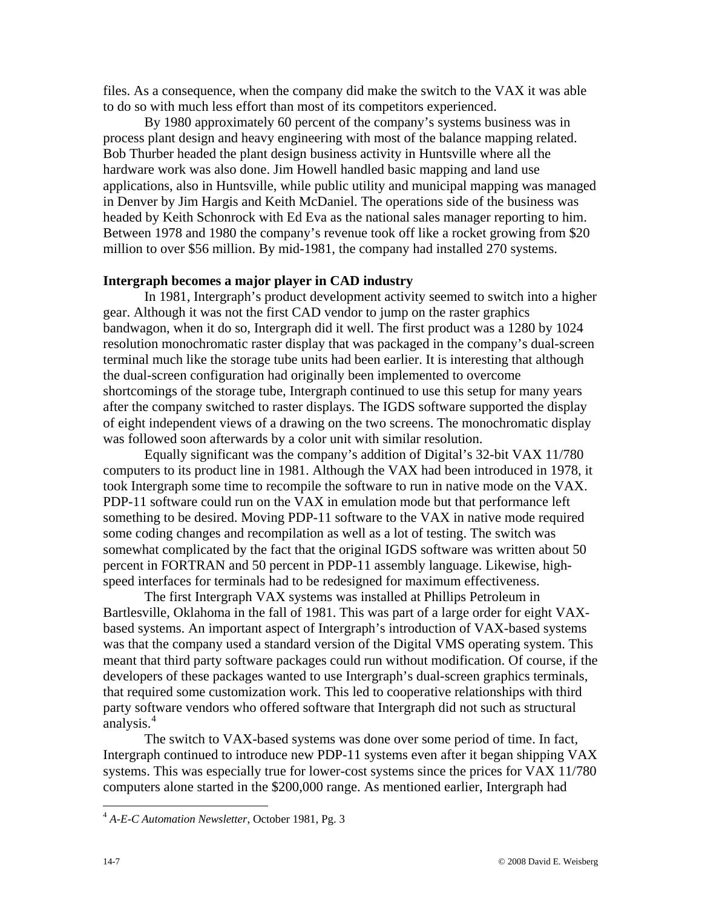files. As a consequence, when the company did make the switch to the VAX it was able to do so with much less effort than most of its competitors experienced.

By 1980 approximately 60 percent of the company's systems business was in process plant design and heavy engineering with most of the balance mapping related. Bob Thurber headed the plant design business activity in Huntsville where all the hardware work was also done. Jim Howell handled basic mapping and land use applications, also in Huntsville, while public utility and municipal mapping was managed in Denver by Jim Hargis and Keith McDaniel. The operations side of the business was headed by Keith Schonrock with Ed Eva as the national sales manager reporting to him. Between 1978 and 1980 the company's revenue took off like a rocket growing from $20 million to over $56 million. By mid-1981, the company had installed 270 systems.

**Intergraph becomes a major player in CAD industry**

In 1981, Intergraph's product development activity seemed to switch into a higher gear. Although it was not the first CAD vendor to jump on the raster graphics bandwagon, when it do so, Intergraph did it well. The first product was a 1280 by 1024 resolution monochromatic raster display that was packaged in the company's dual-screen terminal much like the storage tube units had been earlier. It is interesting that although the dual-screen configuration had originally been implemented to overcome shortcomings of the storage tube, Intergraph continued to use this setup for many years after the company switched to raster displays. The IGDS software supported the display of eight independent views of a drawing on the two screens. The monochromatic display was followed soon afterwards by a color unit with similar resolution.

Equally significant was the company's addition of Digital's 32-bit VAX 11/780 computers to its product line in 1981. Although the VAX had been introduced in 1978, it took Intergraph some time to recompile the software to run in native mode on the VAX. PDP-11 software could run on the VAX in emulation mode but that performance left something to be desired. Moving PDP-11 software to the VAX in native mode required some coding changes and recompilation as well as a lot of testing. The switch was somewhat complicated by the fact that the original IGDS software was written about 50 percent in FORTRAN and 50 percent in PDP-11 assembly language. Likewise, high-speed interfaces for terminals had to be redesigned for maximum effectiveness.

The first Intergraph VAX systems was installed at Phillips Petroleum in Bartlesville, Oklahoma in the fall of 1981. This was part of a large order for eight VAX-based systems. An important aspect of Intergraph's introduction of VAX-based systems was that the company used a standard version of the Digital VMS operating system. This meant that third party software packages could run without modification. Of course, if the developers of these packages wanted to use Intergraph's dual-screen graphics terminals, that required some customization work. This led to cooperative relationships with third party software vendors who offered software that Intergraph did not such as structural analysis.[4]

The switch to VAX-based systems was done over some period of time. In fact, Intergraph continued to introduce new PDP-11 systems even after it began shipping VAX systems. This was especially true for lower-cost systems since the prices for VAX 11/780 computers alone started in the $200,000 range. As mentioned earlier, Intergraph had

---

[4] *A-E-C Automation Newsletter*, October 1981, Pg. 3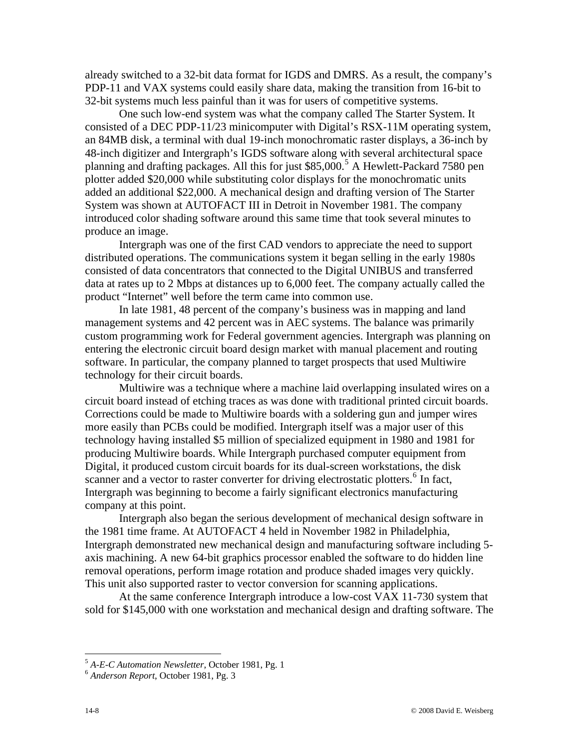already switched to a 32-bit data format for IGDS and DMRS. As a result, the company's PDP-11 and VAX systems could easily share data, making the transition from 16-bit to 32-bit systems much less painful than it was for users of competitive systems.

One such low-end system was what the company called The Starter System. It consisted of a DEC PDP-11/23 minicomputer with Digital's RSX-11M operating system, an 84MB disk, a terminal with dual 19-inch monochromatic raster displays, a 36-inch by 48-inch digitizer and Intergraph's IGDS software along with several architectural space planning and drafting packages. All this for just $85,000.[5] A Hewlett-Packard 7580 pen plotter added $20,000 while substituting color displays for the monochromatic units added an additional $22,000. A mechanical design and drafting version of The Starter System was shown at AUTOFACT III in Detroit in November 1981. The company introduced color shading software around this same time that took several minutes to produce an image.

Intergraph was one of the first CAD vendors to appreciate the need to support distributed operations. The communications system it began selling in the early 1980s consisted of data concentrators that connected to the Digital UNIBUS and transferred data at rates up to 2 Mbps at distances up to 6,000 feet. The company actually called the product "Internet" well before the term came into common use.

In late 1981, 48 percent of the company's business was in mapping and land management systems and 42 percent was in AEC systems. The balance was primarily custom programming work for Federal government agencies. Intergraph was planning on entering the electronic circuit board design market with manual placement and routing software. In particular, the company planned to target prospects that used Multiwire technology for their circuit boards.

Multiwire was a technique where a machine laid overlapping insulated wires on a circuit board instead of etching traces as was done with traditional printed circuit boards. Corrections could be made to Multiwire boards with a soldering gun and jumper wires more easily than PCBs could be modified. Intergraph itself was a major user of this technology having installed $5 million of specialized equipment in 1980 and 1981 for producing Multiwire boards. While Intergraph purchased computer equipment from Digital, it produced custom circuit boards for its dual-screen workstations, the disk scanner and a vector to raster converter for driving electrostatic plotters.[6] In fact, Intergraph was beginning to become a fairly significant electronics manufacturing company at this point.

Intergraph also began the serious development of mechanical design software in the 1981 time frame. At AUTOFACT 4 held in November 1982 in Philadelphia, Intergraph demonstrated new mechanical design and manufacturing software including 5-axis machining. A new 64-bit graphics processor enabled the software to do hidden line removal operations, perform image rotation and produce shaded images very quickly. This unit also supported raster to vector conversion for scanning applications.

At the same conference Intergraph introduce a low-cost VAX 11-730 system that sold for $145,000 with one workstation and mechanical design and drafting software. The

---

[5] *A-E-C Automation Newsletter*, October 1981, Pg. 1

[6] *Anderson Report*, October 1981, Pg. 3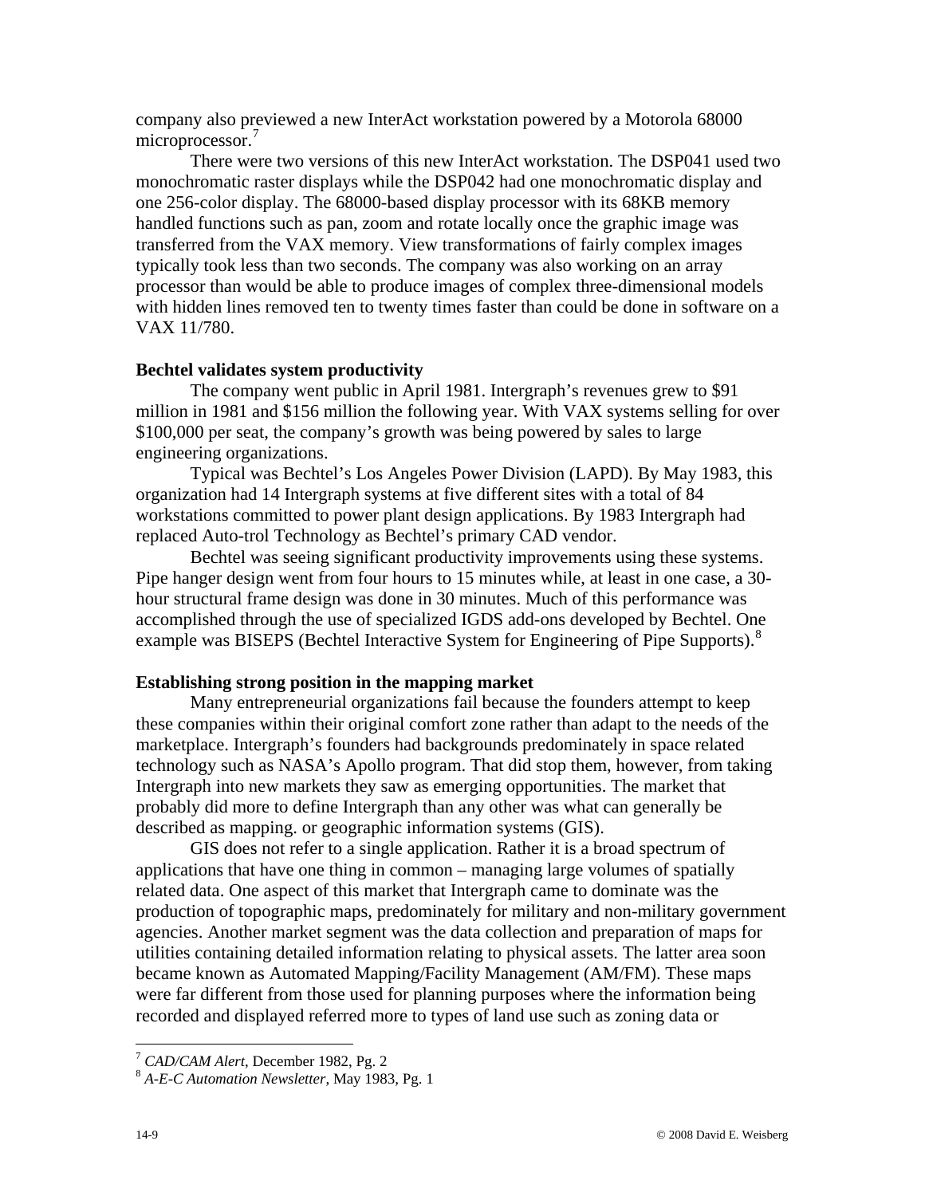company also previewed a new InterAct workstation powered by a Motorola 68000 microprocessor.[7]

There were two versions of this new InterAct workstation. The DSP041 used two monochromatic raster displays while the DSP042 had one monochromatic display and one 256-color display. The 68000-based display processor with its 68KB memory handled functions such as pan, zoom and rotate locally once the graphic image was transferred from the VAX memory. View transformations of fairly complex images typically took less than two seconds. The company was also working on an array processor than would be able to produce images of complex three-dimensional models with hidden lines removed ten to twenty times faster than could be done in software on a VAX 11/780.

**Bechtel validates system productivity**

The company went public in April 1981. Intergraph's revenues grew to $91 million in 1981 and $156 million the following year. With VAX systems selling for over $100,000 per seat, the company's growth was being powered by sales to large engineering organizations.

Typical was Bechtel's Los Angeles Power Division (LAPD). By May 1983, this organization had 14 Intergraph systems at five different sites with a total of 84 workstations committed to power plant design applications. By 1983 Intergraph had replaced Auto-trol Technology as Bechtel's primary CAD vendor.

Bechtel was seeing significant productivity improvements using these systems. Pipe hanger design went from four hours to 15 minutes while, at least in one case, a 30-hour structural frame design was done in 30 minutes. Much of this performance was accomplished through the use of specialized IGDS add-ons developed by Bechtel. One example was BISEPS (Bechtel Interactive System for Engineering of Pipe Supports).[8]

**Establishing strong position in the mapping market**

Many entrepreneurial organizations fail because the founders attempt to keep these companies within their original comfort zone rather than adapt to the needs of the marketplace. Intergraph's founders had backgrounds predominately in space related technology such as NASA's Apollo program. That did stop them, however, from taking Intergraph into new markets they saw as emerging opportunities. The market that probably did more to define Intergraph than any other was what can generally be described as mapping. or geographic information systems (GIS).

GIS does not refer to a single application. Rather it is a broad spectrum of applications that have one thing in common – managing large volumes of spatially related data. One aspect of this market that Intergraph came to dominate was the production of topographic maps, predominately for military and non-military government agencies. Another market segment was the data collection and preparation of maps for utilities containing detailed information relating to physical assets. The latter area soon became known as Automated Mapping/Facility Management (AM/FM). These maps were far different from those used for planning purposes where the information being recorded and displayed referred more to types of land use such as zoning data or

---

[7] *CAD/CAM Alert*, December 1982, Pg. 2

[8] *A-E-C Automation Newsletter*, May 1983, Pg. 1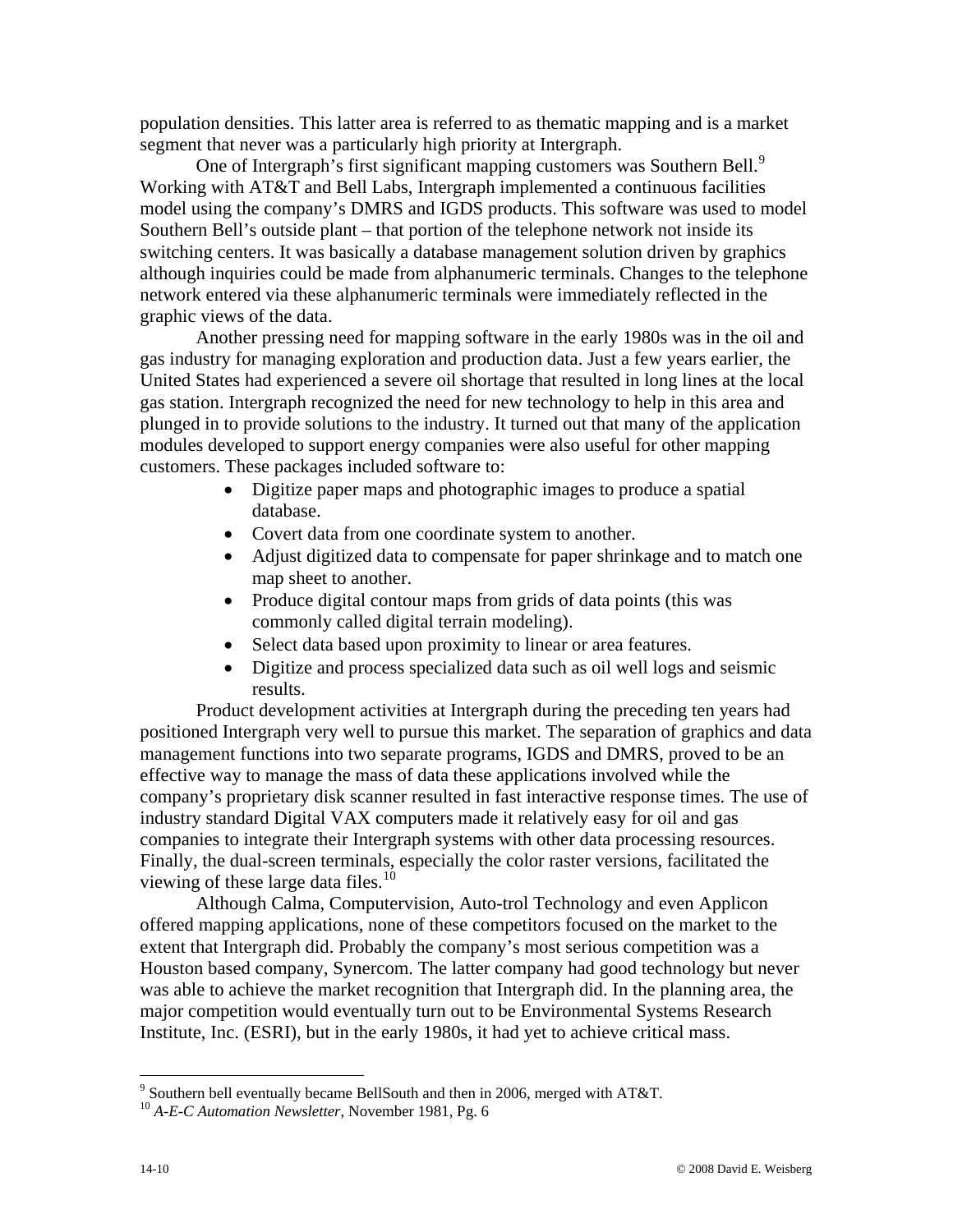population densities. This latter area is referred to as thematic mapping and is a market segment that never was a particularly high priority at Intergraph.

One of Intergraph's first significant mapping customers was Southern Bell.[9] Working with AT&T and Bell Labs, Intergraph implemented a continuous facilities model using the company's DMRS and IGDS products. This software was used to model Southern Bell's outside plant – that portion of the telephone network not inside its switching centers. It was basically a database management solution driven by graphics although inquiries could be made from alphanumeric terminals. Changes to the telephone network entered via these alphanumeric terminals were immediately reflected in the graphic views of the data.

Another pressing need for mapping software in the early 1980s was in the oil and gas industry for managing exploration and production data. Just a few years earlier, the United States had experienced a severe oil shortage that resulted in long lines at the local gas station. Intergraph recognized the need for new technology to help in this area and plunged in to provide solutions to the industry. It turned out that many of the application modules developed to support energy companies were also useful for other mapping customers. These packages included software to:

- Digitize paper maps and photographic images to produce a spatial database.
- Covert data from one coordinate system to another.
- Adjust digitized data to compensate for paper shrinkage and to match one map sheet to another.
- Produce digital contour maps from grids of data points (this was commonly called digital terrain modeling).
- Select data based upon proximity to linear or area features.
- Digitize and process specialized data such as oil well logs and seismic results.

Product development activities at Intergraph during the preceding ten years had positioned Intergraph very well to pursue this market. The separation of graphics and data management functions into two separate programs, IGDS and DMRS, proved to be an effective way to manage the mass of data these applications involved while the company's proprietary disk scanner resulted in fast interactive response times. The use of industry standard Digital VAX computers made it relatively easy for oil and gas companies to integrate their Intergraph systems with other data processing resources. Finally, the dual-screen terminals, especially the color raster versions, facilitated the viewing of these large data files.[10]

Although Calma, Computervision, Auto-trol Technology and even Applicon offered mapping applications, none of these competitors focused on the market to the extent that Intergraph did. Probably the company's most serious competition was a Houston based company, Synercom. The latter company had good technology but never was able to achieve the market recognition that Intergraph did. In the planning area, the major competition would eventually turn out to be Environmental Systems Research Institute, Inc. (ESRI), but in the early 1980s, it had yet to achieve critical mass.

---

[9] Southern bell eventually became BellSouth and then in 2006, merged with AT&T.

[10] *A-E-C Automation Newsletter*, November 1981, Pg. 6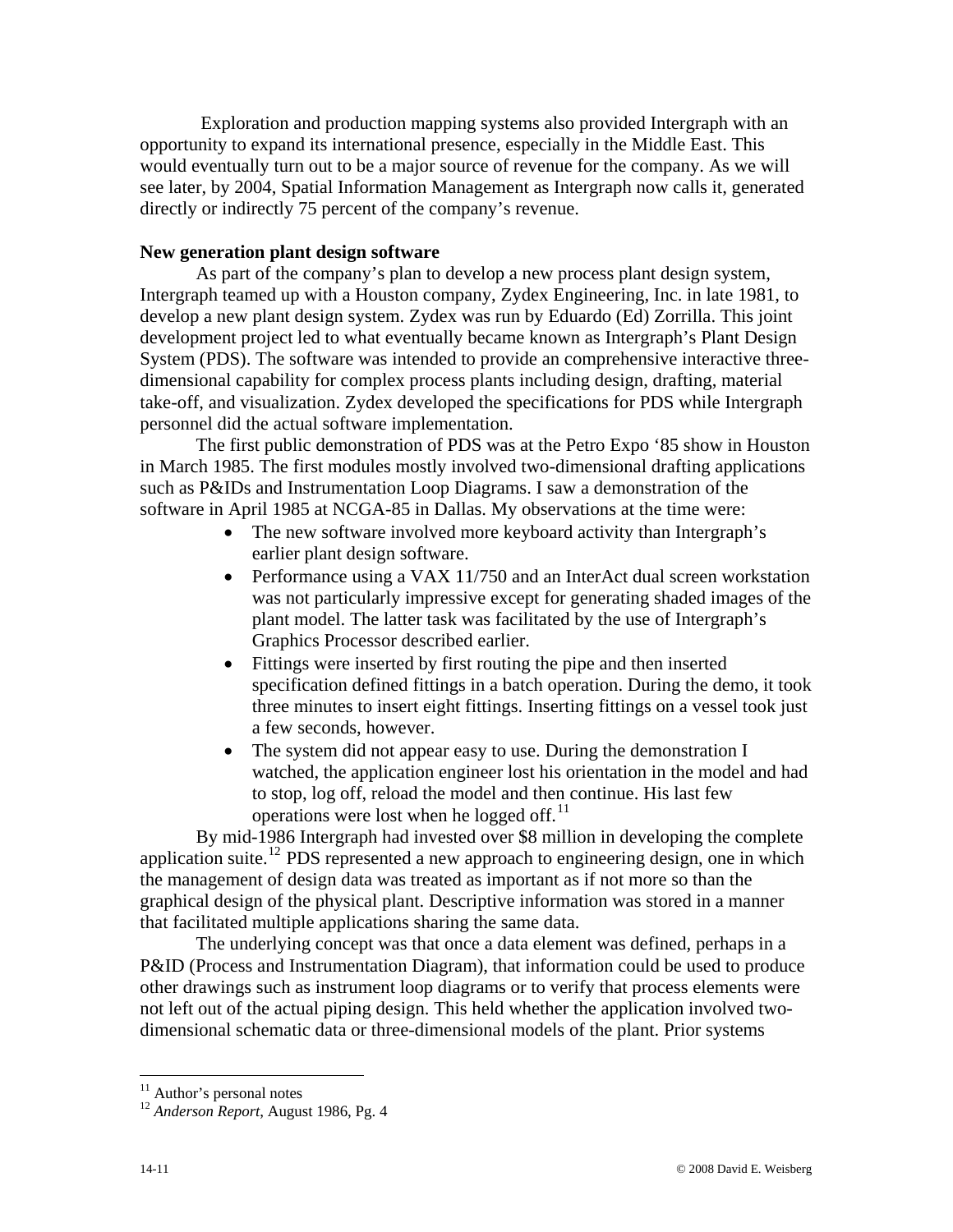Exploration and production mapping systems also provided Intergraph with an opportunity to expand its international presence, especially in the Middle East. This would eventually turn out to be a major source of revenue for the company. As we will see later, by 2004, Spatial Information Management as Intergraph now calls it, generated directly or indirectly 75 percent of the company's revenue.

**New generation plant design software**

As part of the company's plan to develop a new process plant design system, Intergraph teamed up with a Houston company, Zydex Engineering, Inc. in late 1981, to develop a new plant design system. Zydex was run by Eduardo (Ed) Zorrilla. This joint development project led to what eventually became known as Intergraph's Plant Design System (PDS). The software was intended to provide an comprehensive interactive three-dimensional capability for complex process plants including design, drafting, material take-off, and visualization. Zydex developed the specifications for PDS while Intergraph personnel did the actual software implementation.

The first public demonstration of PDS was at the Petro Expo '85 show in Houston in March 1985. The first modules mostly involved two-dimensional drafting applications such as P&IDs and Instrumentation Loop Diagrams. I saw a demonstration of the software in April 1985 at NCGA-85 in Dallas. My observations at the time were:

- The new software involved more keyboard activity than Intergraph's earlier plant design software.
- Performance using a VAX 11/750 and an InterAct dual screen workstation was not particularly impressive except for generating shaded images of the plant model. The latter task was facilitated by the use of Intergraph's Graphics Processor described earlier.
- Fittings were inserted by first routing the pipe and then inserted specification defined fittings in a batch operation. During the demo, it took three minutes to insert eight fittings. Inserting fittings on a vessel took just a few seconds, however.
- The system did not appear easy to use. During the demonstration I watched, the application engineer lost his orientation in the model and had to stop, log off, reload the model and then continue. His last few operations were lost when he logged off.[11]

By mid-1986 Intergraph had invested over $8 million in developing the complete application suite.[12] PDS represented a new approach to engineering design, one in which the management of design data was treated as important as if not more so than the graphical design of the physical plant. Descriptive information was stored in a manner that facilitated multiple applications sharing the same data.

The underlying concept was that once a data element was defined, perhaps in a P&ID (Process and Instrumentation Diagram), that information could be used to produce other drawings such as instrument loop diagrams or to verify that process elements were not left out of the actual piping design. This held whether the application involved two-dimensional schematic data or three-dimensional models of the plant. Prior systems

---

[11] Author's personal notes

[12] *Anderson Report*, August 1986, Pg. 4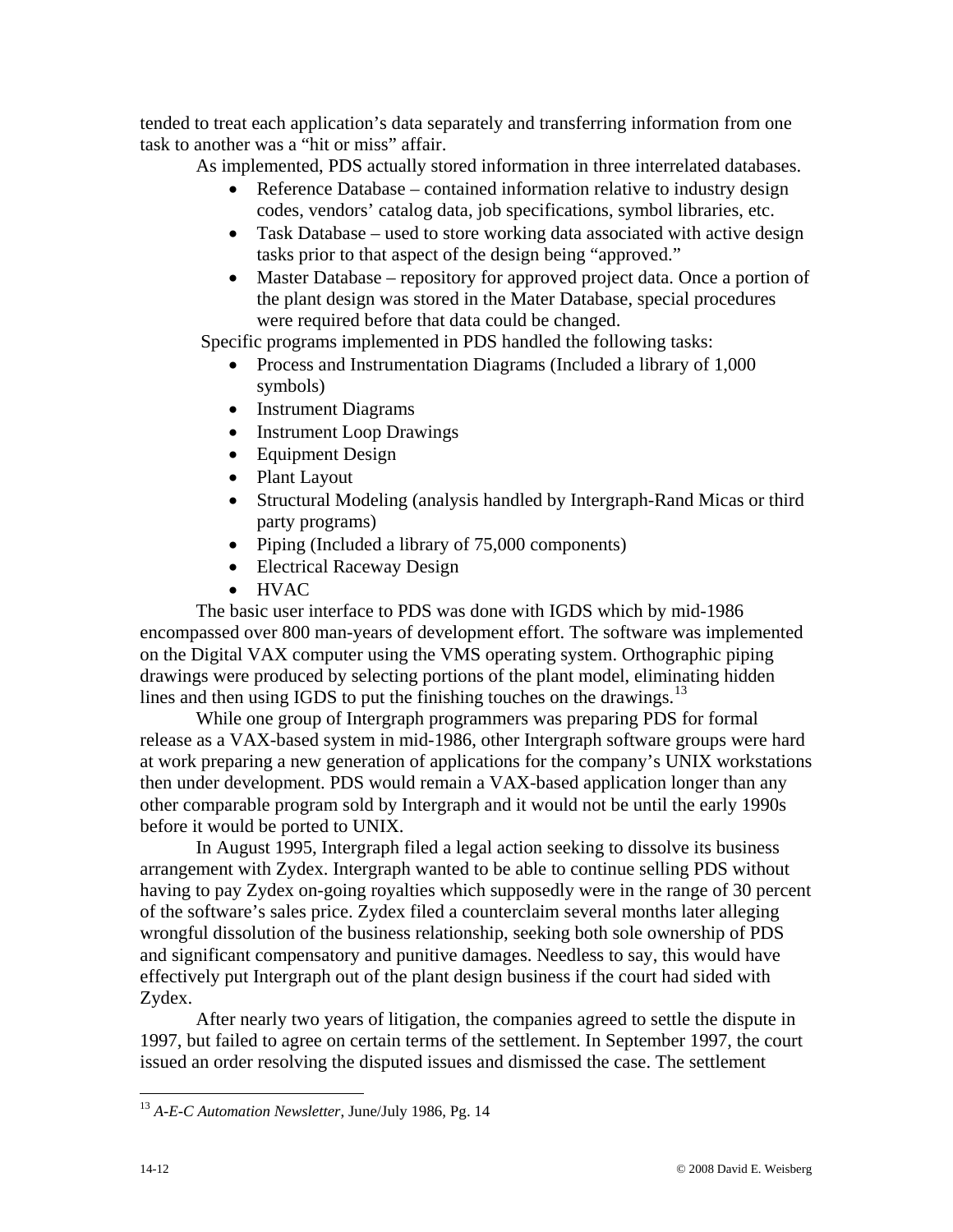tended to treat each application's data separately and transferring information from one task to another was a "hit or miss" affair.

As implemented, PDS actually stored information in three interrelated databases.

- Reference Database – contained information relative to industry design codes, vendors' catalog data, job specifications, symbol libraries, etc.
- Task Database – used to store working data associated with active design tasks prior to that aspect of the design being "approved."
- Master Database – repository for approved project data. Once a portion of the plant design was stored in the Mater Database, special procedures were required before that data could be changed.

Specific programs implemented in PDS handled the following tasks:

- Process and Instrumentation Diagrams (Included a library of 1,000 symbols)
- Instrument Diagrams
- Instrument Loop Drawings
- Equipment Design
- Plant Layout
- Structural Modeling (analysis handled by Intergraph-Rand Micas or third party programs)
- Piping (Included a library of 75,000 components)
- Electrical Raceway Design
- HVAC

The basic user interface to PDS was done with IGDS which by mid-1986 encompassed over 800 man-years of development effort. The software was implemented on the Digital VAX computer using the VMS operating system. Orthographic piping drawings were produced by selecting portions of the plant model, eliminating hidden lines and then using IGDS to put the finishing touches on the drawings.[13]

While one group of Intergraph programmers was preparing PDS for formal release as a VAX-based system in mid-1986, other Intergraph software groups were hard at work preparing a new generation of applications for the company's UNIX workstations then under development. PDS would remain a VAX-based application longer than any other comparable program sold by Intergraph and it would not be until the early 1990s before it would be ported to UNIX.

In August 1995, Intergraph filed a legal action seeking to dissolve its business arrangement with Zydex. Intergraph wanted to be able to continue selling PDS without having to pay Zydex on-going royalties which supposedly were in the range of 30 percent of the software's sales price. Zydex filed a counterclaim several months later alleging wrongful dissolution of the business relationship, seeking both sole ownership of PDS and significant compensatory and punitive damages. Needless to say, this would have effectively put Intergraph out of the plant design business if the court had sided with Zydex.

After nearly two years of litigation, the companies agreed to settle the dispute in 1997, but failed to agree on certain terms of the settlement. In September 1997, the court issued an order resolving the disputed issues and dismissed the case. The settlement

[13] *A-E-C Automation Newsletter*, June/July 1986, Pg. 14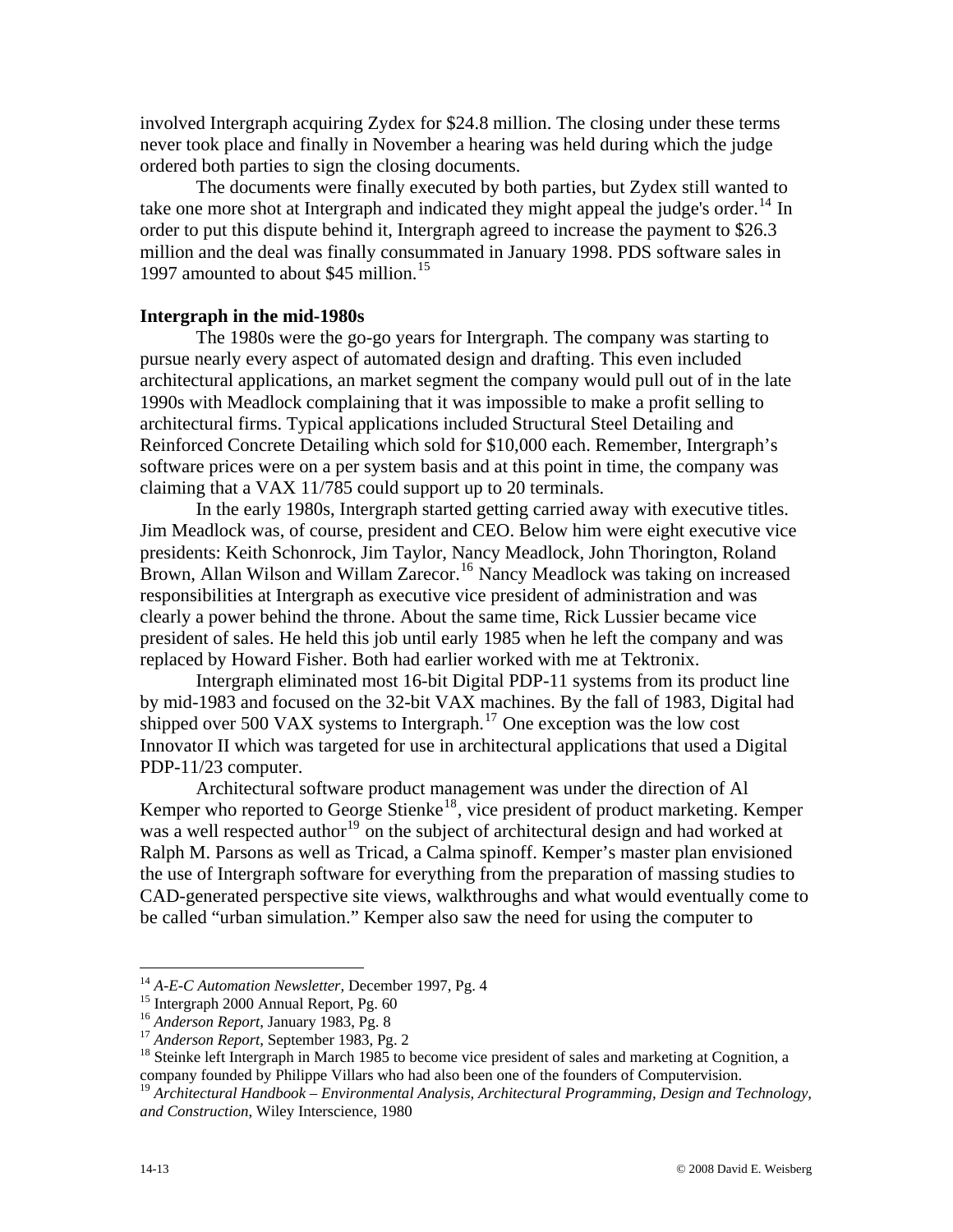involved Intergraph acquiring Zydex for $24.8 million. The closing under these terms never took place and finally in November a hearing was held during which the judge ordered both parties to sign the closing documents.

The documents were finally executed by both parties, but Zydex still wanted to take one more shot at Intergraph and indicated they might appeal the judge's order.[14] In order to put this dispute behind it, Intergraph agreed to increase the payment to $26.3 million and the deal was finally consummated in January 1998. PDS software sales in 1997 amounted to about $45 million.[15]

**Intergraph in the mid-1980s**

The 1980s were the go-go years for Intergraph. The company was starting to pursue nearly every aspect of automated design and drafting. This even included architectural applications, an market segment the company would pull out of in the late 1990s with Meadlock complaining that it was impossible to make a profit selling to architectural firms. Typical applications included Structural Steel Detailing and Reinforced Concrete Detailing which sold for $10,000 each. Remember, Intergraph's software prices were on a per system basis and at this point in time, the company was claiming that a VAX 11/785 could support up to 20 terminals.

In the early 1980s, Intergraph started getting carried away with executive titles. Jim Meadlock was, of course, president and CEO. Below him were eight executive vice presidents: Keith Schonrock, Jim Taylor, Nancy Meadlock, John Thorington, Roland Brown, Allan Wilson and Willam Zarecor.[16] Nancy Meadlock was taking on increased responsibilities at Intergraph as executive vice president of administration and was clearly a power behind the throne. About the same time, Rick Lussier became vice president of sales. He held this job until early 1985 when he left the company and was replaced by Howard Fisher. Both had earlier worked with me at Tektronix.

Intergraph eliminated most 16-bit Digital PDP-11 systems from its product line by mid-1983 and focused on the 32-bit VAX machines. By the fall of 1983, Digital had shipped over 500 VAX systems to Intergraph.[17] One exception was the low cost Innovator II which was targeted for use in architectural applications that used a Digital PDP-11/23 computer.

Architectural software product management was under the direction of Al Kemper who reported to George Stienke[18], vice president of product marketing. Kemper was a well respected author[19] on the subject of architectural design and had worked at Ralph M. Parsons as well as Tricad, a Calma spinoff. Kemper's master plan envisioned the use of Intergraph software for everything from the preparation of massing studies to CAD-generated perspective site views, walkthroughs and what would eventually come to be called "urban simulation." Kemper also saw the need for using the computer to

---

[14] *A-E-C Automation Newsletter*, December 1997, Pg. 4

[15] Intergraph 2000 Annual Report, Pg. 60

[16] *Anderson Report*, January 1983, Pg. 8

[17] *Anderson Report*, September 1983, Pg. 2

[18] Steinke left Intergraph in March 1985 to become vice president of sales and marketing at Cognition, a company founded by Philippe Villars who had also been one of the founders of Computervision.

[19] *Architectural Handbook – Environmental Analysis, Architectural Programming, Design and Technology, and Construction*, Wiley Interscience, 1980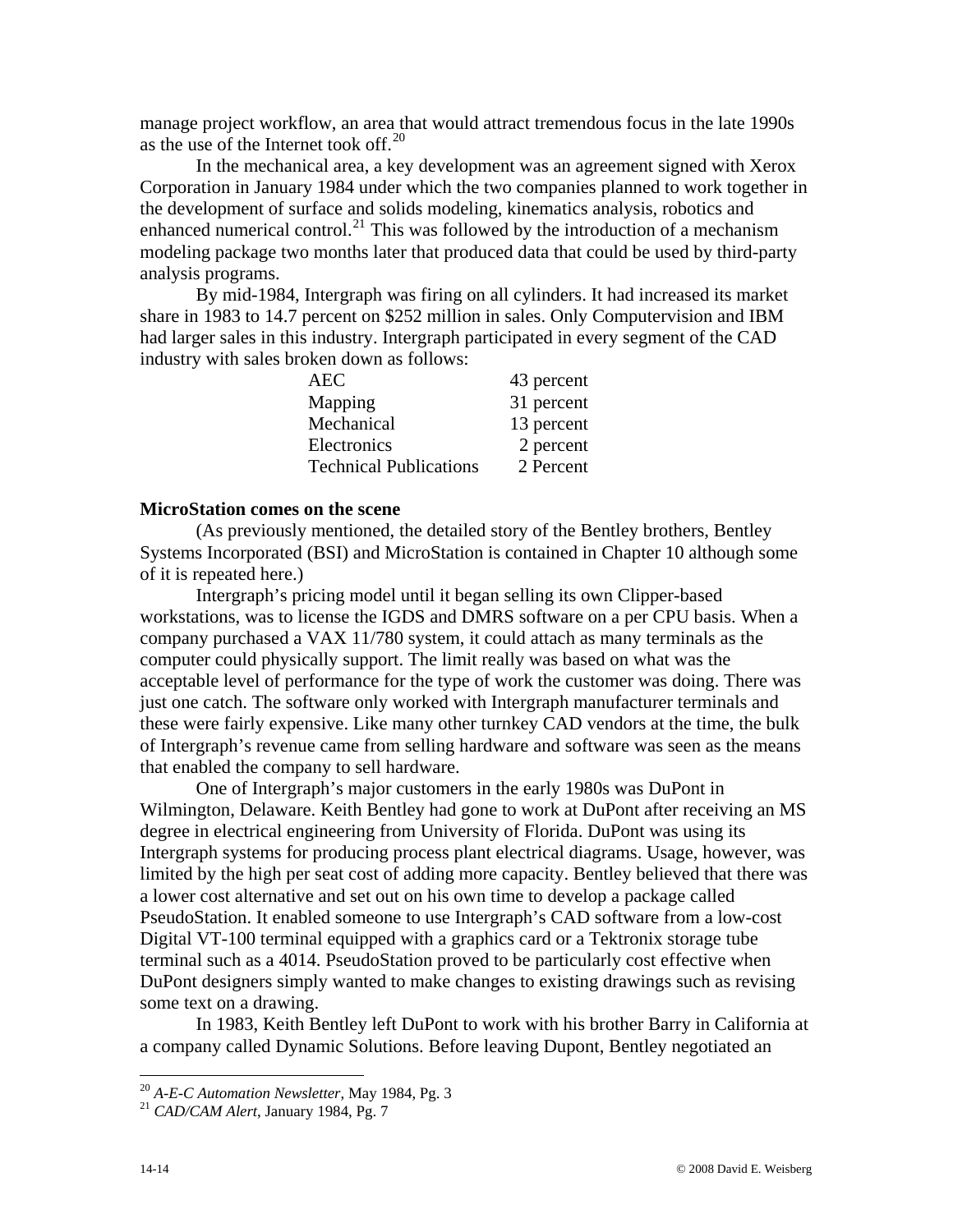manage project workflow, an area that would attract tremendous focus in the late 1990s as the use of the Internet took off.[20]

In the mechanical area, a key development was an agreement signed with Xerox Corporation in January 1984 under which the two companies planned to work together in the development of surface and solids modeling, kinematics analysis, robotics and enhanced numerical control.[21] This was followed by the introduction of a mechanism modeling package two months later that produced data that could be used by third-party analysis programs.

By mid-1984, Intergraph was firing on all cylinders. It had increased its market share in 1983 to 14.7 percent on $252 million in sales. Only Computervision and IBM had larger sales in this industry. Intergraph participated in every segment of the CAD industry with sales broken down as follows:

| | |
|---|---|
| AEC | 43 percent |
| Mapping | 31 percent |
| Mechanical | 13 percent |
| Electronics | 2 percent |
| Technical Publications | 2 Percent |

**MicroStation comes on the scene**

(As previously mentioned, the detailed story of the Bentley brothers, Bentley Systems Incorporated (BSI) and MicroStation is contained in Chapter 10 although some of it is repeated here.)

Intergraph's pricing model until it began selling its own Clipper-based workstations, was to license the IGDS and DMRS software on a per CPU basis. When a company purchased a VAX 11/780 system, it could attach as many terminals as the computer could physically support. The limit really was based on what was the acceptable level of performance for the type of work the customer was doing. There was just one catch. The software only worked with Intergraph manufacturer terminals and these were fairly expensive. Like many other turnkey CAD vendors at the time, the bulk of Intergraph's revenue came from selling hardware and software was seen as the means that enabled the company to sell hardware.

One of Intergraph's major customers in the early 1980s was DuPont in Wilmington, Delaware. Keith Bentley had gone to work at DuPont after receiving an MS degree in electrical engineering from University of Florida. DuPont was using its Intergraph systems for producing process plant electrical diagrams. Usage, however, was limited by the high per seat cost of adding more capacity. Bentley believed that there was a lower cost alternative and set out on his own time to develop a package called PseudoStation. It enabled someone to use Intergraph's CAD software from a low-cost Digital VT-100 terminal equipped with a graphics card or a Tektronix storage tube terminal such as a 4014. PseudoStation proved to be particularly cost effective when DuPont designers simply wanted to make changes to existing drawings such as revising some text on a drawing.

In 1983, Keith Bentley left DuPont to work with his brother Barry in California at a company called Dynamic Solutions. Before leaving Dupont, Bentley negotiated an

---

[20] *A-E-C Automation Newsletter*, May 1984, Pg. 3

[21] *CAD/CAM Alert*, January 1984, Pg. 7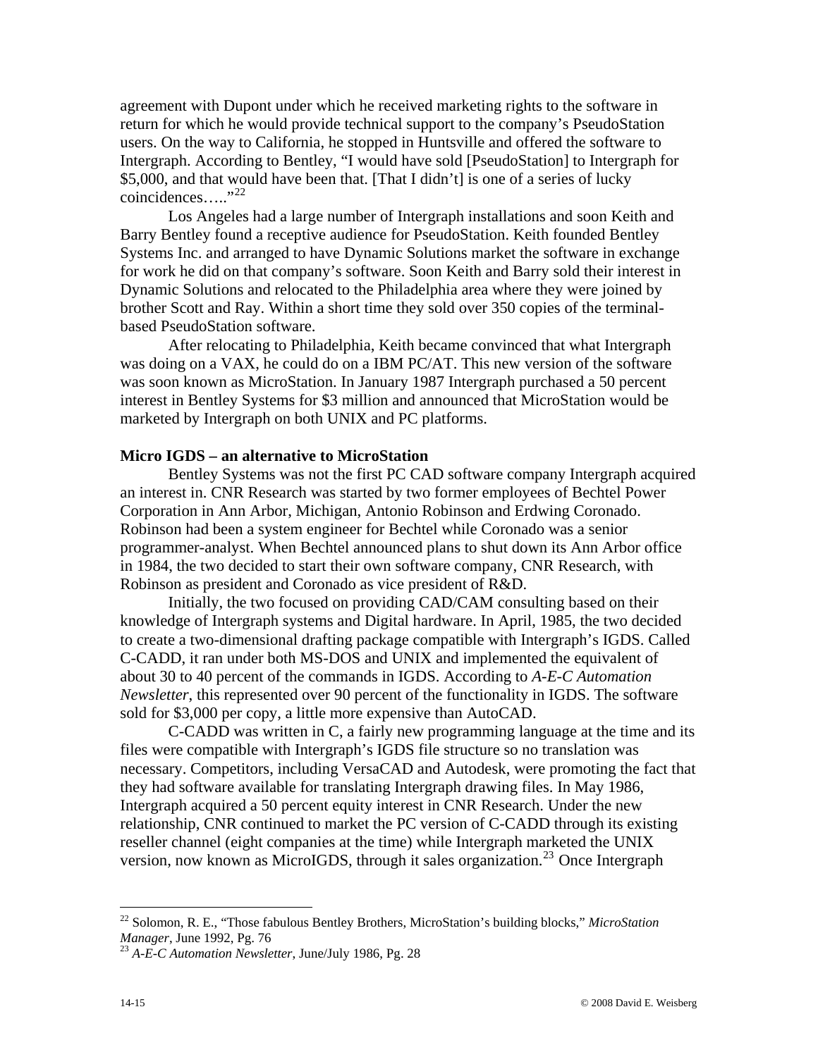agreement with Dupont under which he received marketing rights to the software in return for which he would provide technical support to the company's PseudoStation users. On the way to California, he stopped in Huntsville and offered the software to Intergraph. According to Bentley, "I would have sold [PseudoStation] to Intergraph for $5,000, and that would have been that. [That I didn't] is one of a series of lucky coincidences….."[22]

Los Angeles had a large number of Intergraph installations and soon Keith and Barry Bentley found a receptive audience for PseudoStation. Keith founded Bentley Systems Inc. and arranged to have Dynamic Solutions market the software in exchange for work he did on that company's software. Soon Keith and Barry sold their interest in Dynamic Solutions and relocated to the Philadelphia area where they were joined by brother Scott and Ray. Within a short time they sold over 350 copies of the terminal-based PseudoStation software.

After relocating to Philadelphia, Keith became convinced that what Intergraph was doing on a VAX, he could do on a IBM PC/AT. This new version of the software was soon known as MicroStation. In January 1987 Intergraph purchased a 50 percent interest in Bentley Systems for $3 million and announced that MicroStation would be marketed by Intergraph on both UNIX and PC platforms.

**Micro IGDS – an alternative to MicroStation**

Bentley Systems was not the first PC CAD software company Intergraph acquired an interest in. CNR Research was started by two former employees of Bechtel Power Corporation in Ann Arbor, Michigan, Antonio Robinson and Erdwing Coronado. Robinson had been a system engineer for Bechtel while Coronado was a senior programmer-analyst. When Bechtel announced plans to shut down its Ann Arbor office in 1984, the two decided to start their own software company, CNR Research, with Robinson as president and Coronado as vice president of R&D.

Initially, the two focused on providing CAD/CAM consulting based on their knowledge of Intergraph systems and Digital hardware. In April, 1985, the two decided to create a two-dimensional drafting package compatible with Intergraph's IGDS. Called C-CADD, it ran under both MS-DOS and UNIX and implemented the equivalent of about 30 to 40 percent of the commands in IGDS. According to *A-E-C Automation Newsletter*, this represented over 90 percent of the functionality in IGDS. The software sold for $3,000 per copy, a little more expensive than AutoCAD.

C-CADD was written in C, a fairly new programming language at the time and its files were compatible with Intergraph's IGDS file structure so no translation was necessary. Competitors, including VersaCAD and Autodesk, were promoting the fact that they had software available for translating Intergraph drawing files. In May 1986, Intergraph acquired a 50 percent equity interest in CNR Research. Under the new relationship, CNR continued to market the PC version of C-CADD through its existing reseller channel (eight companies at the time) while Intergraph marketed the UNIX version, now known as MicroIGDS, through it sales organization.[23] Once Intergraph

[22] Solomon, R. E., "Those fabulous Bentley Brothers, MicroStation's building blocks," *MicroStation Manager*, June 1992, Pg. 76

[23] *A-E-C Automation Newsletter*, June/July 1986, Pg. 28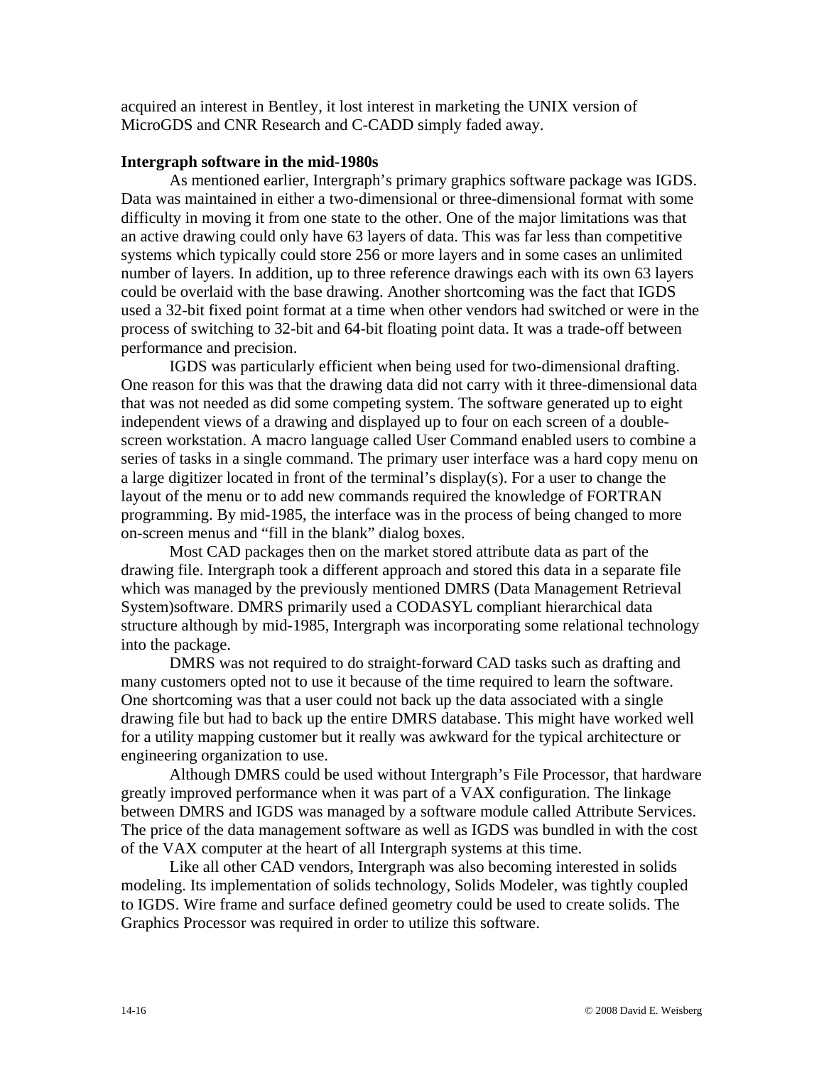acquired an interest in Bentley, it lost interest in marketing the UNIX version of MicroGDS and CNR Research and C-CADD simply faded away.

**Intergraph software in the mid-1980s**

As mentioned earlier, Intergraph's primary graphics software package was IGDS. Data was maintained in either a two-dimensional or three-dimensional format with some difficulty in moving it from one state to the other. One of the major limitations was that an active drawing could only have 63 layers of data. This was far less than competitive systems which typically could store 256 or more layers and in some cases an unlimited number of layers. In addition, up to three reference drawings each with its own 63 layers could be overlaid with the base drawing. Another shortcoming was the fact that IGDS used a 32-bit fixed point format at a time when other vendors had switched or were in the process of switching to 32-bit and 64-bit floating point data. It was a trade-off between performance and precision.

IGDS was particularly efficient when being used for two-dimensional drafting. One reason for this was that the drawing data did not carry with it three-dimensional data that was not needed as did some competing system. The software generated up to eight independent views of a drawing and displayed up to four on each screen of a double-screen workstation. A macro language called User Command enabled users to combine a series of tasks in a single command. The primary user interface was a hard copy menu on a large digitizer located in front of the terminal's display(s). For a user to change the layout of the menu or to add new commands required the knowledge of FORTRAN programming. By mid-1985, the interface was in the process of being changed to more on-screen menus and "fill in the blank" dialog boxes.

Most CAD packages then on the market stored attribute data as part of the drawing file. Intergraph took a different approach and stored this data in a separate file which was managed by the previously mentioned DMRS (Data Management Retrieval System)software. DMRS primarily used a CODASYL compliant hierarchical data structure although by mid-1985, Intergraph was incorporating some relational technology into the package.

DMRS was not required to do straight-forward CAD tasks such as drafting and many customers opted not to use it because of the time required to learn the software. One shortcoming was that a user could not back up the data associated with a single drawing file but had to back up the entire DMRS database. This might have worked well for a utility mapping customer but it really was awkward for the typical architecture or engineering organization to use.

Although DMRS could be used without Intergraph's File Processor, that hardware greatly improved performance when it was part of a VAX configuration. The linkage between DMRS and IGDS was managed by a software module called Attribute Services. The price of the data management software as well as IGDS was bundled in with the cost of the VAX computer at the heart of all Intergraph systems at this time.

Like all other CAD vendors, Intergraph was also becoming interested in solids modeling. Its implementation of solids technology, Solids Modeler, was tightly coupled to IGDS. Wire frame and surface defined geometry could be used to create solids. The Graphics Processor was required in order to utilize this software.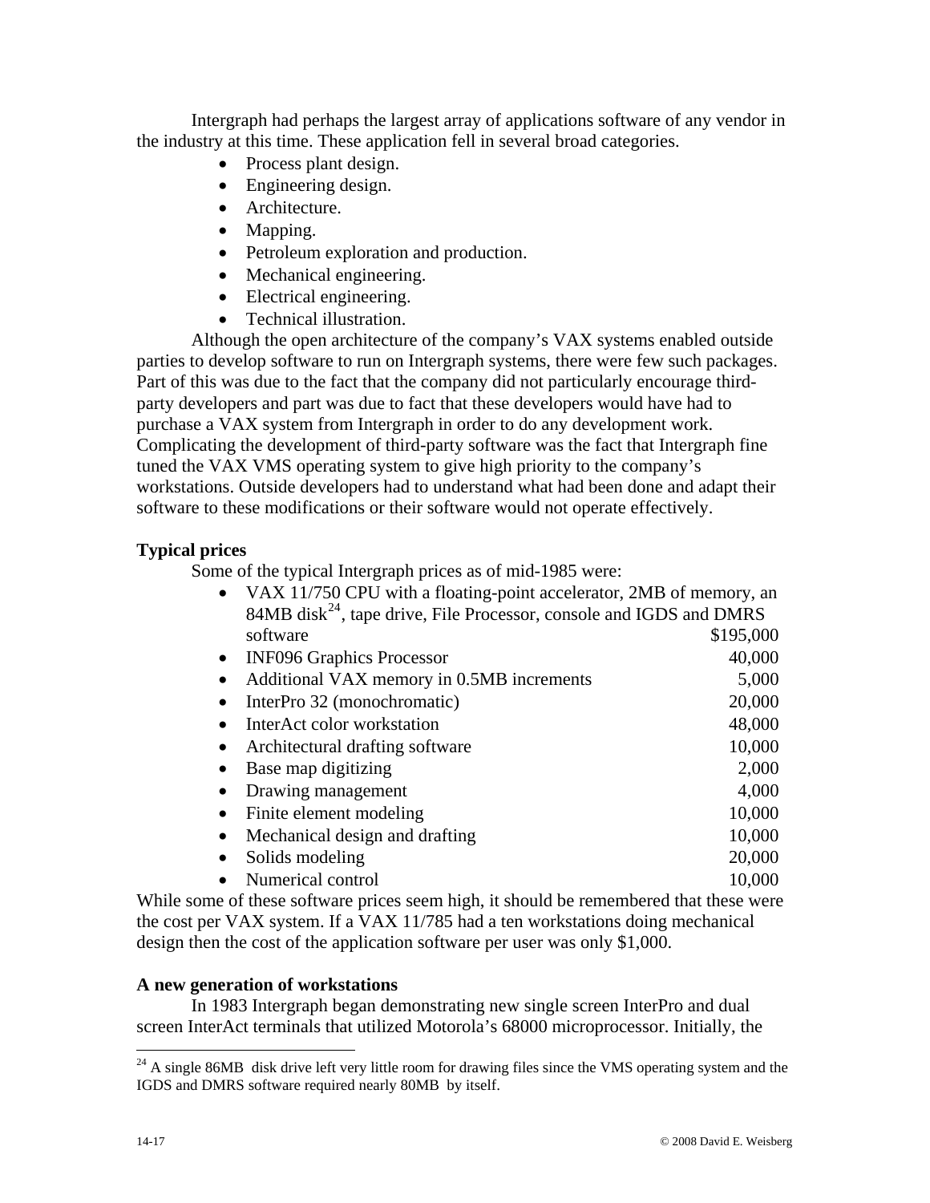Intergraph had perhaps the largest array of applications software of any vendor in the industry at this time. These application fell in several broad categories.

- Process plant design.
- Engineering design.
- Architecture.
- Mapping.
- Petroleum exploration and production.
- Mechanical engineering.
- Electrical engineering.
- Technical illustration.

Although the open architecture of the company's VAX systems enabled outside parties to develop software to run on Intergraph systems, there were few such packages. Part of this was due to the fact that the company did not particularly encourage third-party developers and part was due to fact that these developers would have had to purchase a VAX system from Intergraph in order to do any development work. Complicating the development of third-party software was the fact that Intergraph fine tuned the VAX VMS operating system to give high priority to the company's workstations. Outside developers had to understand what had been done and adapt their software to these modifications or their software would not operate effectively.

**Typical prices**

Some of the typical Intergraph prices as of mid-1985 were:

| Item | Price |
|---|---|
| VAX 11/750 CPU with a floating-point accelerator, 2MB of memory, an 84MB disk[24], tape drive, File Processor, console and IGDS and DMRS software | $195,000 |
| INF096 Graphics Processor | 40,000 |
| Additional VAX memory in 0.5MB increments | 5,000 |
| InterPro 32 (monochromatic) | 20,000 |
| InterAct color workstation | 48,000 |
| Architectural drafting software | 10,000 |
| Base map digitizing | 2,000 |
| Drawing management | 4,000 |
| Finite element modeling | 10,000 |
| Mechanical design and drafting | 10,000 |
| Solids modeling | 20,000 |
| Numerical control | 10,000 |

While some of these software prices seem high, it should be remembered that these were the cost per VAX system. If a VAX 11/785 had a ten workstations doing mechanical design then the cost of the application software per user was only $1,000.

**A new generation of workstations**

In 1983 Intergraph began demonstrating new single screen InterPro and dual screen InterAct terminals that utilized Motorola's 68000 microprocessor. Initially, the

[24] A single 86MB disk drive left very little room for drawing files since the VMS operating system and the IGDS and DMRS software required nearly 80MB by itself.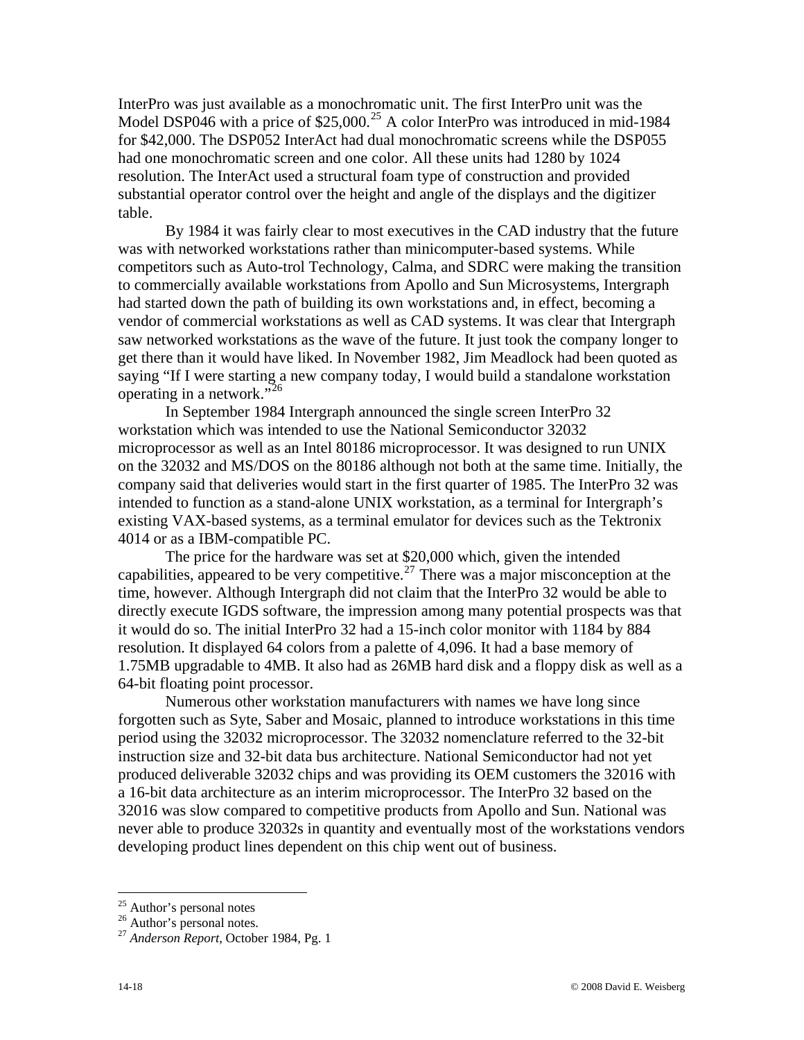InterPro was just available as a monochromatic unit. The first InterPro unit was the Model DSP046 with a price of $25,000.[25] A color InterPro was introduced in mid-1984 for $42,000. The DSP052 InterAct had dual monochromatic screens while the DSP055 had one monochromatic screen and one color. All these units had 1280 by 1024 resolution. The InterAct used a structural foam type of construction and provided substantial operator control over the height and angle of the displays and the digitizer table.

By 1984 it was fairly clear to most executives in the CAD industry that the future was with networked workstations rather than minicomputer-based systems. While competitors such as Auto-trol Technology, Calma, and SDRC were making the transition to commercially available workstations from Apollo and Sun Microsystems, Intergraph had started down the path of building its own workstations and, in effect, becoming a vendor of commercial workstations as well as CAD systems. It was clear that Intergraph saw networked workstations as the wave of the future. It just took the company longer to get there than it would have liked. In November 1982, Jim Meadlock had been quoted as saying "If I were starting a new company today, I would build a standalone workstation operating in a network."[26]

In September 1984 Intergraph announced the single screen InterPro 32 workstation which was intended to use the National Semiconductor 32032 microprocessor as well as an Intel 80186 microprocessor. It was designed to run UNIX on the 32032 and MS/DOS on the 80186 although not both at the same time. Initially, the company said that deliveries would start in the first quarter of 1985. The InterPro 32 was intended to function as a stand-alone UNIX workstation, as a terminal for Intergraph's existing VAX-based systems, as a terminal emulator for devices such as the Tektronix 4014 or as a IBM-compatible PC.

The price for the hardware was set at $20,000 which, given the intended capabilities, appeared to be very competitive.[27] There was a major misconception at the time, however. Although Intergraph did not claim that the InterPro 32 would be able to directly execute IGDS software, the impression among many potential prospects was that it would do so. The initial InterPro 32 had a 15-inch color monitor with 1184 by 884 resolution. It displayed 64 colors from a palette of 4,096. It had a base memory of 1.75MB upgradable to 4MB. It also had as 26MB hard disk and a floppy disk as well as a 64-bit floating point processor.

Numerous other workstation manufacturers with names we have long since forgotten such as Syte, Saber and Mosaic, planned to introduce workstations in this time period using the 32032 microprocessor. The 32032 nomenclature referred to the 32-bit instruction size and 32-bit data bus architecture. National Semiconductor had not yet produced deliverable 32032 chips and was providing its OEM customers the 32016 with a 16-bit data architecture as an interim microprocessor. The InterPro 32 based on the 32016 was slow compared to competitive products from Apollo and Sun. National was never able to produce 32032s in quantity and eventually most of the workstations vendors developing product lines dependent on this chip went out of business.

---

[25] Author's personal notes

[26] Author's personal notes.

[27] *Anderson Report*, October 1984, Pg. 1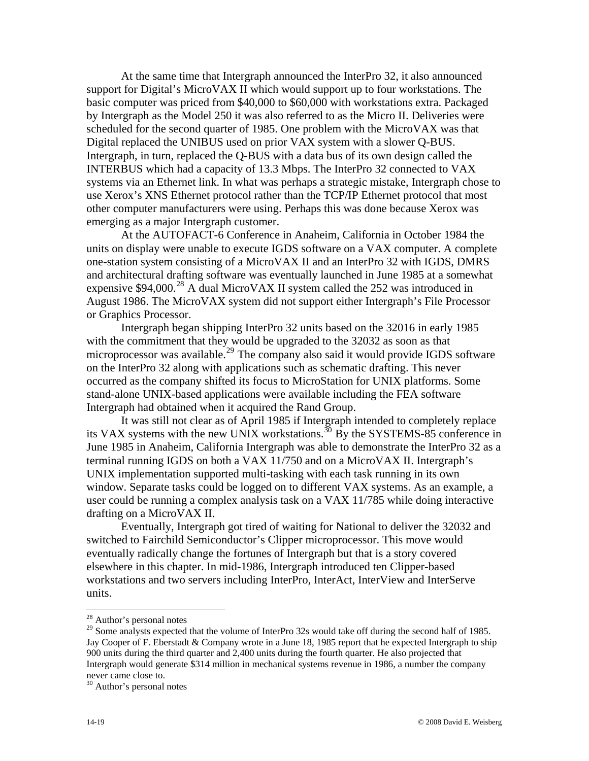At the same time that Intergraph announced the InterPro 32, it also announced support for Digital's MicroVAX II which would support up to four workstations. The basic computer was priced from $40,000 to $60,000 with workstations extra. Packaged by Intergraph as the Model 250 it was also referred to as the Micro II. Deliveries were scheduled for the second quarter of 1985. One problem with the MicroVAX was that Digital replaced the UNIBUS used on prior VAX system with a slower Q-BUS. Intergraph, in turn, replaced the Q-BUS with a data bus of its own design called the INTERBUS which had a capacity of 13.3 Mbps. The InterPro 32 connected to VAX systems via an Ethernet link. In what was perhaps a strategic mistake, Intergraph chose to use Xerox's XNS Ethernet protocol rather than the TCP/IP Ethernet protocol that most other computer manufacturers were using. Perhaps this was done because Xerox was emerging as a major Intergraph customer.

At the AUTOFACT-6 Conference in Anaheim, California in October 1984 the units on display were unable to execute IGDS software on a VAX computer. A complete one-station system consisting of a MicroVAX II and an InterPro 32 with IGDS, DMRS and architectural drafting software was eventually launched in June 1985 at a somewhat expensive $94,000.[28] A dual MicroVAX II system called the 252 was introduced in August 1986. The MicroVAX system did not support either Intergraph's File Processor or Graphics Processor.

Intergraph began shipping InterPro 32 units based on the 32016 in early 1985 with the commitment that they would be upgraded to the 32032 as soon as that microprocessor was available.[29] The company also said it would provide IGDS software on the InterPro 32 along with applications such as schematic drafting. This never occurred as the company shifted its focus to MicroStation for UNIX platforms. Some stand-alone UNIX-based applications were available including the FEA software Intergraph had obtained when it acquired the Rand Group.

It was still not clear as of April 1985 if Intergraph intended to completely replace its VAX systems with the new UNIX workstations.[30] By the SYSTEMS-85 conference in June 1985 in Anaheim, California Intergraph was able to demonstrate the InterPro 32 as a terminal running IGDS on both a VAX 11/750 and on a MicroVAX II. Intergraph's UNIX implementation supported multi-tasking with each task running in its own window. Separate tasks could be logged on to different VAX systems. As an example, a user could be running a complex analysis task on a VAX 11/785 while doing interactive drafting on a MicroVAX II.

Eventually, Intergraph got tired of waiting for National to deliver the 32032 and switched to Fairchild Semiconductor's Clipper microprocessor. This move would eventually radically change the fortunes of Intergraph but that is a story covered elsewhere in this chapter. In mid-1986, Intergraph introduced ten Clipper-based workstations and two servers including InterPro, InterAct, InterView and InterServe units.

---

[28] Author's personal notes

[29] Some analysts expected that the volume of InterPro 32s would take off during the second half of 1985. Jay Cooper of F. Eberstadt & Company wrote in a June 18, 1985 report that he expected Intergraph to ship 900 units during the third quarter and 2,400 units during the fourth quarter. He also projected that Intergraph would generate $314 million in mechanical systems revenue in 1986, a number the company never came close to.

[30] Author's personal notes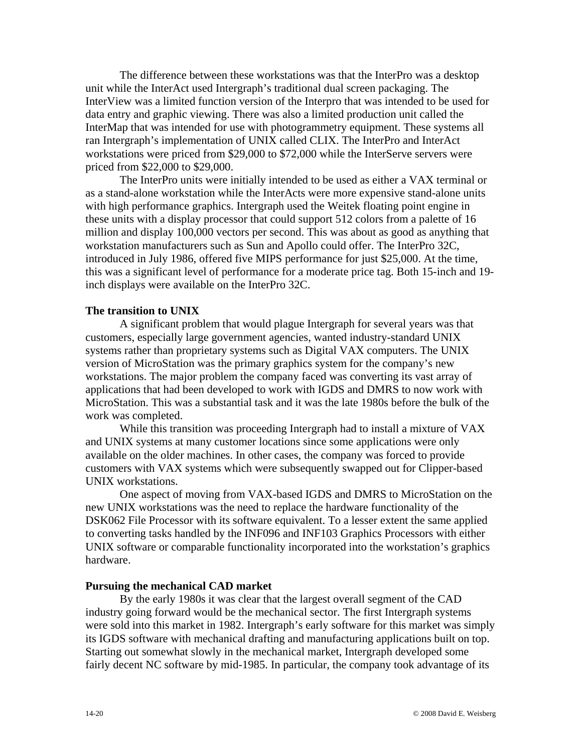The difference between these workstations was that the InterPro was a desktop unit while the InterAct used Intergraph's traditional dual screen packaging. The InterView was a limited function version of the Interpro that was intended to be used for data entry and graphic viewing. There was also a limited production unit called the InterMap that was intended for use with photogrammetry equipment. These systems all ran Intergraph's implementation of UNIX called CLIX. The InterPro and InterAct workstations were priced from $29,000 to $72,000 while the InterServe servers were priced from $22,000 to $29,000.

The InterPro units were initially intended to be used as either a VAX terminal or as a stand-alone workstation while the InterActs were more expensive stand-alone units with high performance graphics. Intergraph used the Weitek floating point engine in these units with a display processor that could support 512 colors from a palette of 16 million and display 100,000 vectors per second. This was about as good as anything that workstation manufacturers such as Sun and Apollo could offer. The InterPro 32C, introduced in July 1986, offered five MIPS performance for just $25,000. At the time, this was a significant level of performance for a moderate price tag. Both 15-inch and 19-inch displays were available on the InterPro 32C.

**The transition to UNIX**

A significant problem that would plague Intergraph for several years was that customers, especially large government agencies, wanted industry-standard UNIX systems rather than proprietary systems such as Digital VAX computers. The UNIX version of MicroStation was the primary graphics system for the company's new workstations. The major problem the company faced was converting its vast array of applications that had been developed to work with IGDS and DMRS to now work with MicroStation. This was a substantial task and it was the late 1980s before the bulk of the work was completed.

While this transition was proceeding Intergraph had to install a mixture of VAX and UNIX systems at many customer locations since some applications were only available on the older machines. In other cases, the company was forced to provide customers with VAX systems which were subsequently swapped out for Clipper-based UNIX workstations.

One aspect of moving from VAX-based IGDS and DMRS to MicroStation on the new UNIX workstations was the need to replace the hardware functionality of the DSK062 File Processor with its software equivalent. To a lesser extent the same applied to converting tasks handled by the INF096 and INF103 Graphics Processors with either UNIX software or comparable functionality incorporated into the workstation's graphics hardware.

**Pursuing the mechanical CAD market**

By the early 1980s it was clear that the largest overall segment of the CAD industry going forward would be the mechanical sector. The first Intergraph systems were sold into this market in 1982. Intergraph's early software for this market was simply its IGDS software with mechanical drafting and manufacturing applications built on top. Starting out somewhat slowly in the mechanical market, Intergraph developed some fairly decent NC software by mid-1985. In particular, the company took advantage of its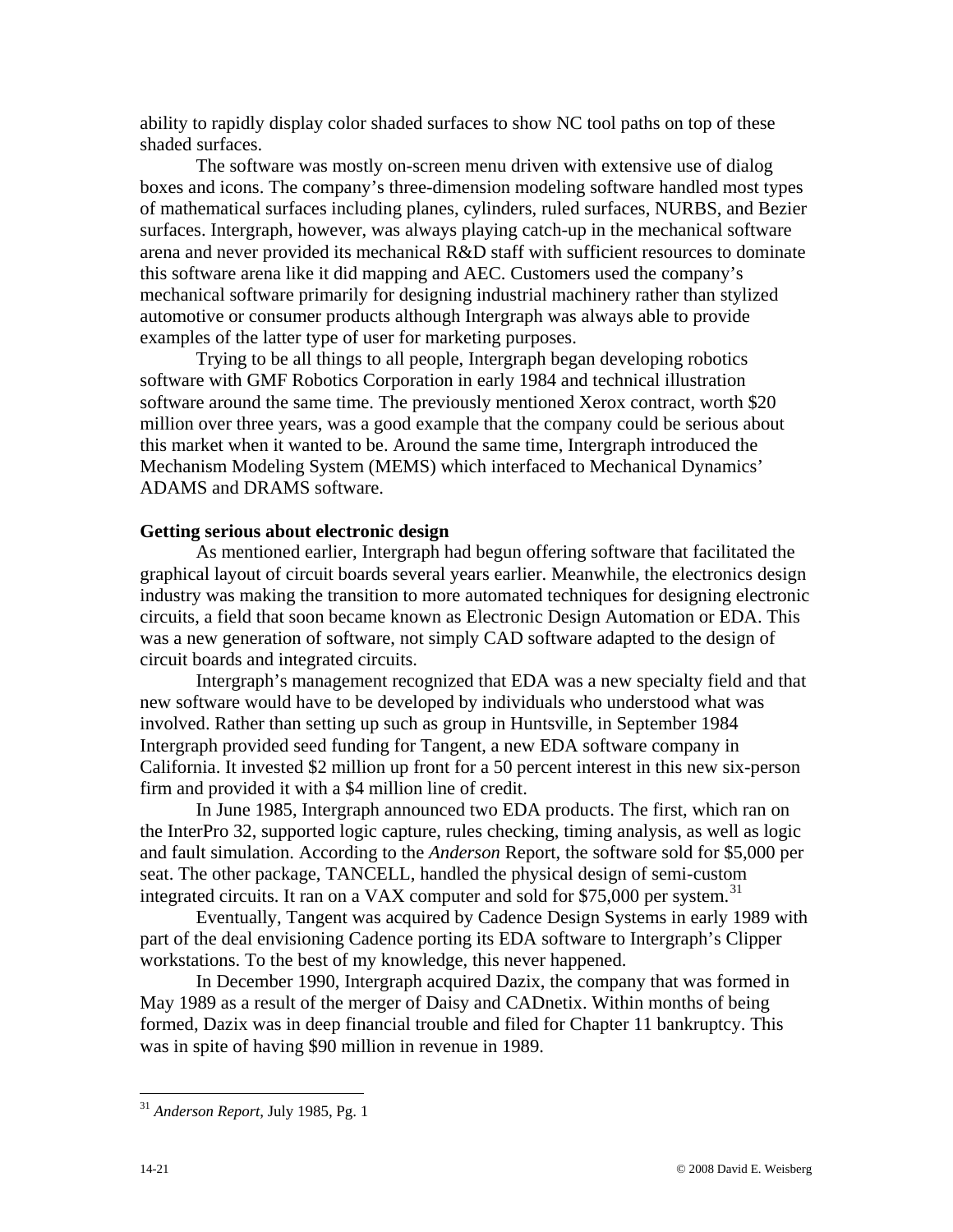ability to rapidly display color shaded surfaces to show NC tool paths on top of these shaded surfaces.

The software was mostly on-screen menu driven with extensive use of dialog boxes and icons. The company's three-dimension modeling software handled most types of mathematical surfaces including planes, cylinders, ruled surfaces, NURBS, and Bezier surfaces. Intergraph, however, was always playing catch-up in the mechanical software arena and never provided its mechanical R&D staff with sufficient resources to dominate this software arena like it did mapping and AEC. Customers used the company's mechanical software primarily for designing industrial machinery rather than stylized automotive or consumer products although Intergraph was always able to provide examples of the latter type of user for marketing purposes.

Trying to be all things to all people, Intergraph began developing robotics software with GMF Robotics Corporation in early 1984 and technical illustration software around the same time. The previously mentioned Xerox contract, worth $20 million over three years, was a good example that the company could be serious about this market when it wanted to be. Around the same time, Intergraph introduced the Mechanism Modeling System (MEMS) which interfaced to Mechanical Dynamics' ADAMS and DRAMS software.

**Getting serious about electronic design**

As mentioned earlier, Intergraph had begun offering software that facilitated the graphical layout of circuit boards several years earlier. Meanwhile, the electronics design industry was making the transition to more automated techniques for designing electronic circuits, a field that soon became known as Electronic Design Automation or EDA. This was a new generation of software, not simply CAD software adapted to the design of circuit boards and integrated circuits.

Intergraph's management recognized that EDA was a new specialty field and that new software would have to be developed by individuals who understood what was involved. Rather than setting up such as group in Huntsville, in September 1984 Intergraph provided seed funding for Tangent, a new EDA software company in California. It invested $2 million up front for a 50 percent interest in this new six-person firm and provided it with a $4 million line of credit.

In June 1985, Intergraph announced two EDA products. The first, which ran on the InterPro 32, supported logic capture, rules checking, timing analysis, as well as logic and fault simulation. According to the *Anderson* Report, the software sold for $5,000 per seat. The other package, TANCELL, handled the physical design of semi-custom integrated circuits. It ran on a VAX computer and sold for $75,000 per system.[31]

Eventually, Tangent was acquired by Cadence Design Systems in early 1989 with part of the deal envisioning Cadence porting its EDA software to Intergraph's Clipper workstations. To the best of my knowledge, this never happened.

In December 1990, Intergraph acquired Dazix, the company that was formed in May 1989 as a result of the merger of Daisy and CADnetix. Within months of being formed, Dazix was in deep financial trouble and filed for Chapter 11 bankruptcy. This was in spite of having $90 million in revenue in 1989.

---

[31] *Anderson Report*, July 1985, Pg. 1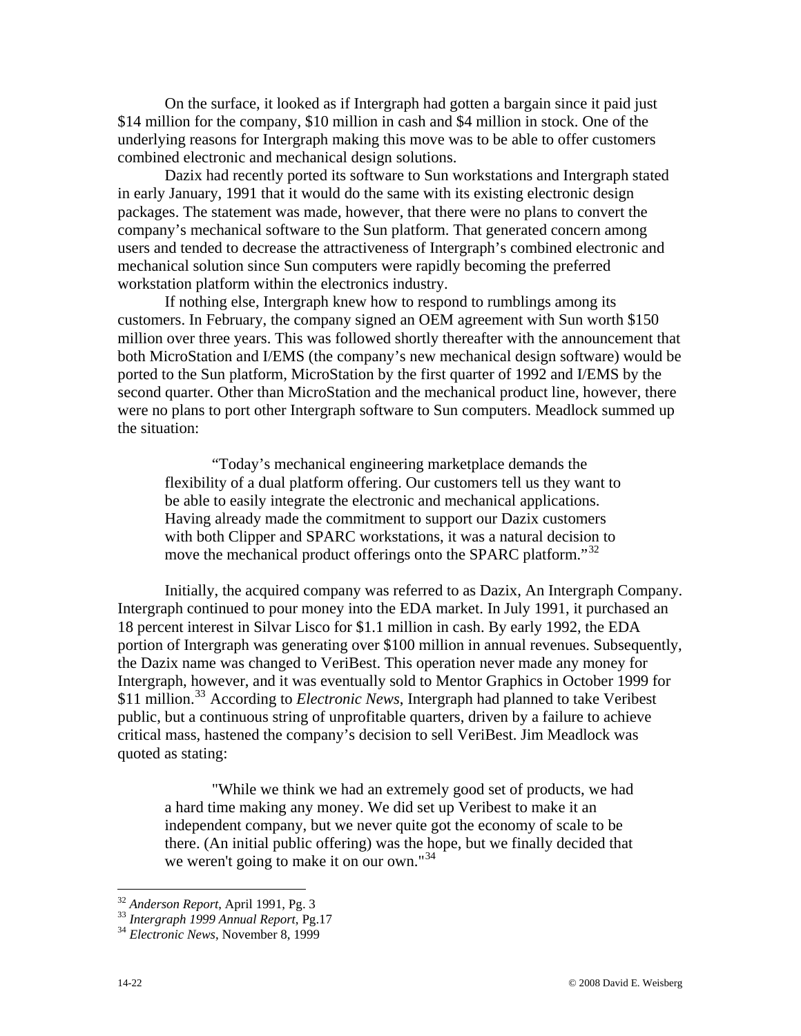On the surface, it looked as if Intergraph had gotten a bargain since it paid just \$14 million for the company, \$10 million in cash and \$4 million in stock. One of the underlying reasons for Intergraph making this move was to be able to offer customers combined electronic and mechanical design solutions.

Dazix had recently ported its software to Sun workstations and Intergraph stated in early January, 1991 that it would do the same with its existing electronic design packages. The statement was made, however, that there were no plans to convert the company's mechanical software to the Sun platform. That generated concern among users and tended to decrease the attractiveness of Intergraph's combined electronic and mechanical solution since Sun computers were rapidly becoming the preferred workstation platform within the electronics industry.

If nothing else, Intergraph knew how to respond to rumblings among its customers. In February, the company signed an OEM agreement with Sun worth \$150 million over three years. This was followed shortly thereafter with the announcement that both MicroStation and I/EMS (the company's new mechanical design software) would be ported to the Sun platform, MicroStation by the first quarter of 1992 and I/EMS by the second quarter. Other than MicroStation and the mechanical product line, however, there were no plans to port other Intergraph software to Sun computers. Meadlock summed up the situation:

> "Today's mechanical engineering marketplace demands the flexibility of a dual platform offering. Our customers tell us they want to be able to easily integrate the electronic and mechanical applications. Having already made the commitment to support our Dazix customers with both Clipper and SPARC workstations, it was a natural decision to move the mechanical product offerings onto the SPARC platform."[32]

Initially, the acquired company was referred to as Dazix, An Intergraph Company. Intergraph continued to pour money into the EDA market. In July 1991, it purchased an 18 percent interest in Silvar Lisco for \$1.1 million in cash. By early 1992, the EDA portion of Intergraph was generating over \$100 million in annual revenues. Subsequently, the Dazix name was changed to VeriBest. This operation never made any money for Intergraph, however, and it was eventually sold to Mentor Graphics in October 1999 for \$11 million.[33] According to *Electronic News*, Intergraph had planned to take Veribest public, but a continuous string of unprofitable quarters, driven by a failure to achieve critical mass, hastened the company's decision to sell VeriBest. Jim Meadlock was quoted as stating:

> "While we think we had an extremely good set of products, we had a hard time making any money. We did set up Veribest to make it an independent company, but we never quite got the economy of scale to be there. (An initial public offering) was the hope, but we finally decided that we weren't going to make it on our own."[34]

---

[32] *Anderson Report*, April 1991, Pg. 3
[33] *Intergraph 1999 Annual Report*, Pg.17
[34] *Electronic News*, November 8, 1999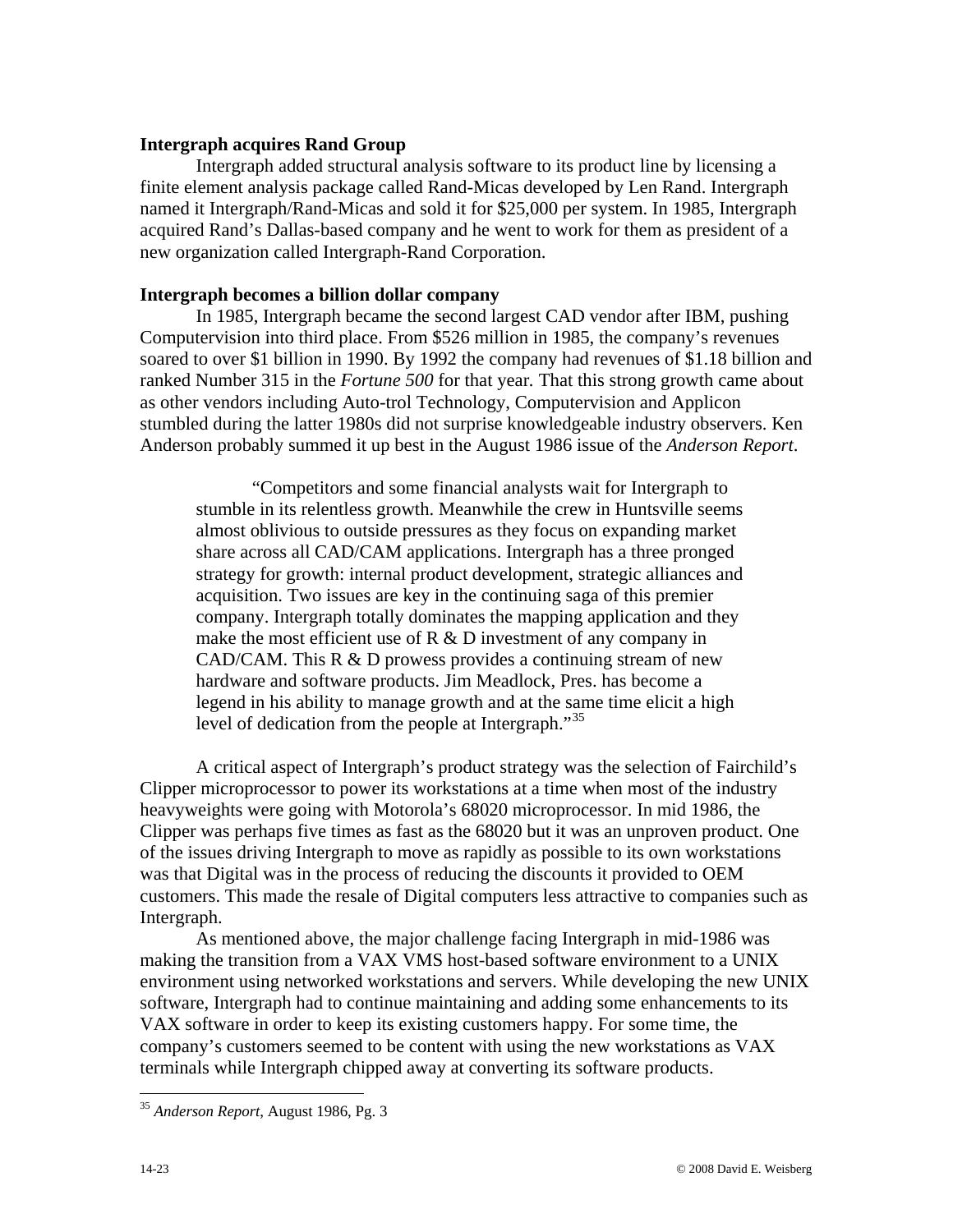### Intergraph acquires Rand Group

Intergraph added structural analysis software to its product line by licensing a finite element analysis package called Rand-Micas developed by Len Rand. Intergraph named it Intergraph/Rand-Micas and sold it for $25,000 per system. In 1985, Intergraph acquired Rand's Dallas-based company and he went to work for them as president of a new organization called Intergraph-Rand Corporation.

### Intergraph becomes a billion dollar company

In 1985, Intergraph became the second largest CAD vendor after IBM, pushing Computervision into third place. From $526 million in 1985, the company's revenues soared to over $1 billion in 1990. By 1992 the company had revenues of $1.18 billion and ranked Number 315 in the *Fortune 500* for that year. That this strong growth came about as other vendors including Auto-trol Technology, Computervision and Applicon stumbled during the latter 1980s did not surprise knowledgeable industry observers. Ken Anderson probably summed it up best in the August 1986 issue of the *Anderson Report*.

> "Competitors and some financial analysts wait for Intergraph to stumble in its relentless growth. Meanwhile the crew in Huntsville seems almost oblivious to outside pressures as they focus on expanding market share across all CAD/CAM applications. Intergraph has a three pronged strategy for growth: internal product development, strategic alliances and acquisition. Two issues are key in the continuing saga of this premier company. Intergraph totally dominates the mapping application and they make the most efficient use of R & D investment of any company in CAD/CAM. This R & D prowess provides a continuing stream of new hardware and software products. Jim Meadlock, Pres. has become a legend in his ability to manage growth and at the same time elicit a high level of dedication from the people at Intergraph."[35]

A critical aspect of Intergraph's product strategy was the selection of Fairchild's Clipper microprocessor to power its workstations at a time when most of the industry heavyweights were going with Motorola's 68020 microprocessor. In mid 1986, the Clipper was perhaps five times as fast as the 68020 but it was an unproven product. One of the issues driving Intergraph to move as rapidly as possible to its own workstations was that Digital was in the process of reducing the discounts it provided to OEM customers. This made the resale of Digital computers less attractive to companies such as Intergraph.

As mentioned above, the major challenge facing Intergraph in mid-1986 was making the transition from a VAX VMS host-based software environment to a UNIX environment using networked workstations and servers. While developing the new UNIX software, Intergraph had to continue maintaining and adding some enhancements to its VAX software in order to keep its existing customers happy. For some time, the company's customers seemed to be content with using the new workstations as VAX terminals while Intergraph chipped away at converting its software products.

---

[35] *Anderson Report*, August 1986, Pg. 3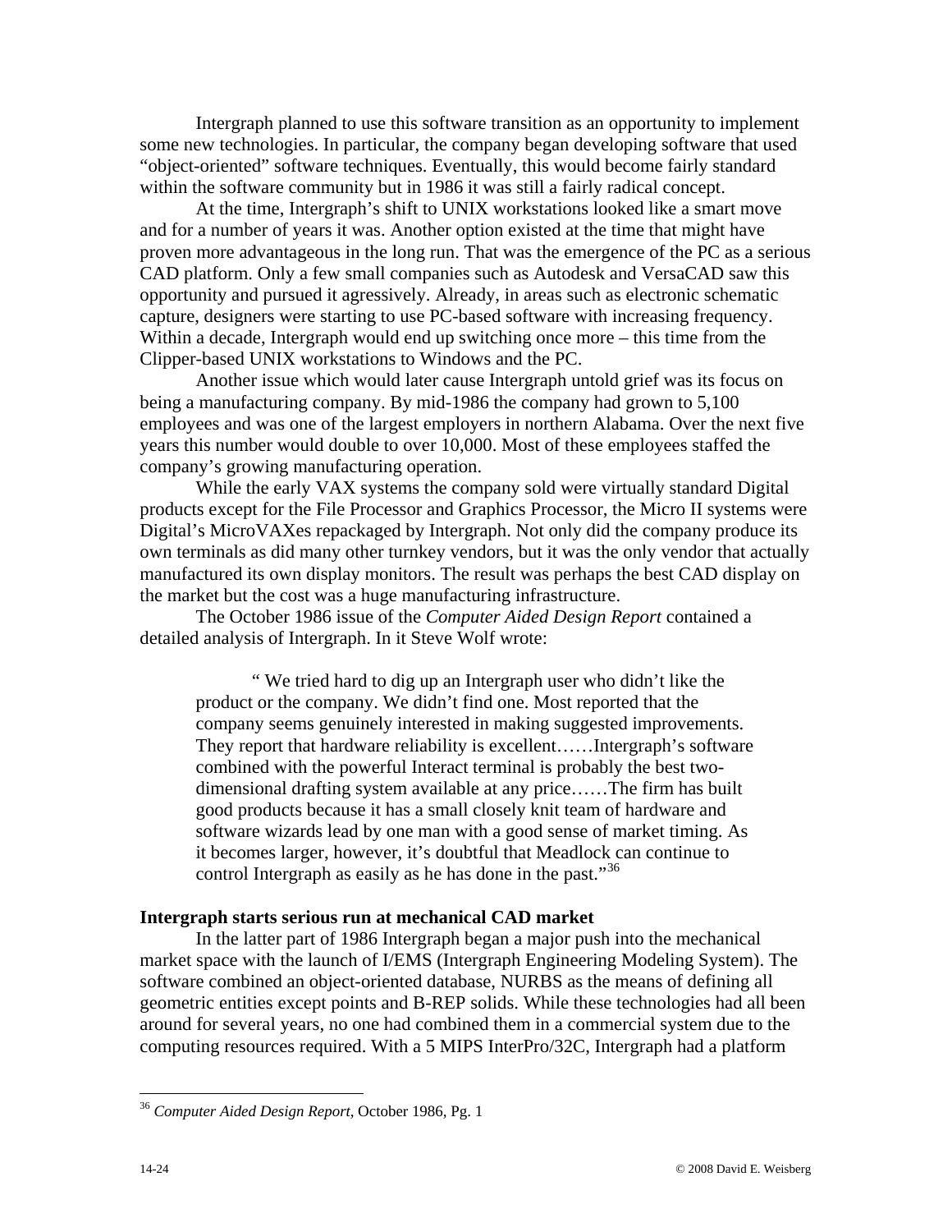Intergraph planned to use this software transition as an opportunity to implement some new technologies. In particular, the company began developing software that used "object-oriented" software techniques. Eventually, this would become fairly standard within the software community but in 1986 it was still a fairly radical concept.

At the time, Intergraph's shift to UNIX workstations looked like a smart move and for a number of years it was. Another option existed at the time that might have proven more advantageous in the long run. That was the emergence of the PC as a serious CAD platform. Only a few small companies such as Autodesk and VersaCAD saw this opportunity and pursued it agressively. Already, in areas such as electronic schematic capture, designers were starting to use PC-based software with increasing frequency. Within a decade, Intergraph would end up switching once more – this time from the Clipper-based UNIX workstations to Windows and the PC.

Another issue which would later cause Intergraph untold grief was its focus on being a manufacturing company. By mid-1986 the company had grown to 5,100 employees and was one of the largest employers in northern Alabama. Over the next five years this number would double to over 10,000. Most of these employees staffed the company's growing manufacturing operation.

While the early VAX systems the company sold were virtually standard Digital products except for the File Processor and Graphics Processor, the Micro II systems were Digital's MicroVAXes repackaged by Intergraph. Not only did the company produce its own terminals as did many other turnkey vendors, but it was the only vendor that actually manufactured its own display monitors. The result was perhaps the best CAD display on the market but the cost was a huge manufacturing infrastructure.

The October 1986 issue of the *Computer Aided Design Report* contained a detailed analysis of Intergraph. In it Steve Wolf wrote:

> " We tried hard to dig up an Intergraph user who didn't like the product or the company. We didn't find one. Most reported that the company seems genuinely interested in making suggested improvements. They report that hardware reliability is excellent……Intergraph's software combined with the powerful Interact terminal is probably the best two-dimensional drafting system available at any price……The firm has built good products because it has a small closely knit team of hardware and software wizards lead by one man with a good sense of market timing. As it becomes larger, however, it's doubtful that Meadlock can continue to control Intergraph as easily as he has done in the past."[36]

**Intergraph starts serious run at mechanical CAD market**

In the latter part of 1986 Intergraph began a major push into the mechanical market space with the launch of I/EMS (Intergraph Engineering Modeling System). The software combined an object-oriented database, NURBS as the means of defining all geometric entities except points and B-REP solids. While these technologies had all been around for several years, no one had combined them in a commercial system due to the computing resources required. With a 5 MIPS InterPro/32C, Intergraph had a platform

[36] *Computer Aided Design Report*, October 1986, Pg. 1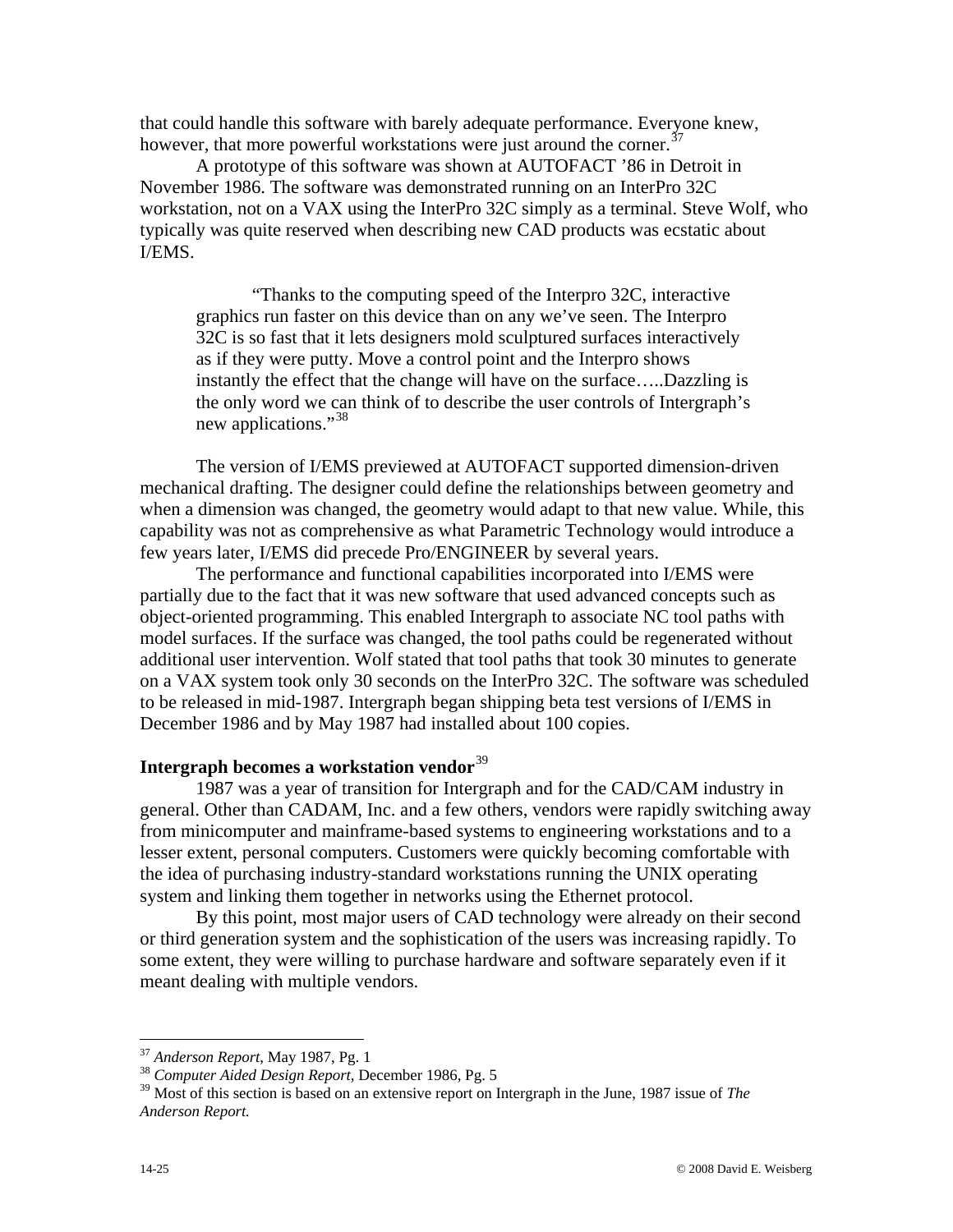that could handle this software with barely adequate performance. Everyone knew, however, that more powerful workstations were just around the corner.[37]

A prototype of this software was shown at AUTOFACT '86 in Detroit in November 1986. The software was demonstrated running on an InterPro 32C workstation, not on a VAX using the InterPro 32C simply as a terminal. Steve Wolf, who typically was quite reserved when describing new CAD products was ecstatic about I/EMS.

> "Thanks to the computing speed of the Interpro 32C, interactive graphics run faster on this device than on any we've seen. The Interpro 32C is so fast that it lets designers mold sculptured surfaces interactively as if they were putty. Move a control point and the Interpro shows instantly the effect that the change will have on the surface…..Dazzling is the only word we can think of to describe the user controls of Intergraph's new applications."[38]

The version of I/EMS previewed at AUTOFACT supported dimension-driven mechanical drafting. The designer could define the relationships between geometry and when a dimension was changed, the geometry would adapt to that new value. While, this capability was not as comprehensive as what Parametric Technology would introduce a few years later, I/EMS did precede Pro/ENGINEER by several years.

The performance and functional capabilities incorporated into I/EMS were partially due to the fact that it was new software that used advanced concepts such as object-oriented programming. This enabled Intergraph to associate NC tool paths with model surfaces. If the surface was changed, the tool paths could be regenerated without additional user intervention. Wolf stated that tool paths that took 30 minutes to generate on a VAX system took only 30 seconds on the InterPro 32C. The software was scheduled to be released in mid-1987. Intergraph began shipping beta test versions of I/EMS in December 1986 and by May 1987 had installed about 100 copies.

**Intergraph becomes a workstation vendor**[39]

1987 was a year of transition for Intergraph and for the CAD/CAM industry in general. Other than CADAM, Inc. and a few others, vendors were rapidly switching away from minicomputer and mainframe-based systems to engineering workstations and to a lesser extent, personal computers. Customers were quickly becoming comfortable with the idea of purchasing industry-standard workstations running the UNIX operating system and linking them together in networks using the Ethernet protocol.

By this point, most major users of CAD technology were already on their second or third generation system and the sophistication of the users was increasing rapidly. To some extent, they were willing to purchase hardware and software separately even if it meant dealing with multiple vendors.

---

[37] *Anderson Report*, May 1987, Pg. 1

[38] *Computer Aided Design Report*, December 1986, Pg. 5

[39] Most of this section is based on an extensive report on Intergraph in the June, 1987 issue of *The Anderson Report.*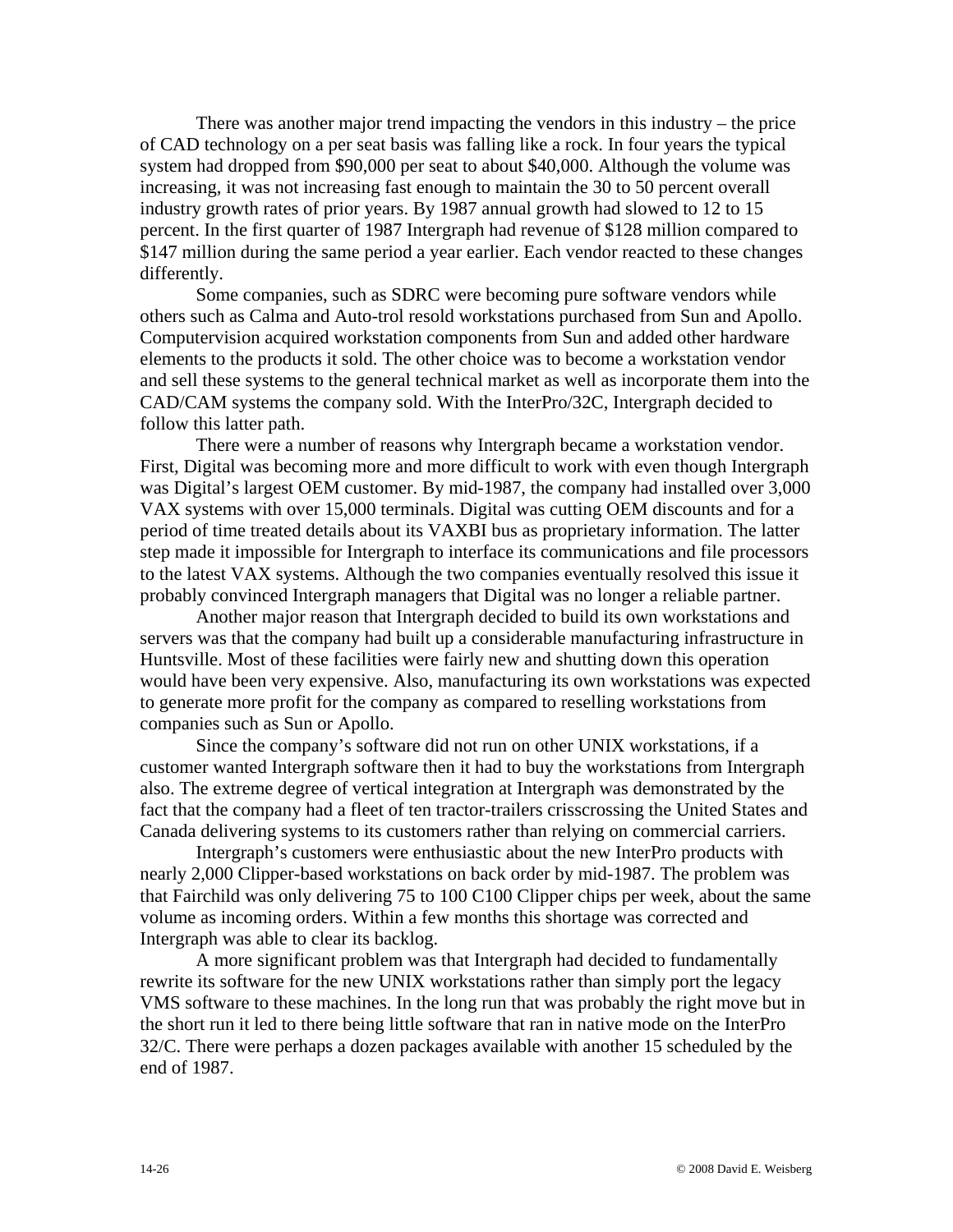There was another major trend impacting the vendors in this industry – the price of CAD technology on a per seat basis was falling like a rock. In four years the typical system had dropped from $90,000 per seat to about $40,000. Although the volume was increasing, it was not increasing fast enough to maintain the 30 to 50 percent overall industry growth rates of prior years. By 1987 annual growth had slowed to 12 to 15 percent. In the first quarter of 1987 Intergraph had revenue of $128 million compared to $147 million during the same period a year earlier. Each vendor reacted to these changes differently.

Some companies, such as SDRC were becoming pure software vendors while others such as Calma and Auto-trol resold workstations purchased from Sun and Apollo. Computervision acquired workstation components from Sun and added other hardware elements to the products it sold. The other choice was to become a workstation vendor and sell these systems to the general technical market as well as incorporate them into the CAD/CAM systems the company sold. With the InterPro/32C, Intergraph decided to follow this latter path.

There were a number of reasons why Intergraph became a workstation vendor. First, Digital was becoming more and more difficult to work with even though Intergraph was Digital's largest OEM customer. By mid-1987, the company had installed over 3,000 VAX systems with over 15,000 terminals. Digital was cutting OEM discounts and for a period of time treated details about its VAXBI bus as proprietary information. The latter step made it impossible for Intergraph to interface its communications and file processors to the latest VAX systems. Although the two companies eventually resolved this issue it probably convinced Intergraph managers that Digital was no longer a reliable partner.

Another major reason that Intergraph decided to build its own workstations and servers was that the company had built up a considerable manufacturing infrastructure in Huntsville. Most of these facilities were fairly new and shutting down this operation would have been very expensive. Also, manufacturing its own workstations was expected to generate more profit for the company as compared to reselling workstations from companies such as Sun or Apollo.

Since the company's software did not run on other UNIX workstations, if a customer wanted Intergraph software then it had to buy the workstations from Intergraph also. The extreme degree of vertical integration at Intergraph was demonstrated by the fact that the company had a fleet of ten tractor-trailers crisscrossing the United States and Canada delivering systems to its customers rather than relying on commercial carriers.

Intergraph's customers were enthusiastic about the new InterPro products with nearly 2,000 Clipper-based workstations on back order by mid-1987. The problem was that Fairchild was only delivering 75 to 100 C100 Clipper chips per week, about the same volume as incoming orders. Within a few months this shortage was corrected and Intergraph was able to clear its backlog.

A more significant problem was that Intergraph had decided to fundamentally rewrite its software for the new UNIX workstations rather than simply port the legacy VMS software to these machines. In the long run that was probably the right move but in the short run it led to there being little software that ran in native mode on the InterPro 32/C. There were perhaps a dozen packages available with another 15 scheduled by the end of 1987.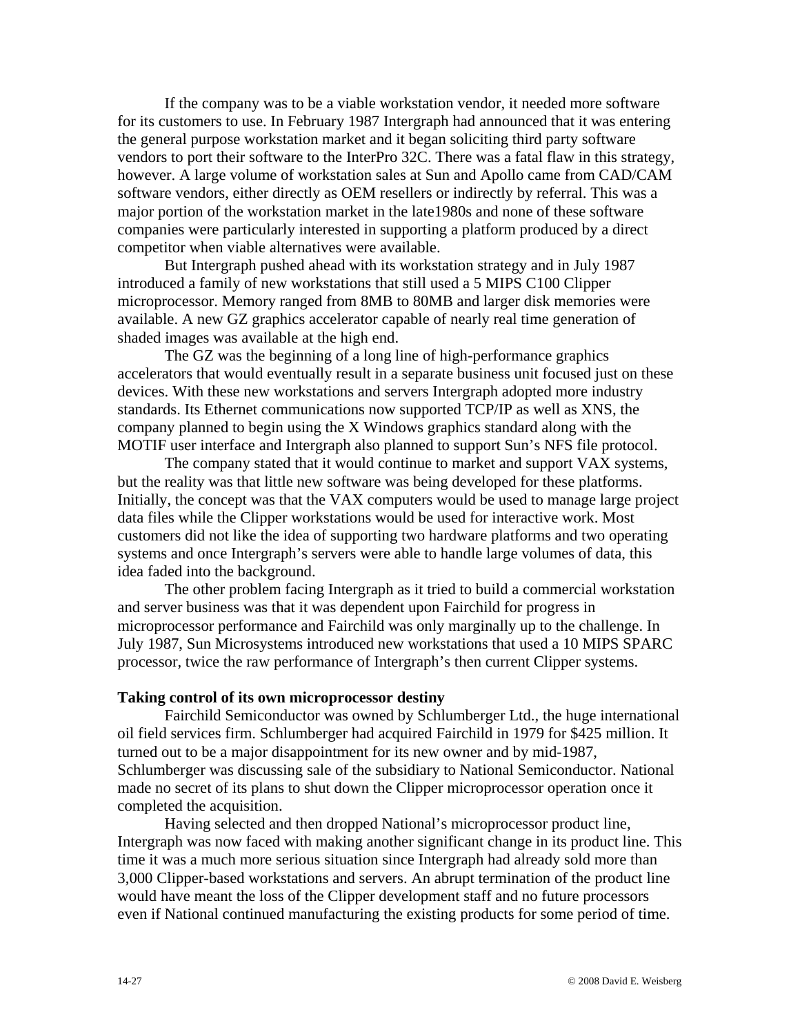If the company was to be a viable workstation vendor, it needed more software for its customers to use. In February 1987 Intergraph had announced that it was entering the general purpose workstation market and it began soliciting third party software vendors to port their software to the InterPro 32C. There was a fatal flaw in this strategy, however. A large volume of workstation sales at Sun and Apollo came from CAD/CAM software vendors, either directly as OEM resellers or indirectly by referral. This was a major portion of the workstation market in the late1980s and none of these software companies were particularly interested in supporting a platform produced by a direct competitor when viable alternatives were available.

But Intergraph pushed ahead with its workstation strategy and in July 1987 introduced a family of new workstations that still used a 5 MIPS C100 Clipper microprocessor. Memory ranged from 8MB to 80MB and larger disk memories were available. A new GZ graphics accelerator capable of nearly real time generation of shaded images was available at the high end.

The GZ was the beginning of a long line of high-performance graphics accelerators that would eventually result in a separate business unit focused just on these devices. With these new workstations and servers Intergraph adopted more industry standards. Its Ethernet communications now supported TCP/IP as well as XNS, the company planned to begin using the X Windows graphics standard along with the MOTIF user interface and Intergraph also planned to support Sun's NFS file protocol.

The company stated that it would continue to market and support VAX systems, but the reality was that little new software was being developed for these platforms. Initially, the concept was that the VAX computers would be used to manage large project data files while the Clipper workstations would be used for interactive work. Most customers did not like the idea of supporting two hardware platforms and two operating systems and once Intergraph's servers were able to handle large volumes of data, this idea faded into the background.

The other problem facing Intergraph as it tried to build a commercial workstation and server business was that it was dependent upon Fairchild for progress in microprocessor performance and Fairchild was only marginally up to the challenge. In July 1987, Sun Microsystems introduced new workstations that used a 10 MIPS SPARC processor, twice the raw performance of Intergraph's then current Clipper systems.

**Taking control of its own microprocessor destiny**

Fairchild Semiconductor was owned by Schlumberger Ltd., the huge international oil field services firm. Schlumberger had acquired Fairchild in 1979 for $425 million. It turned out to be a major disappointment for its new owner and by mid-1987, Schlumberger was discussing sale of the subsidiary to National Semiconductor. National made no secret of its plans to shut down the Clipper microprocessor operation once it completed the acquisition.

Having selected and then dropped National's microprocessor product line, Intergraph was now faced with making another significant change in its product line. This time it was a much more serious situation since Intergraph had already sold more than 3,000 Clipper-based workstations and servers. An abrupt termination of the product line would have meant the loss of the Clipper development staff and no future processors even if National continued manufacturing the existing products for some period of time.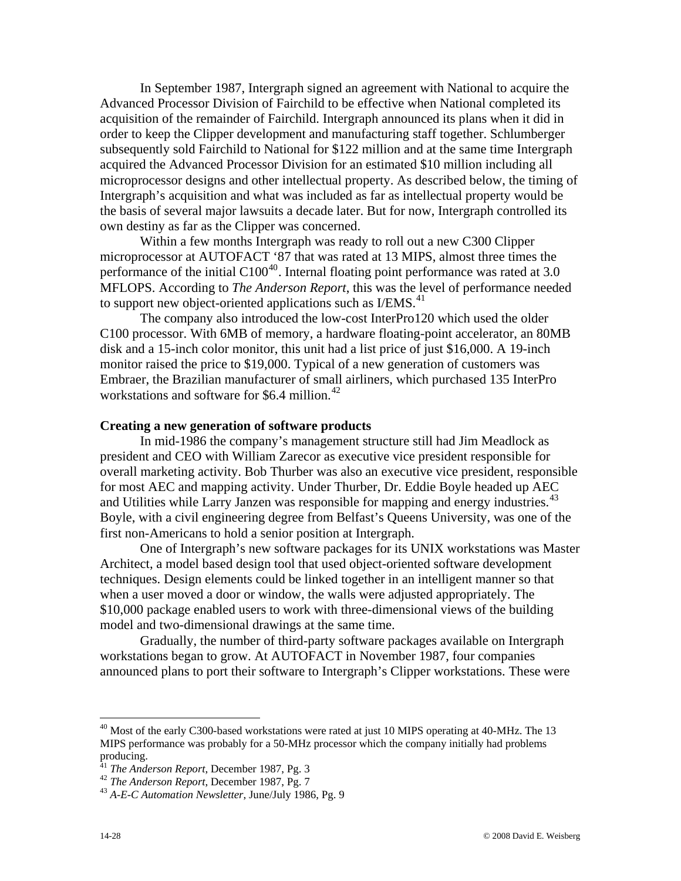In September 1987, Intergraph signed an agreement with National to acquire the Advanced Processor Division of Fairchild to be effective when National completed its acquisition of the remainder of Fairchild. Intergraph announced its plans when it did in order to keep the Clipper development and manufacturing staff together. Schlumberger subsequently sold Fairchild to National for $122 million and at the same time Intergraph acquired the Advanced Processor Division for an estimated $10 million including all microprocessor designs and other intellectual property. As described below, the timing of Intergraph's acquisition and what was included as far as intellectual property would be the basis of several major lawsuits a decade later. But for now, Intergraph controlled its own destiny as far as the Clipper was concerned.

Within a few months Intergraph was ready to roll out a new C300 Clipper microprocessor at AUTOFACT '87 that was rated at 13 MIPS, almost three times the performance of the initial C100[40]. Internal floating point performance was rated at 3.0 MFLOPS. According to *The Anderson Report*, this was the level of performance needed to support new object-oriented applications such as I/EMS.[41]

The company also introduced the low-cost InterPro120 which used the older C100 processor. With 6MB of memory, a hardware floating-point accelerator, an 80MB disk and a 15-inch color monitor, this unit had a list price of just $16,000. A 19-inch monitor raised the price to $19,000. Typical of a new generation of customers was Embraer, the Brazilian manufacturer of small airliners, which purchased 135 InterPro workstations and software for $6.4 million.[42]

**Creating a new generation of software products**

In mid-1986 the company's management structure still had Jim Meadlock as president and CEO with William Zarecor as executive vice president responsible for overall marketing activity. Bob Thurber was also an executive vice president, responsible for most AEC and mapping activity. Under Thurber, Dr. Eddie Boyle headed up AEC and Utilities while Larry Janzen was responsible for mapping and energy industries.[43] Boyle, with a civil engineering degree from Belfast's Queens University, was one of the first non-Americans to hold a senior position at Intergraph.

One of Intergraph's new software packages for its UNIX workstations was Master Architect, a model based design tool that used object-oriented software development techniques. Design elements could be linked together in an intelligent manner so that when a user moved a door or window, the walls were adjusted appropriately. The $10,000 package enabled users to work with three-dimensional views of the building model and two-dimensional drawings at the same time.

Gradually, the number of third-party software packages available on Intergraph workstations began to grow. At AUTOFACT in November 1987, four companies announced plans to port their software to Intergraph's Clipper workstations. These were

---

[40] Most of the early C300-based workstations were rated at just 10 MIPS operating at 40-MHz. The 13 MIPS performance was probably for a 50-MHz processor which the company initially had problems producing.

[41] *The Anderson Report*, December 1987, Pg. 3

[42] *The Anderson Report*, December 1987, Pg. 7

[43] *A-E-C Automation Newsletter*, June/July 1986, Pg. 9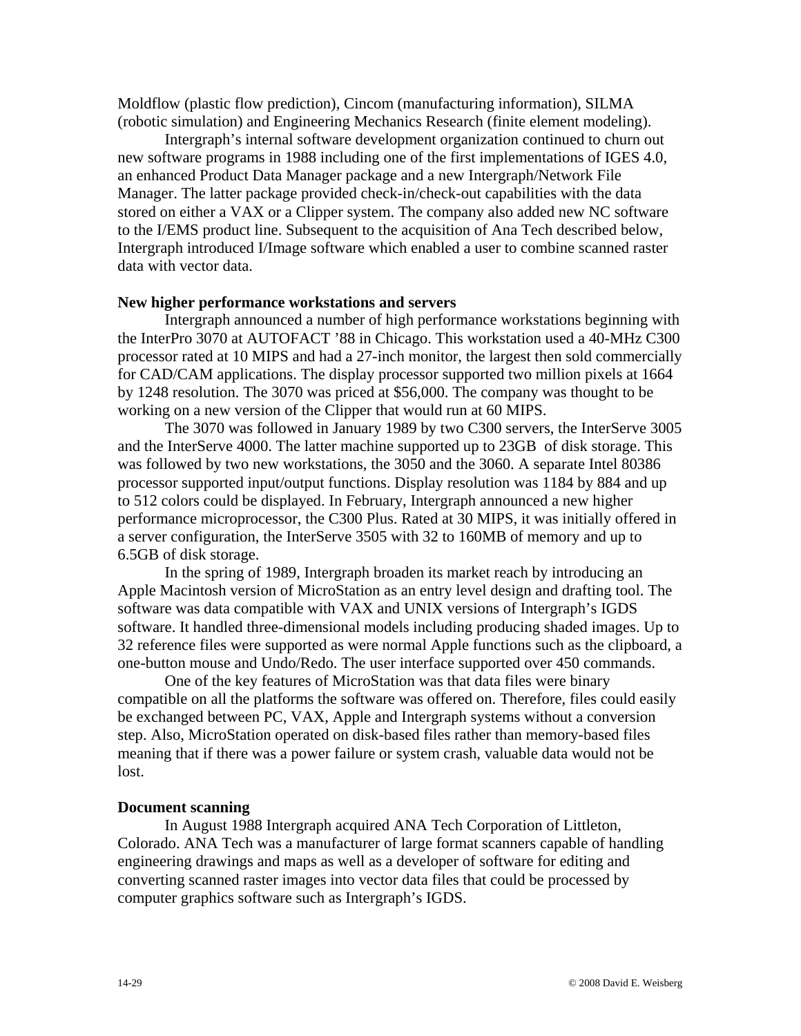Moldflow (plastic flow prediction), Cincom (manufacturing information), SILMA (robotic simulation) and Engineering Mechanics Research (finite element modeling).

Intergraph's internal software development organization continued to churn out new software programs in 1988 including one of the first implementations of IGES 4.0, an enhanced Product Data Manager package and a new Intergraph/Network File Manager. The latter package provided check-in/check-out capabilities with the data stored on either a VAX or a Clipper system. The company also added new NC software to the I/EMS product line. Subsequent to the acquisition of Ana Tech described below, Intergraph introduced I/Image software which enabled a user to combine scanned raster data with vector data.

**New higher performance workstations and servers**

Intergraph announced a number of high performance workstations beginning with the InterPro 3070 at AUTOFACT '88 in Chicago. This workstation used a 40-MHz C300 processor rated at 10 MIPS and had a 27-inch monitor, the largest then sold commercially for CAD/CAM applications. The display processor supported two million pixels at 1664 by 1248 resolution. The 3070 was priced at $56,000. The company was thought to be working on a new version of the Clipper that would run at 60 MIPS.

The 3070 was followed in January 1989 by two C300 servers, the InterServe 3005 and the InterServe 4000. The latter machine supported up to 23GB of disk storage. This was followed by two new workstations, the 3050 and the 3060. A separate Intel 80386 processor supported input/output functions. Display resolution was 1184 by 884 and up to 512 colors could be displayed. In February, Intergraph announced a new higher performance microprocessor, the C300 Plus. Rated at 30 MIPS, it was initially offered in a server configuration, the InterServe 3505 with 32 to 160MB of memory and up to 6.5GB of disk storage.

In the spring of 1989, Intergraph broaden its market reach by introducing an Apple Macintosh version of MicroStation as an entry level design and drafting tool. The software was data compatible with VAX and UNIX versions of Intergraph's IGDS software. It handled three-dimensional models including producing shaded images. Up to 32 reference files were supported as were normal Apple functions such as the clipboard, a one-button mouse and Undo/Redo. The user interface supported over 450 commands.

One of the key features of MicroStation was that data files were binary compatible on all the platforms the software was offered on. Therefore, files could easily be exchanged between PC, VAX, Apple and Intergraph systems without a conversion step. Also, MicroStation operated on disk-based files rather than memory-based files meaning that if there was a power failure or system crash, valuable data would not be lost.

**Document scanning**

In August 1988 Intergraph acquired ANA Tech Corporation of Littleton, Colorado. ANA Tech was a manufacturer of large format scanners capable of handling engineering drawings and maps as well as a developer of software for editing and converting scanned raster images into vector data files that could be processed by computer graphics software such as Intergraph's IGDS.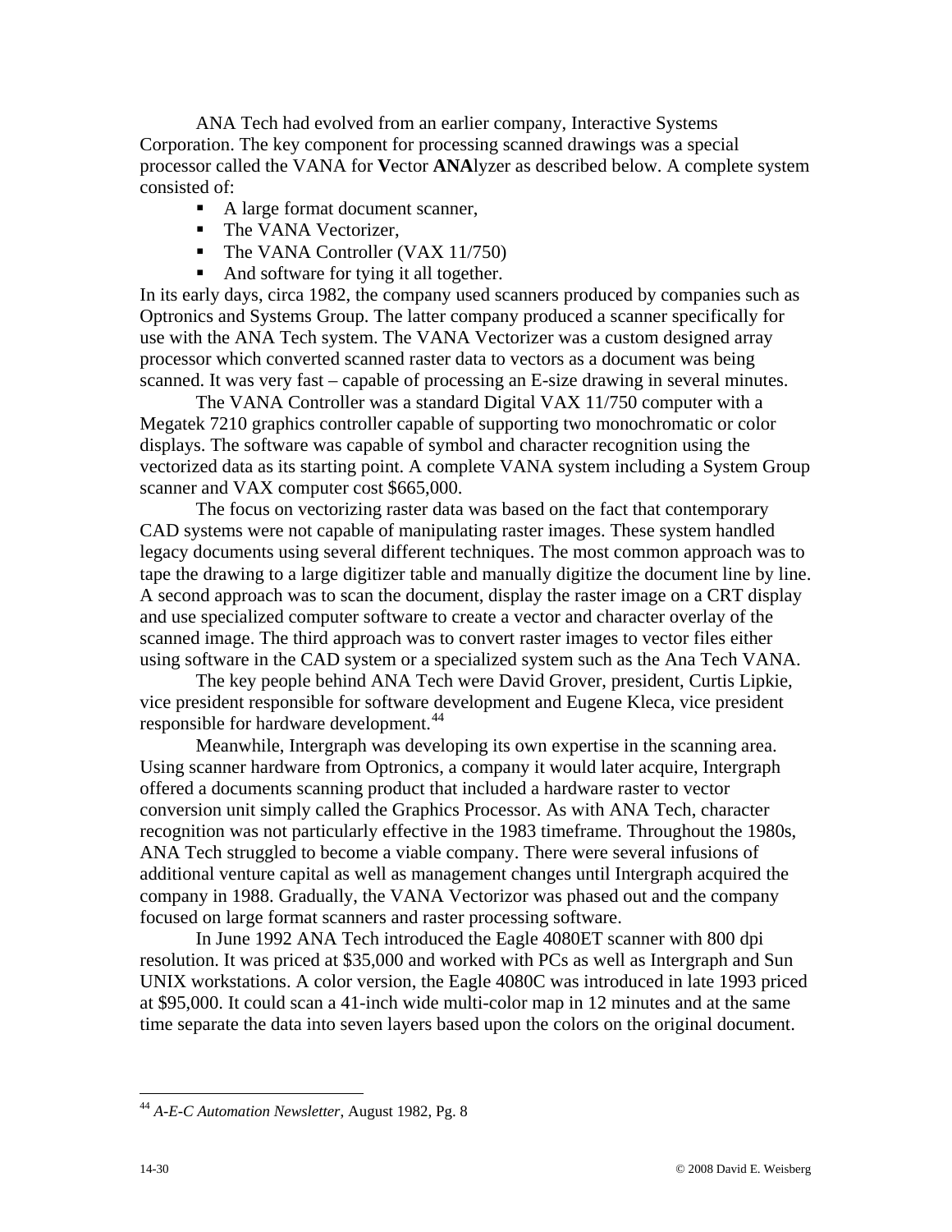ANA Tech had evolved from an earlier company, Interactive Systems Corporation. The key component for processing scanned drawings was a special processor called the VANA for **V**ector **ANA**lyzer as described below. A complete system consisted of:

- A large format document scanner,
- The VANA Vectorizer,
- The VANA Controller (VAX 11/750)
- And software for tying it all together.

In its early days, circa 1982, the company used scanners produced by companies such as Optronics and Systems Group. The latter company produced a scanner specifically for use with the ANA Tech system. The VANA Vectorizer was a custom designed array processor which converted scanned raster data to vectors as a document was being scanned. It was very fast – capable of processing an E-size drawing in several minutes.

The VANA Controller was a standard Digital VAX 11/750 computer with a Megatek 7210 graphics controller capable of supporting two monochromatic or color displays. The software was capable of symbol and character recognition using the vectorized data as its starting point. A complete VANA system including a System Group scanner and VAX computer cost $665,000.

The focus on vectorizing raster data was based on the fact that contemporary CAD systems were not capable of manipulating raster images. These system handled legacy documents using several different techniques. The most common approach was to tape the drawing to a large digitizer table and manually digitize the document line by line. A second approach was to scan the document, display the raster image on a CRT display and use specialized computer software to create a vector and character overlay of the scanned image. The third approach was to convert raster images to vector files either using software in the CAD system or a specialized system such as the Ana Tech VANA.

The key people behind ANA Tech were David Grover, president, Curtis Lipkie, vice president responsible for software development and Eugene Kleca, vice president responsible for hardware development.[44]

Meanwhile, Intergraph was developing its own expertise in the scanning area. Using scanner hardware from Optronics, a company it would later acquire, Intergraph offered a documents scanning product that included a hardware raster to vector conversion unit simply called the Graphics Processor. As with ANA Tech, character recognition was not particularly effective in the 1983 timeframe. Throughout the 1980s, ANA Tech struggled to become a viable company. There were several infusions of additional venture capital as well as management changes until Intergraph acquired the company in 1988. Gradually, the VANA Vectorizor was phased out and the company focused on large format scanners and raster processing software.

In June 1992 ANA Tech introduced the Eagle 4080ET scanner with 800 dpi resolution. It was priced at $35,000 and worked with PCs as well as Intergraph and Sun UNIX workstations. A color version, the Eagle 4080C was introduced in late 1993 priced at $95,000. It could scan a 41-inch wide multi-color map in 12 minutes and at the same time separate the data into seven layers based upon the colors on the original document.

---

[44] *A-E-C Automation Newsletter*, August 1982, Pg. 8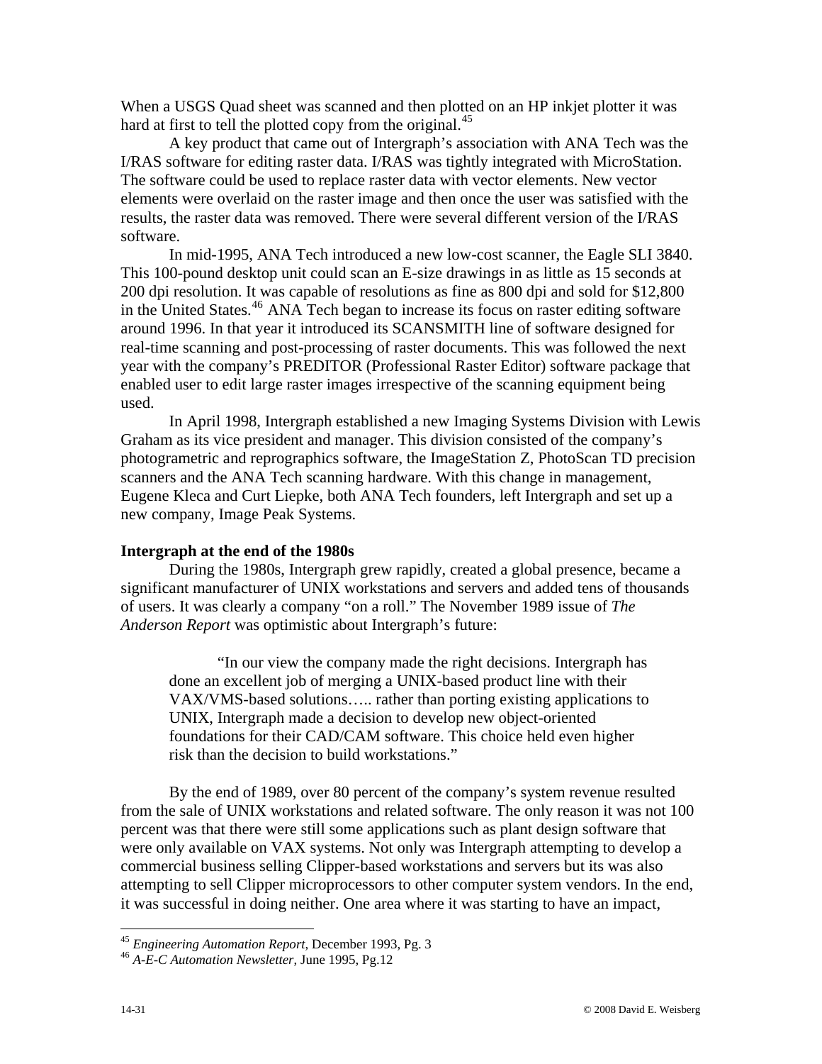When a USGS Quad sheet was scanned and then plotted on an HP inkjet plotter it was hard at first to tell the plotted copy from the original.[45]

A key product that came out of Intergraph's association with ANA Tech was the I/RAS software for editing raster data. I/RAS was tightly integrated with MicroStation. The software could be used to replace raster data with vector elements. New vector elements were overlaid on the raster image and then once the user was satisfied with the results, the raster data was removed. There were several different version of the I/RAS software.

In mid-1995, ANA Tech introduced a new low-cost scanner, the Eagle SLI 3840. This 100-pound desktop unit could scan an E-size drawings in as little as 15 seconds at 200 dpi resolution. It was capable of resolutions as fine as 800 dpi and sold for $12,800 in the United States.[46] ANA Tech began to increase its focus on raster editing software around 1996. In that year it introduced its SCANSMITH line of software designed for real-time scanning and post-processing of raster documents. This was followed the next year with the company's PREDITOR (Professional Raster Editor) software package that enabled user to edit large raster images irrespective of the scanning equipment being used.

In April 1998, Intergraph established a new Imaging Systems Division with Lewis Graham as its vice president and manager. This division consisted of the company's photogrametric and reprographics software, the ImageStation Z, PhotoScan TD precision scanners and the ANA Tech scanning hardware. With this change in management, Eugene Kleca and Curt Liepke, both ANA Tech founders, left Intergraph and set up a new company, Image Peak Systems.

**Intergraph at the end of the 1980s**

During the 1980s, Intergraph grew rapidly, created a global presence, became a significant manufacturer of UNIX workstations and servers and added tens of thousands of users. It was clearly a company "on a roll." The November 1989 issue of *The Anderson Report* was optimistic about Intergraph's future:

> "In our view the company made the right decisions. Intergraph has done an excellent job of merging a UNIX-based product line with their VAX/VMS-based solutions….. rather than porting existing applications to UNIX, Intergraph made a decision to develop new object-oriented foundations for their CAD/CAM software. This choice held even higher risk than the decision to build workstations."

By the end of 1989, over 80 percent of the company's system revenue resulted from the sale of UNIX workstations and related software. The only reason it was not 100 percent was that there were still some applications such as plant design software that were only available on VAX systems. Not only was Intergraph attempting to develop a commercial business selling Clipper-based workstations and servers but its was also attempting to sell Clipper microprocessors to other computer system vendors. In the end, it was successful in doing neither. One area where it was starting to have an impact,

[45] *Engineering Automation Report*, December 1993, Pg. 3

[46] *A-E-C Automation Newsletter*, June 1995, Pg.12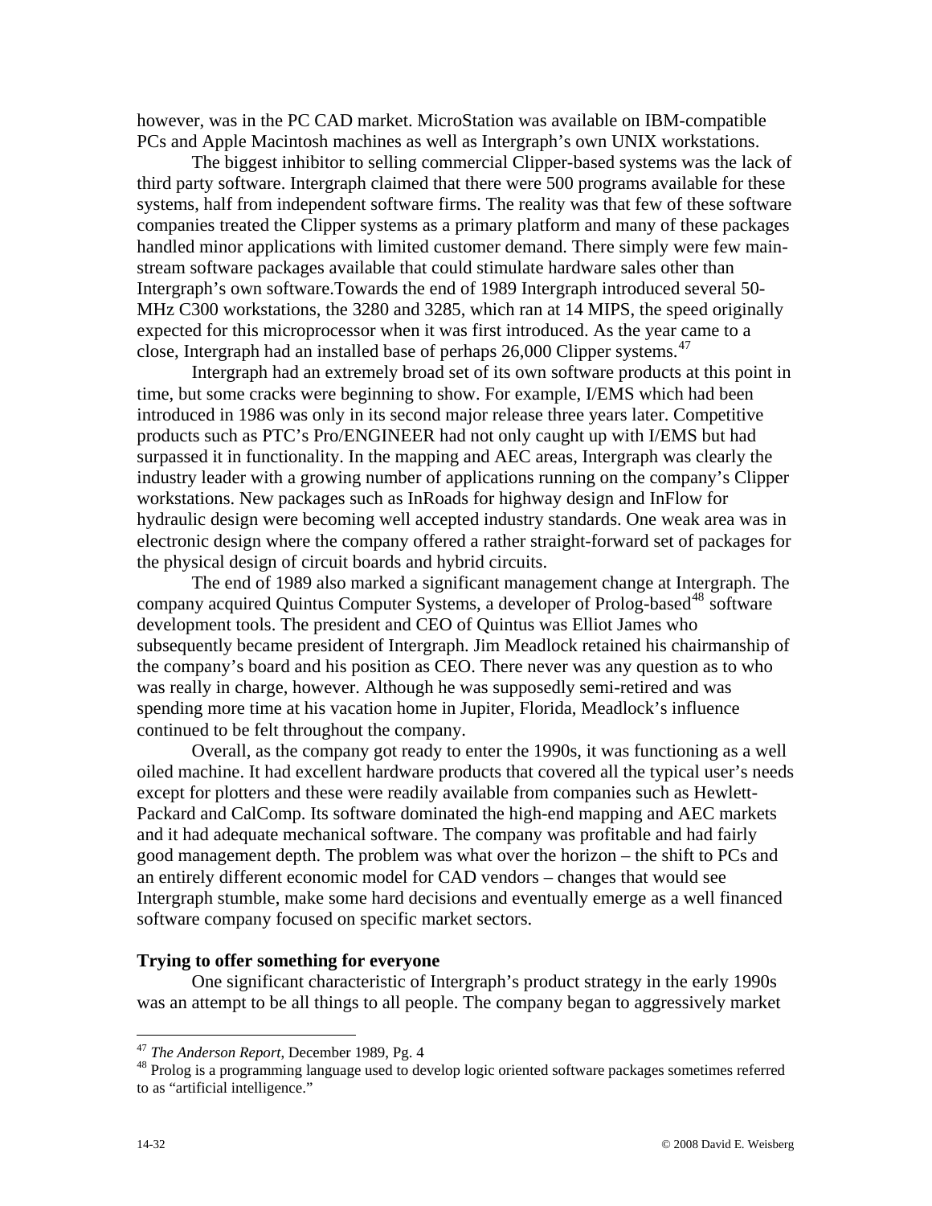however, was in the PC CAD market. MicroStation was available on IBM-compatible PCs and Apple Macintosh machines as well as Intergraph's own UNIX workstations.

The biggest inhibitor to selling commercial Clipper-based systems was the lack of third party software. Intergraph claimed that there were 500 programs available for these systems, half from independent software firms. The reality was that few of these software companies treated the Clipper systems as a primary platform and many of these packages handled minor applications with limited customer demand. There simply were few main-stream software packages available that could stimulate hardware sales other than Intergraph's own software.Towards the end of 1989 Intergraph introduced several 50-MHz C300 workstations, the 3280 and 3285, which ran at 14 MIPS, the speed originally expected for this microprocessor when it was first introduced. As the year came to a close, Intergraph had an installed base of perhaps 26,000 Clipper systems.[47]

Intergraph had an extremely broad set of its own software products at this point in time, but some cracks were beginning to show. For example, I/EMS which had been introduced in 1986 was only in its second major release three years later. Competitive products such as PTC's Pro/ENGINEER had not only caught up with I/EMS but had surpassed it in functionality. In the mapping and AEC areas, Intergraph was clearly the industry leader with a growing number of applications running on the company's Clipper workstations. New packages such as InRoads for highway design and InFlow for hydraulic design were becoming well accepted industry standards. One weak area was in electronic design where the company offered a rather straight-forward set of packages for the physical design of circuit boards and hybrid circuits.

The end of 1989 also marked a significant management change at Intergraph. The company acquired Quintus Computer Systems, a developer of Prolog-based[48] software development tools. The president and CEO of Quintus was Elliot James who subsequently became president of Intergraph. Jim Meadlock retained his chairmanship of the company's board and his position as CEO. There never was any question as to who was really in charge, however. Although he was supposedly semi-retired and was spending more time at his vacation home in Jupiter, Florida, Meadlock's influence continued to be felt throughout the company.

Overall, as the company got ready to enter the 1990s, it was functioning as a well oiled machine. It had excellent hardware products that covered all the typical user's needs except for plotters and these were readily available from companies such as Hewlett-Packard and CalComp. Its software dominated the high-end mapping and AEC markets and it had adequate mechanical software. The company was profitable and had fairly good management depth. The problem was what over the horizon – the shift to PCs and an entirely different economic model for CAD vendors – changes that would see Intergraph stumble, make some hard decisions and eventually emerge as a well financed software company focused on specific market sectors.

### Trying to offer something for everyone

One significant characteristic of Intergraph's product strategy in the early 1990s was an attempt to be all things to all people. The company began to aggressively market

---

[47] *The Anderson Report*, December 1989, Pg. 4

[48] Prolog is a programming language used to develop logic oriented software packages sometimes referred to as "artificial intelligence."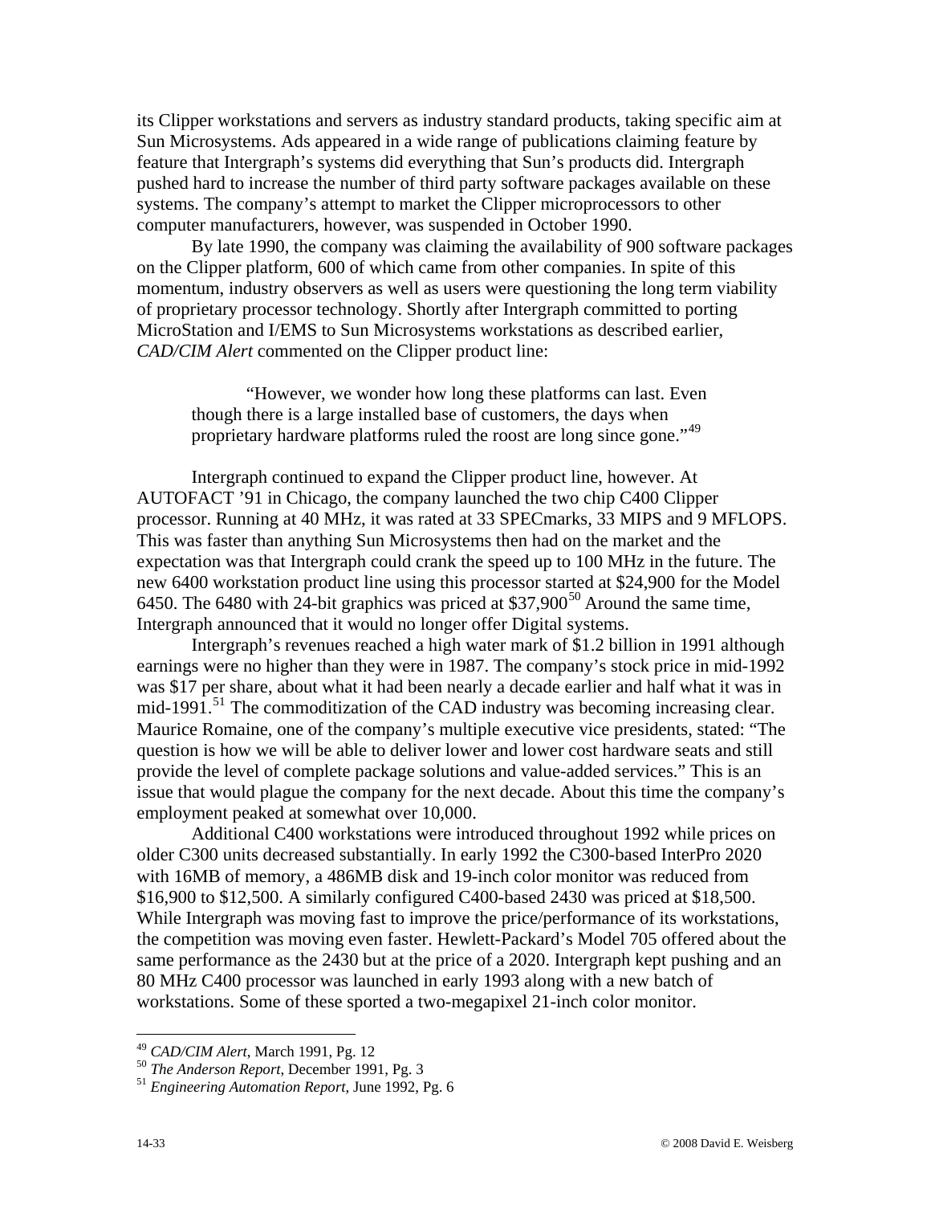its Clipper workstations and servers as industry standard products, taking specific aim at Sun Microsystems. Ads appeared in a wide range of publications claiming feature by feature that Intergraph's systems did everything that Sun's products did. Intergraph pushed hard to increase the number of third party software packages available on these systems. The company's attempt to market the Clipper microprocessors to other computer manufacturers, however, was suspended in October 1990.

By late 1990, the company was claiming the availability of 900 software packages on the Clipper platform, 600 of which came from other companies. In spite of this momentum, industry observers as well as users were questioning the long term viability of proprietary processor technology. Shortly after Intergraph committed to porting MicroStation and I/EMS to Sun Microsystems workstations as described earlier, *CAD/CIM Alert* commented on the Clipper product line:

> "However, we wonder how long these platforms can last. Even though there is a large installed base of customers, the days when proprietary hardware platforms ruled the roost are long since gone."[49]

Intergraph continued to expand the Clipper product line, however. At AUTOFACT '91 in Chicago, the company launched the two chip C400 Clipper processor. Running at 40 MHz, it was rated at 33 SPECmarks, 33 MIPS and 9 MFLOPS. This was faster than anything Sun Microsystems then had on the market and the expectation was that Intergraph could crank the speed up to 100 MHz in the future. The new 6400 workstation product line using this processor started at $24,900 for the Model 6450. The 6480 with 24-bit graphics was priced at $37,900[50] Around the same time, Intergraph announced that it would no longer offer Digital systems.

Intergraph's revenues reached a high water mark of $1.2 billion in 1991 although earnings were no higher than they were in 1987. The company's stock price in mid-1992 was $17 per share, about what it had been nearly a decade earlier and half what it was in mid-1991.[51] The commoditization of the CAD industry was becoming increasing clear. Maurice Romaine, one of the company's multiple executive vice presidents, stated: "The question is how we will be able to deliver lower and lower cost hardware seats and still provide the level of complete package solutions and value-added services." This is an issue that would plague the company for the next decade. About this time the company's employment peaked at somewhat over 10,000.

Additional C400 workstations were introduced throughout 1992 while prices on older C300 units decreased substantially. In early 1992 the C300-based InterPro 2020 with 16MB of memory, a 486MB disk and 19-inch color monitor was reduced from $16,900 to $12,500. A similarly configured C400-based 2430 was priced at $18,500. While Intergraph was moving fast to improve the price/performance of its workstations, the competition was moving even faster. Hewlett-Packard's Model 705 offered about the same performance as the 2430 but at the price of a 2020. Intergraph kept pushing and an 80 MHz C400 processor was launched in early 1993 along with a new batch of workstations. Some of these sported a two-megapixel 21-inch color monitor.

---

[49] *CAD/CIM Alert*, March 1991, Pg. 12

[50] *The Anderson Report*, December 1991, Pg. 3

[51] *Engineering Automation Report*, June 1992, Pg. 6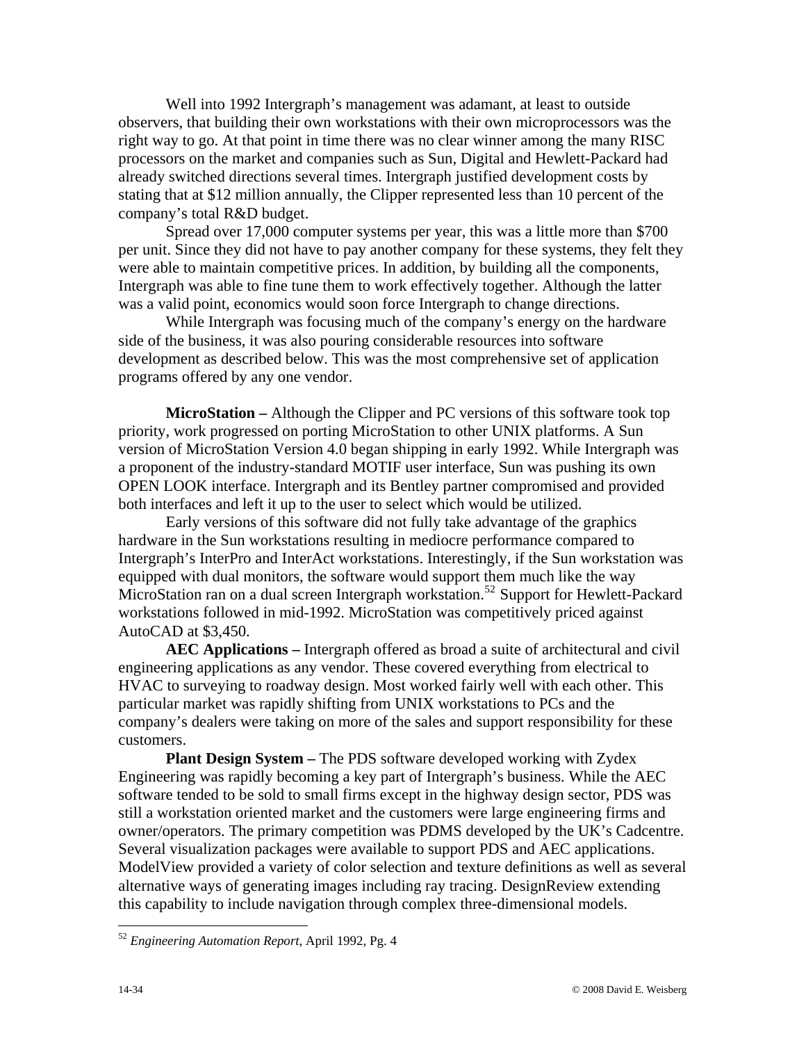Well into 1992 Intergraph's management was adamant, at least to outside observers, that building their own workstations with their own microprocessors was the right way to go. At that point in time there was no clear winner among the many RISC processors on the market and companies such as Sun, Digital and Hewlett-Packard had already switched directions several times. Intergraph justified development costs by stating that at $12 million annually, the Clipper represented less than 10 percent of the company's total R&D budget.

Spread over 17,000 computer systems per year, this was a little more than $700 per unit. Since they did not have to pay another company for these systems, they felt they were able to maintain competitive prices. In addition, by building all the components, Intergraph was able to fine tune them to work effectively together. Although the latter was a valid point, economics would soon force Intergraph to change directions.

While Intergraph was focusing much of the company's energy on the hardware side of the business, it was also pouring considerable resources into software development as described below. This was the most comprehensive set of application programs offered by any one vendor.

**MicroStation –** Although the Clipper and PC versions of this software took top priority, work progressed on porting MicroStation to other UNIX platforms. A Sun version of MicroStation Version 4.0 began shipping in early 1992. While Intergraph was a proponent of the industry-standard MOTIF user interface, Sun was pushing its own OPEN LOOK interface. Intergraph and its Bentley partner compromised and provided both interfaces and left it up to the user to select which would be utilized.

Early versions of this software did not fully take advantage of the graphics hardware in the Sun workstations resulting in mediocre performance compared to Intergraph's InterPro and InterAct workstations. Interestingly, if the Sun workstation was equipped with dual monitors, the software would support them much like the way MicroStation ran on a dual screen Intergraph workstation.[52] Support for Hewlett-Packard workstations followed in mid-1992. MicroStation was competitively priced against AutoCAD at $3,450.

**AEC Applications –** Intergraph offered as broad a suite of architectural and civil engineering applications as any vendor. These covered everything from electrical to HVAC to surveying to roadway design. Most worked fairly well with each other. This particular market was rapidly shifting from UNIX workstations to PCs and the company's dealers were taking on more of the sales and support responsibility for these customers.

**Plant Design System –** The PDS software developed working with Zydex Engineering was rapidly becoming a key part of Intergraph's business. While the AEC software tended to be sold to small firms except in the highway design sector, PDS was still a workstation oriented market and the customers were large engineering firms and owner/operators. The primary competition was PDMS developed by the UK's Cadcentre. Several visualization packages were available to support PDS and AEC applications. ModelView provided a variety of color selection and texture definitions as well as several alternative ways of generating images including ray tracing. DesignReview extending this capability to include navigation through complex three-dimensional models.

---

[52] *Engineering Automation Report*, April 1992, Pg. 4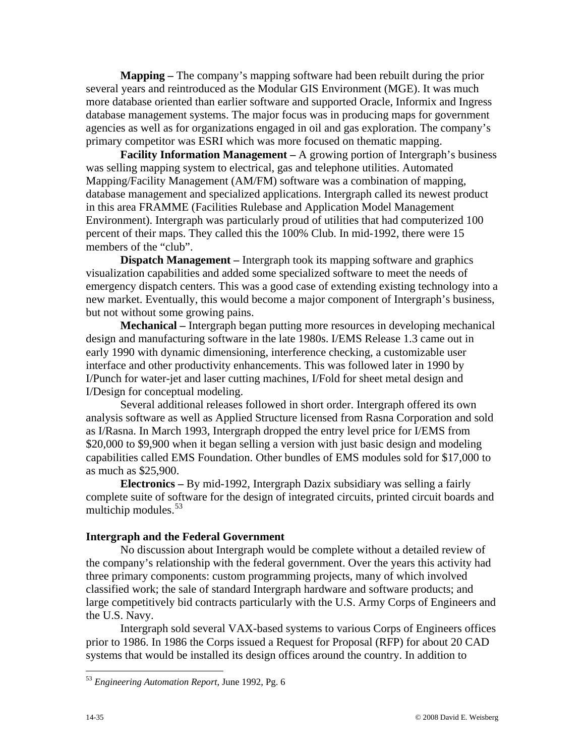**Mapping –** The company's mapping software had been rebuilt during the prior several years and reintroduced as the Modular GIS Environment (MGE). It was much more database oriented than earlier software and supported Oracle, Informix and Ingress database management systems. The major focus was in producing maps for government agencies as well as for organizations engaged in oil and gas exploration. The company's primary competitor was ESRI which was more focused on thematic mapping.

**Facility Information Management –** A growing portion of Intergraph's business was selling mapping system to electrical, gas and telephone utilities. Automated Mapping/Facility Management (AM/FM) software was a combination of mapping, database management and specialized applications. Intergraph called its newest product in this area FRAMME (Facilities Rulebase and Application Model Management Environment). Intergraph was particularly proud of utilities that had computerized 100 percent of their maps. They called this the 100% Club. In mid-1992, there were 15 members of the "club".

**Dispatch Management –** Intergraph took its mapping software and graphics visualization capabilities and added some specialized software to meet the needs of emergency dispatch centers. This was a good case of extending existing technology into a new market. Eventually, this would become a major component of Intergraph's business, but not without some growing pains.

**Mechanical –** Intergraph began putting more resources in developing mechanical design and manufacturing software in the late 1980s. I/EMS Release 1.3 came out in early 1990 with dynamic dimensioning, interference checking, a customizable user interface and other productivity enhancements. This was followed later in 1990 by I/Punch for water-jet and laser cutting machines, I/Fold for sheet metal design and I/Design for conceptual modeling.

Several additional releases followed in short order. Intergraph offered its own analysis software as well as Applied Structure licensed from Rasna Corporation and sold as I/Rasna. In March 1993, Intergraph dropped the entry level price for I/EMS from $20,000 to $9,900 when it began selling a version with just basic design and modeling capabilities called EMS Foundation. Other bundles of EMS modules sold for $17,000 to as much as $25,900.

**Electronics –** By mid-1992, Intergraph Dazix subsidiary was selling a fairly complete suite of software for the design of integrated circuits, printed circuit boards and multichip modules.[53]

### Intergraph and the Federal Government

No discussion about Intergraph would be complete without a detailed review of the company's relationship with the federal government. Over the years this activity had three primary components: custom programming projects, many of which involved classified work; the sale of standard Intergraph hardware and software products; and large competitively bid contracts particularly with the U.S. Army Corps of Engineers and the U.S. Navy.

Intergraph sold several VAX-based systems to various Corps of Engineers offices prior to 1986. In 1986 the Corps issued a Request for Proposal (RFP) for about 20 CAD systems that would be installed its design offices around the country. In addition to

[53] *Engineering Automation Report*, June 1992, Pg. 6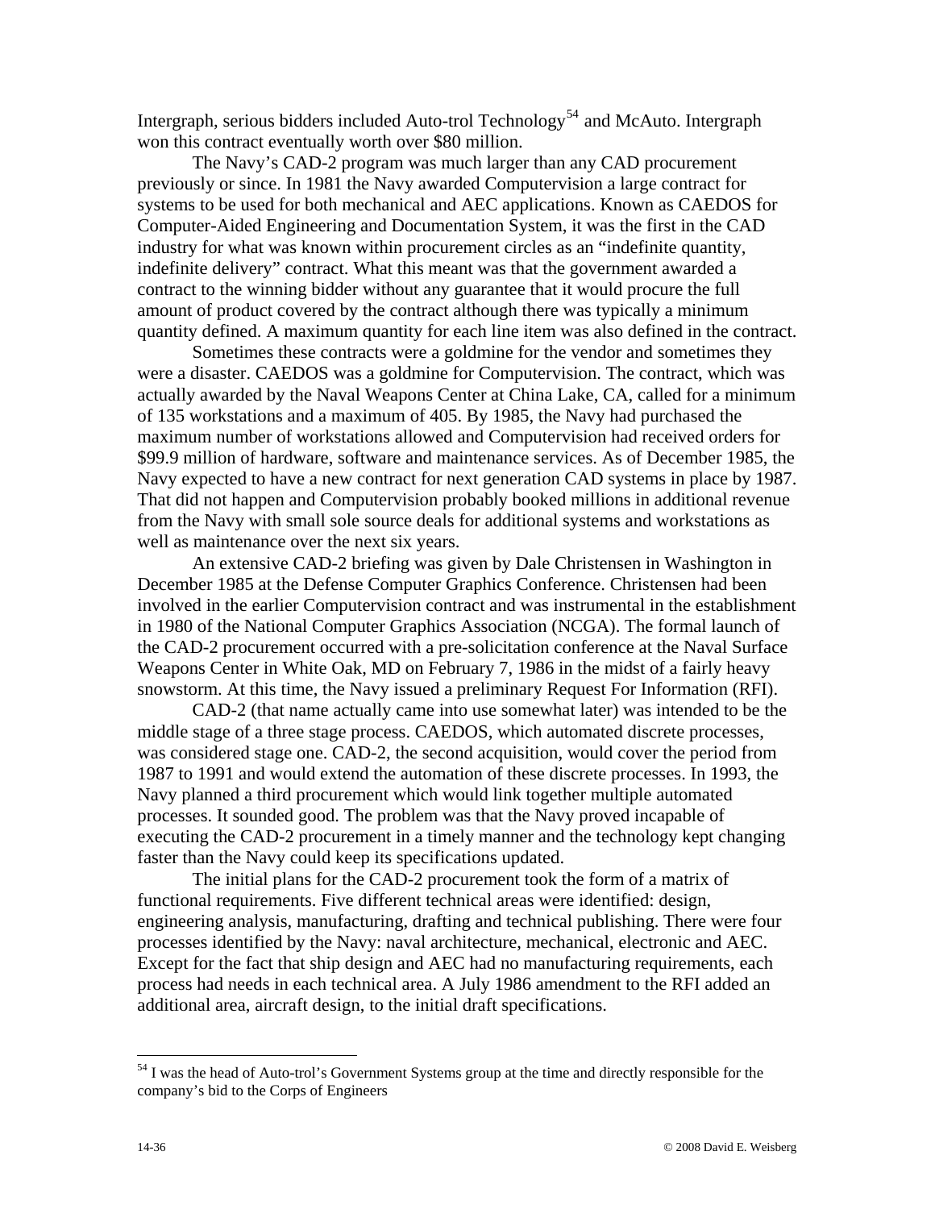Intergraph, serious bidders included Auto-trol Technology[54] and McAuto. Intergraph won this contract eventually worth over $80 million.

The Navy's CAD-2 program was much larger than any CAD procurement previously or since. In 1981 the Navy awarded Computervision a large contract for systems to be used for both mechanical and AEC applications. Known as CAEDOS for Computer-Aided Engineering and Documentation System, it was the first in the CAD industry for what was known within procurement circles as an "indefinite quantity, indefinite delivery" contract. What this meant was that the government awarded a contract to the winning bidder without any guarantee that it would procure the full amount of product covered by the contract although there was typically a minimum quantity defined. A maximum quantity for each line item was also defined in the contract.

Sometimes these contracts were a goldmine for the vendor and sometimes they were a disaster. CAEDOS was a goldmine for Computervision. The contract, which was actually awarded by the Naval Weapons Center at China Lake, CA, called for a minimum of 135 workstations and a maximum of 405. By 1985, the Navy had purchased the maximum number of workstations allowed and Computervision had received orders for $99.9 million of hardware, software and maintenance services. As of December 1985, the Navy expected to have a new contract for next generation CAD systems in place by 1987. That did not happen and Computervision probably booked millions in additional revenue from the Navy with small sole source deals for additional systems and workstations as well as maintenance over the next six years.

An extensive CAD-2 briefing was given by Dale Christensen in Washington in December 1985 at the Defense Computer Graphics Conference. Christensen had been involved in the earlier Computervision contract and was instrumental in the establishment in 1980 of the National Computer Graphics Association (NCGA). The formal launch of the CAD-2 procurement occurred with a pre-solicitation conference at the Naval Surface Weapons Center in White Oak, MD on February 7, 1986 in the midst of a fairly heavy snowstorm. At this time, the Navy issued a preliminary Request For Information (RFI).

CAD-2 (that name actually came into use somewhat later) was intended to be the middle stage of a three stage process. CAEDOS, which automated discrete processes, was considered stage one. CAD-2, the second acquisition, would cover the period from 1987 to 1991 and would extend the automation of these discrete processes. In 1993, the Navy planned a third procurement which would link together multiple automated processes. It sounded good. The problem was that the Navy proved incapable of executing the CAD-2 procurement in a timely manner and the technology kept changing faster than the Navy could keep its specifications updated.

The initial plans for the CAD-2 procurement took the form of a matrix of functional requirements. Five different technical areas were identified: design, engineering analysis, manufacturing, drafting and technical publishing. There were four processes identified by the Navy: naval architecture, mechanical, electronic and AEC. Except for the fact that ship design and AEC had no manufacturing requirements, each process had needs in each technical area. A July 1986 amendment to the RFI added an additional area, aircraft design, to the initial draft specifications.

---

[54] I was the head of Auto-trol's Government Systems group at the time and directly responsible for the company's bid to the Corps of Engineers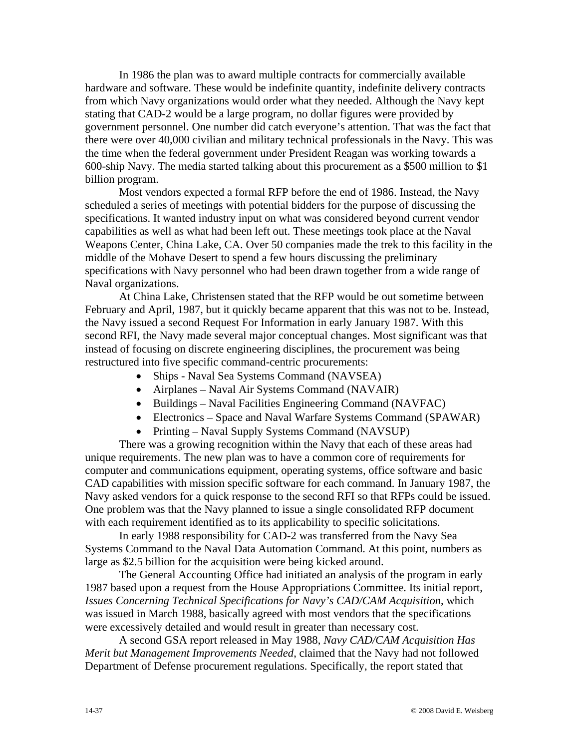In 1986 the plan was to award multiple contracts for commercially available hardware and software. These would be indefinite quantity, indefinite delivery contracts from which Navy organizations would order what they needed. Although the Navy kept stating that CAD-2 would be a large program, no dollar figures were provided by government personnel. One number did catch everyone's attention. That was the fact that there were over 40,000 civilian and military technical professionals in the Navy. This was the time when the federal government under President Reagan was working towards a 600-ship Navy. The media started talking about this procurement as a $500 million to $1 billion program.

Most vendors expected a formal RFP before the end of 1986. Instead, the Navy scheduled a series of meetings with potential bidders for the purpose of discussing the specifications. It wanted industry input on what was considered beyond current vendor capabilities as well as what had been left out. These meetings took place at the Naval Weapons Center, China Lake, CA. Over 50 companies made the trek to this facility in the middle of the Mohave Desert to spend a few hours discussing the preliminary specifications with Navy personnel who had been drawn together from a wide range of Naval organizations.

At China Lake, Christensen stated that the RFP would be out sometime between February and April, 1987, but it quickly became apparent that this was not to be. Instead, the Navy issued a second Request For Information in early January 1987. With this second RFI, the Navy made several major conceptual changes. Most significant was that instead of focusing on discrete engineering disciplines, the procurement was being restructured into five specific command-centric procurements:

- Ships - Naval Sea Systems Command (NAVSEA)
- Airplanes – Naval Air Systems Command (NAVAIR)
- Buildings – Naval Facilities Engineering Command (NAVFAC)
- Electronics – Space and Naval Warfare Systems Command (SPAWAR)
- Printing – Naval Supply Systems Command (NAVSUP)

There was a growing recognition within the Navy that each of these areas had unique requirements. The new plan was to have a common core of requirements for computer and communications equipment, operating systems, office software and basic CAD capabilities with mission specific software for each command. In January 1987, the Navy asked vendors for a quick response to the second RFI so that RFPs could be issued. One problem was that the Navy planned to issue a single consolidated RFP document with each requirement identified as to its applicability to specific solicitations.

In early 1988 responsibility for CAD-2 was transferred from the Navy Sea Systems Command to the Naval Data Automation Command. At this point, numbers as large as $2.5 billion for the acquisition were being kicked around.

The General Accounting Office had initiated an analysis of the program in early 1987 based upon a request from the House Appropriations Committee. Its initial report, *Issues Concerning Technical Specifications for Navy's CAD/CAM Acquisition*, which was issued in March 1988, basically agreed with most vendors that the specifications were excessively detailed and would result in greater than necessary cost.

A second GSA report released in May 1988, *Navy CAD/CAM Acquisition Has Merit but Management Improvements Needed*, claimed that the Navy had not followed Department of Defense procurement regulations. Specifically, the report stated that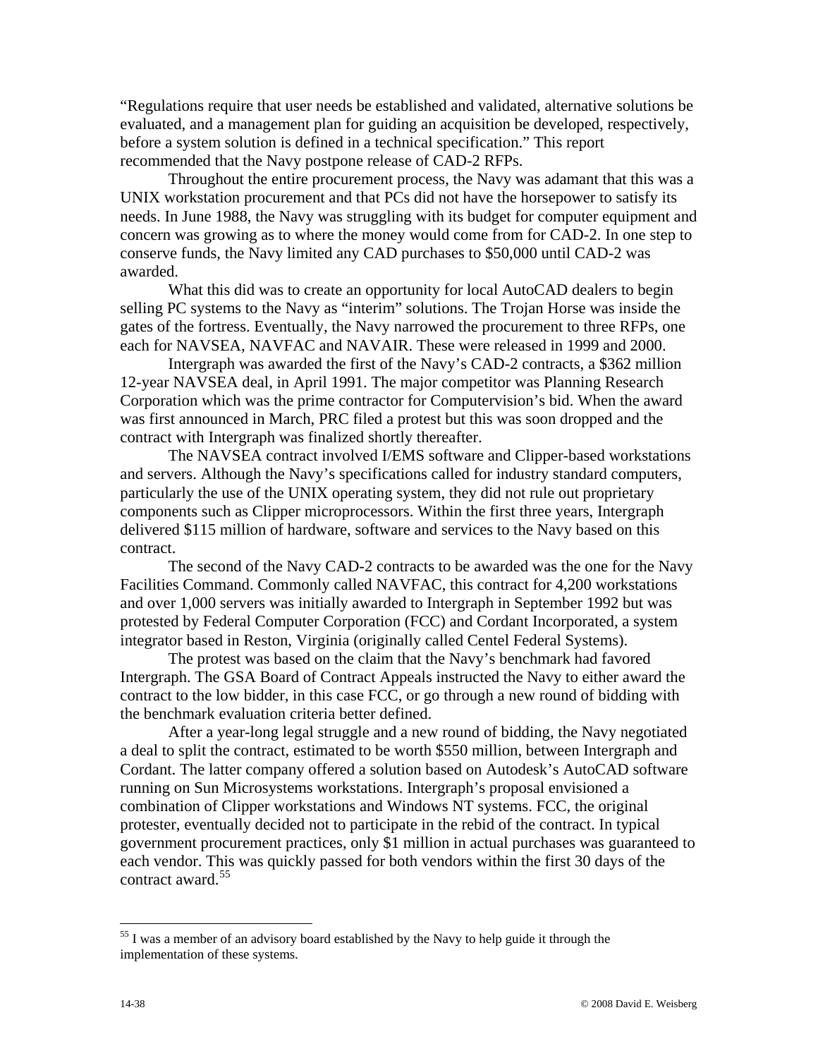"Regulations require that user needs be established and validated, alternative solutions be evaluated, and a management plan for guiding an acquisition be developed, respectively, before a system solution is defined in a technical specification." This report recommended that the Navy postpone release of CAD-2 RFPs.

Throughout the entire procurement process, the Navy was adamant that this was a UNIX workstation procurement and that PCs did not have the horsepower to satisfy its needs. In June 1988, the Navy was struggling with its budget for computer equipment and concern was growing as to where the money would come from for CAD-2. In one step to conserve funds, the Navy limited any CAD purchases to $50,000 until CAD-2 was awarded.

What this did was to create an opportunity for local AutoCAD dealers to begin selling PC systems to the Navy as "interim" solutions. The Trojan Horse was inside the gates of the fortress. Eventually, the Navy narrowed the procurement to three RFPs, one each for NAVSEA, NAVFAC and NAVAIR. These were released in 1999 and 2000.

Intergraph was awarded the first of the Navy's CAD-2 contracts, a $362 million 12-year NAVSEA deal, in April 1991. The major competitor was Planning Research Corporation which was the prime contractor for Computervision's bid. When the award was first announced in March, PRC filed a protest but this was soon dropped and the contract with Intergraph was finalized shortly thereafter.

The NAVSEA contract involved I/EMS software and Clipper-based workstations and servers. Although the Navy's specifications called for industry standard computers, particularly the use of the UNIX operating system, they did not rule out proprietary components such as Clipper microprocessors. Within the first three years, Intergraph delivered $115 million of hardware, software and services to the Navy based on this contract.

The second of the Navy CAD-2 contracts to be awarded was the one for the Navy Facilities Command. Commonly called NAVFAC, this contract for 4,200 workstations and over 1,000 servers was initially awarded to Intergraph in September 1992 but was protested by Federal Computer Corporation (FCC) and Cordant Incorporated, a system integrator based in Reston, Virginia (originally called Centel Federal Systems).

The protest was based on the claim that the Navy's benchmark had favored Intergraph. The GSA Board of Contract Appeals instructed the Navy to either award the contract to the low bidder, in this case FCC, or go through a new round of bidding with the benchmark evaluation criteria better defined.

After a year-long legal struggle and a new round of bidding, the Navy negotiated a deal to split the contract, estimated to be worth $550 million, between Intergraph and Cordant. The latter company offered a solution based on Autodesk's AutoCAD software running on Sun Microsystems workstations. Intergraph's proposal envisioned a combination of Clipper workstations and Windows NT systems. FCC, the original protester, eventually decided not to participate in the rebid of the contract. In typical government procurement practices, only $1 million in actual purchases was guaranteed to each vendor. This was quickly passed for both vendors within the first 30 days of the contract award.[55]

---

[55] I was a member of an advisory board established by the Navy to help guide it through the implementation of these systems.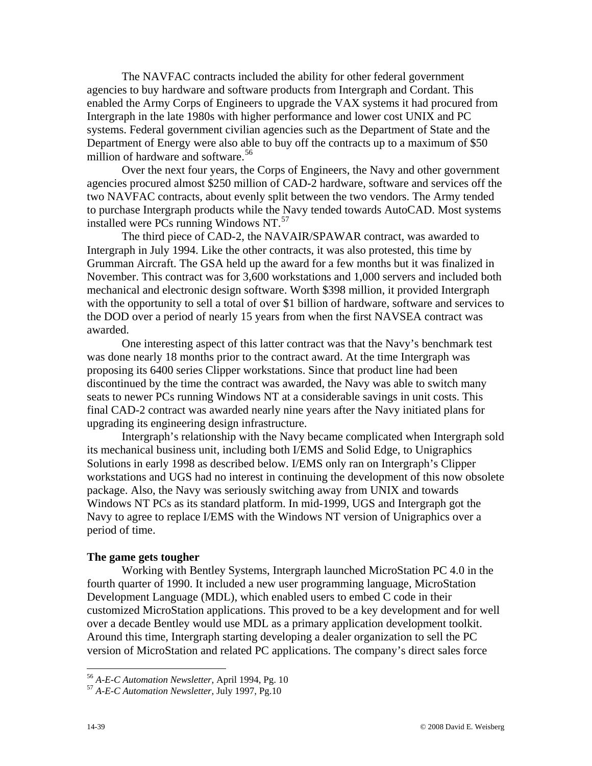The NAVFAC contracts included the ability for other federal government agencies to buy hardware and software products from Intergraph and Cordant. This enabled the Army Corps of Engineers to upgrade the VAX systems it had procured from Intergraph in the late 1980s with higher performance and lower cost UNIX and PC systems. Federal government civilian agencies such as the Department of State and the Department of Energy were also able to buy off the contracts up to a maximum of $50 million of hardware and software.[56]

Over the next four years, the Corps of Engineers, the Navy and other government agencies procured almost $250 million of CAD-2 hardware, software and services off the two NAVFAC contracts, about evenly split between the two vendors. The Army tended to purchase Intergraph products while the Navy tended towards AutoCAD. Most systems installed were PCs running Windows NT.[57]

The third piece of CAD-2, the NAVAIR/SPAWAR contract, was awarded to Intergraph in July 1994. Like the other contracts, it was also protested, this time by Grumman Aircraft. The GSA held up the award for a few months but it was finalized in November. This contract was for 3,600 workstations and 1,000 servers and included both mechanical and electronic design software. Worth $398 million, it provided Intergraph with the opportunity to sell a total of over $1 billion of hardware, software and services to the DOD over a period of nearly 15 years from when the first NAVSEA contract was awarded.

One interesting aspect of this latter contract was that the Navy's benchmark test was done nearly 18 months prior to the contract award. At the time Intergraph was proposing its 6400 series Clipper workstations. Since that product line had been discontinued by the time the contract was awarded, the Navy was able to switch many seats to newer PCs running Windows NT at a considerable savings in unit costs. This final CAD-2 contract was awarded nearly nine years after the Navy initiated plans for upgrading its engineering design infrastructure.

Intergraph's relationship with the Navy became complicated when Intergraph sold its mechanical business unit, including both I/EMS and Solid Edge, to Unigraphics Solutions in early 1998 as described below. I/EMS only ran on Intergraph's Clipper workstations and UGS had no interest in continuing the development of this now obsolete package. Also, the Navy was seriously switching away from UNIX and towards Windows NT PCs as its standard platform. In mid-1999, UGS and Intergraph got the Navy to agree to replace I/EMS with the Windows NT version of Unigraphics over a period of time.

**The game gets tougher**

Working with Bentley Systems, Intergraph launched MicroStation PC 4.0 in the fourth quarter of 1990. It included a new user programming language, MicroStation Development Language (MDL), which enabled users to embed C code in their customized MicroStation applications. This proved to be a key development and for well over a decade Bentley would use MDL as a primary application development toolkit. Around this time, Intergraph starting developing a dealer organization to sell the PC version of MicroStation and related PC applications. The company's direct sales force

---

[56] *A-E-C Automation Newsletter*, April 1994, Pg. 10

[57] *A-E-C Automation Newsletter*, July 1997, Pg.10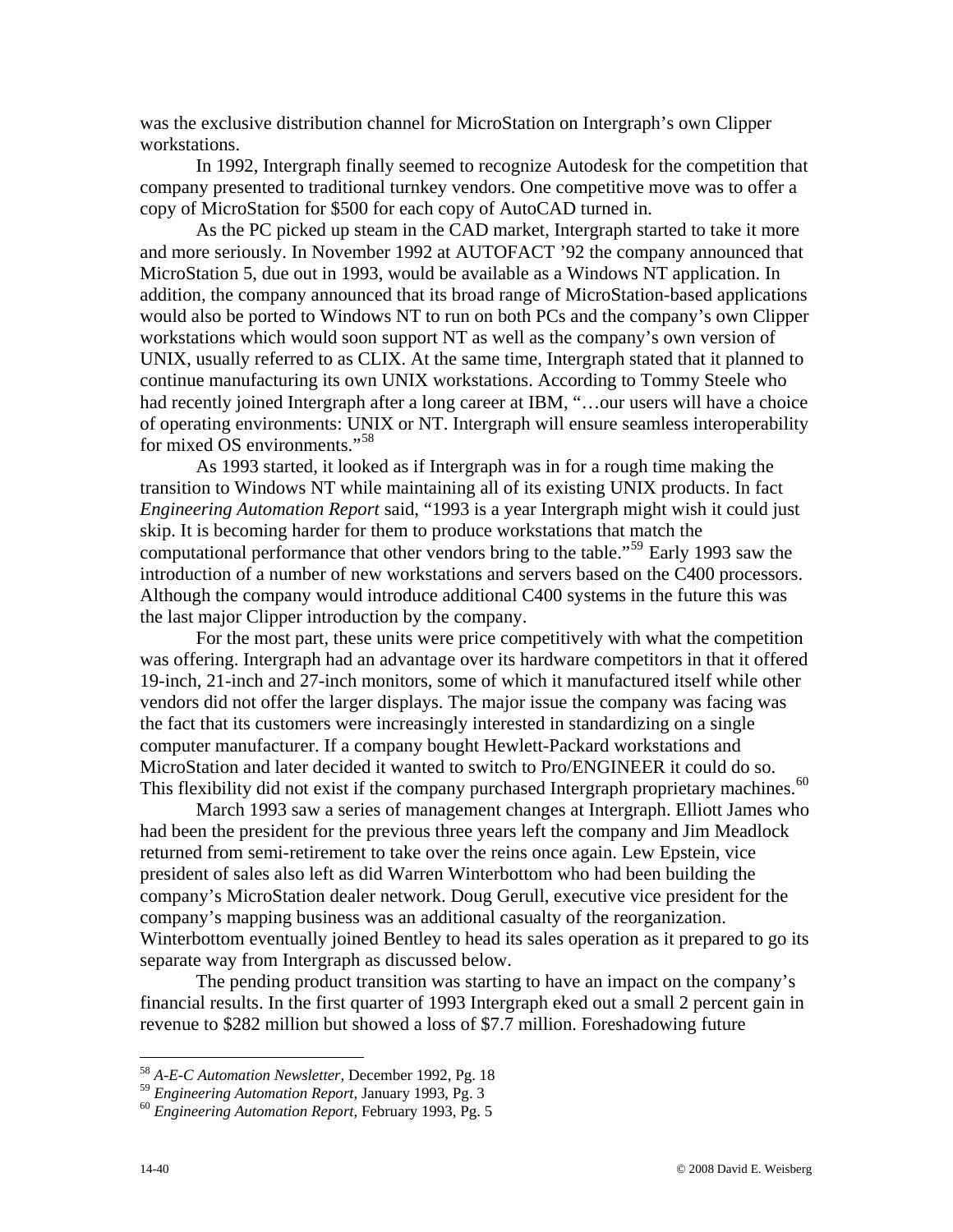was the exclusive distribution channel for MicroStation on Intergraph's own Clipper workstations.

In 1992, Intergraph finally seemed to recognize Autodesk for the competition that company presented to traditional turnkey vendors. One competitive move was to offer a copy of MicroStation for $500 for each copy of AutoCAD turned in.

As the PC picked up steam in the CAD market, Intergraph started to take it more and more seriously. In November 1992 at AUTOFACT '92 the company announced that MicroStation 5, due out in 1993, would be available as a Windows NT application. In addition, the company announced that its broad range of MicroStation-based applications would also be ported to Windows NT to run on both PCs and the company's own Clipper workstations which would soon support NT as well as the company's own version of UNIX, usually referred to as CLIX. At the same time, Intergraph stated that it planned to continue manufacturing its own UNIX workstations. According to Tommy Steele who had recently joined Intergraph after a long career at IBM, "…our users will have a choice of operating environments: UNIX or NT. Intergraph will ensure seamless interoperability for mixed OS environments."[58]

As 1993 started, it looked as if Intergraph was in for a rough time making the transition to Windows NT while maintaining all of its existing UNIX products. In fact *Engineering Automation Report* said, "1993 is a year Intergraph might wish it could just skip. It is becoming harder for them to produce workstations that match the computational performance that other vendors bring to the table."[59] Early 1993 saw the introduction of a number of new workstations and servers based on the C400 processors. Although the company would introduce additional C400 systems in the future this was the last major Clipper introduction by the company.

For the most part, these units were price competitively with what the competition was offering. Intergraph had an advantage over its hardware competitors in that it offered 19-inch, 21-inch and 27-inch monitors, some of which it manufactured itself while other vendors did not offer the larger displays. The major issue the company was facing was the fact that its customers were increasingly interested in standardizing on a single computer manufacturer. If a company bought Hewlett-Packard workstations and MicroStation and later decided it wanted to switch to Pro/ENGINEER it could do so. This flexibility did not exist if the company purchased Intergraph proprietary machines.[60]

March 1993 saw a series of management changes at Intergraph. Elliott James who had been the president for the previous three years left the company and Jim Meadlock returned from semi-retirement to take over the reins once again. Lew Epstein, vice president of sales also left as did Warren Winterbottom who had been building the company's MicroStation dealer network. Doug Gerull, executive vice president for the company's mapping business was an additional casualty of the reorganization. Winterbottom eventually joined Bentley to head its sales operation as it prepared to go its separate way from Intergraph as discussed below.

The pending product transition was starting to have an impact on the company's financial results. In the first quarter of 1993 Intergraph eked out a small 2 percent gain in revenue to $282 million but showed a loss of $7.7 million. Foreshadowing future

---

[58] *A-E-C Automation Newsletter*, December 1992, Pg. 18

[59] *Engineering Automation Report*, January 1993, Pg. 3

[60] *Engineering Automation Report*, February 1993, Pg. 5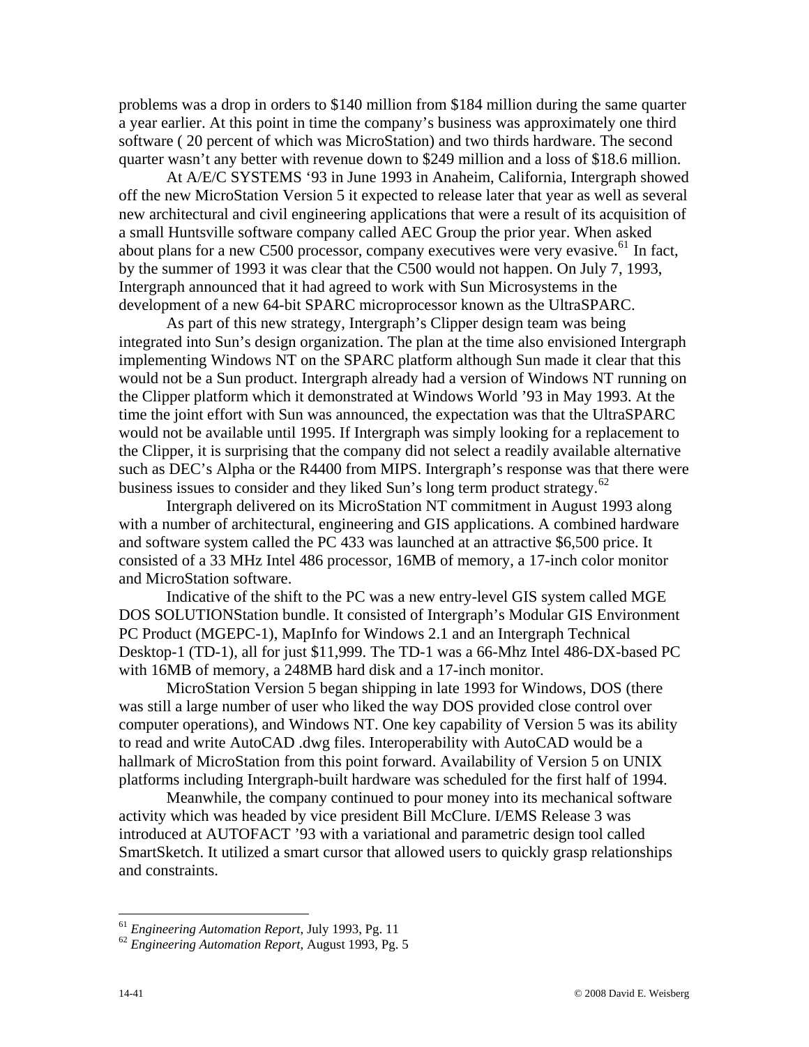problems was a drop in orders to $140 million from $184 million during the same quarter a year earlier. At this point in time the company's business was approximately one third software ( 20 percent of which was MicroStation) and two thirds hardware. The second quarter wasn't any better with revenue down to $249 million and a loss of $18.6 million.

At A/E/C SYSTEMS '93 in June 1993 in Anaheim, California, Intergraph showed off the new MicroStation Version 5 it expected to release later that year as well as several new architectural and civil engineering applications that were a result of its acquisition of a small Huntsville software company called AEC Group the prior year. When asked about plans for a new C500 processor, company executives were very evasive.[61] In fact, by the summer of 1993 it was clear that the C500 would not happen. On July 7, 1993, Intergraph announced that it had agreed to work with Sun Microsystems in the development of a new 64-bit SPARC microprocessor known as the UltraSPARC.

As part of this new strategy, Intergraph's Clipper design team was being integrated into Sun's design organization. The plan at the time also envisioned Intergraph implementing Windows NT on the SPARC platform although Sun made it clear that this would not be a Sun product. Intergraph already had a version of Windows NT running on the Clipper platform which it demonstrated at Windows World '93 in May 1993. At the time the joint effort with Sun was announced, the expectation was that the UltraSPARC would not be available until 1995. If Intergraph was simply looking for a replacement to the Clipper, it is surprising that the company did not select a readily available alternative such as DEC's Alpha or the R4400 from MIPS. Intergraph's response was that there were business issues to consider and they liked Sun's long term product strategy.[62]

Intergraph delivered on its MicroStation NT commitment in August 1993 along with a number of architectural, engineering and GIS applications. A combined hardware and software system called the PC 433 was launched at an attractive $6,500 price. It consisted of a 33 MHz Intel 486 processor, 16MB of memory, a 17-inch color monitor and MicroStation software.

Indicative of the shift to the PC was a new entry-level GIS system called MGE DOS SOLUTIONStation bundle. It consisted of Intergraph's Modular GIS Environment PC Product (MGEPC-1), MapInfo for Windows 2.1 and an Intergraph Technical Desktop-1 (TD-1), all for just $11,999. The TD-1 was a 66-Mhz Intel 486-DX-based PC with 16MB of memory, a 248MB hard disk and a 17-inch monitor.

MicroStation Version 5 began shipping in late 1993 for Windows, DOS (there was still a large number of user who liked the way DOS provided close control over computer operations), and Windows NT. One key capability of Version 5 was its ability to read and write AutoCAD .dwg files. Interoperability with AutoCAD would be a hallmark of MicroStation from this point forward. Availability of Version 5 on UNIX platforms including Intergraph-built hardware was scheduled for the first half of 1994.

Meanwhile, the company continued to pour money into its mechanical software activity which was headed by vice president Bill McClure. I/EMS Release 3 was introduced at AUTOFACT '93 with a variational and parametric design tool called SmartSketch. It utilized a smart cursor that allowed users to quickly grasp relationships and constraints.

---

[61] *Engineering Automation Report*, July 1993, Pg. 11

[62] *Engineering Automation Report*, August 1993, Pg. 5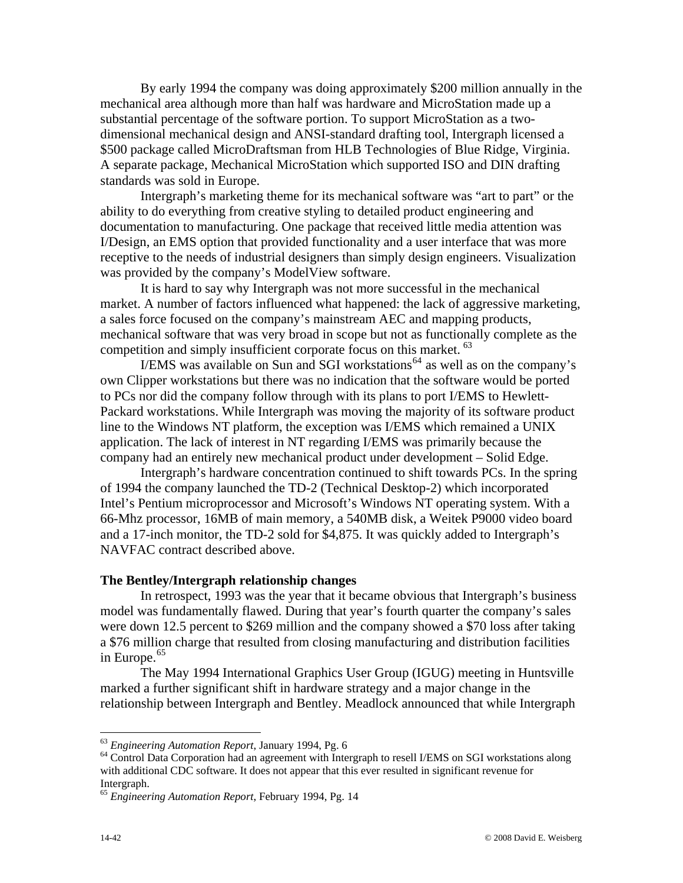By early 1994 the company was doing approximately $200 million annually in the mechanical area although more than half was hardware and MicroStation made up a substantial percentage of the software portion. To support MicroStation as a two-dimensional mechanical design and ANSI-standard drafting tool, Intergraph licensed a $500 package called MicroDraftsman from HLB Technologies of Blue Ridge, Virginia. A separate package, Mechanical MicroStation which supported ISO and DIN drafting standards was sold in Europe.

Intergraph's marketing theme for its mechanical software was "art to part" or the ability to do everything from creative styling to detailed product engineering and documentation to manufacturing. One package that received little media attention was I/Design, an EMS option that provided functionality and a user interface that was more receptive to the needs of industrial designers than simply design engineers. Visualization was provided by the company's ModelView software.

It is hard to say why Intergraph was not more successful in the mechanical market. A number of factors influenced what happened: the lack of aggressive marketing, a sales force focused on the company's mainstream AEC and mapping products, mechanical software that was very broad in scope but not as functionally complete as the competition and simply insufficient corporate focus on this market. [63]

I/EMS was available on Sun and SGI workstations[64] as well as on the company's own Clipper workstations but there was no indication that the software would be ported to PCs nor did the company follow through with its plans to port I/EMS to Hewlett-Packard workstations. While Intergraph was moving the majority of its software product line to the Windows NT platform, the exception was I/EMS which remained a UNIX application. The lack of interest in NT regarding I/EMS was primarily because the company had an entirely new mechanical product under development – Solid Edge.

Intergraph's hardware concentration continued to shift towards PCs. In the spring of 1994 the company launched the TD-2 (Technical Desktop-2) which incorporated Intel's Pentium microprocessor and Microsoft's Windows NT operating system. With a 66-Mhz processor, 16MB of main memory, a 540MB disk, a Weitek P9000 video board and a 17-inch monitor, the TD-2 sold for $4,875. It was quickly added to Intergraph's NAVFAC contract described above.

### The Bentley/Intergraph relationship changes

In retrospect, 1993 was the year that it became obvious that Intergraph's business model was fundamentally flawed. During that year's fourth quarter the company's sales were down 12.5 percent to $269 million and the company showed a $70 loss after taking a $76 million charge that resulted from closing manufacturing and distribution facilities in Europe.[65]

The May 1994 International Graphics User Group (IGUG) meeting in Huntsville marked a further significant shift in hardware strategy and a major change in the relationship between Intergraph and Bentley. Meadlock announced that while Intergraph

---

[63] *Engineering Automation Report*, January 1994, Pg. 6

[64] Control Data Corporation had an agreement with Intergraph to resell I/EMS on SGI workstations along with additional CDC software. It does not appear that this ever resulted in significant revenue for Intergraph.

[65] *Engineering Automation Report*, February 1994, Pg. 14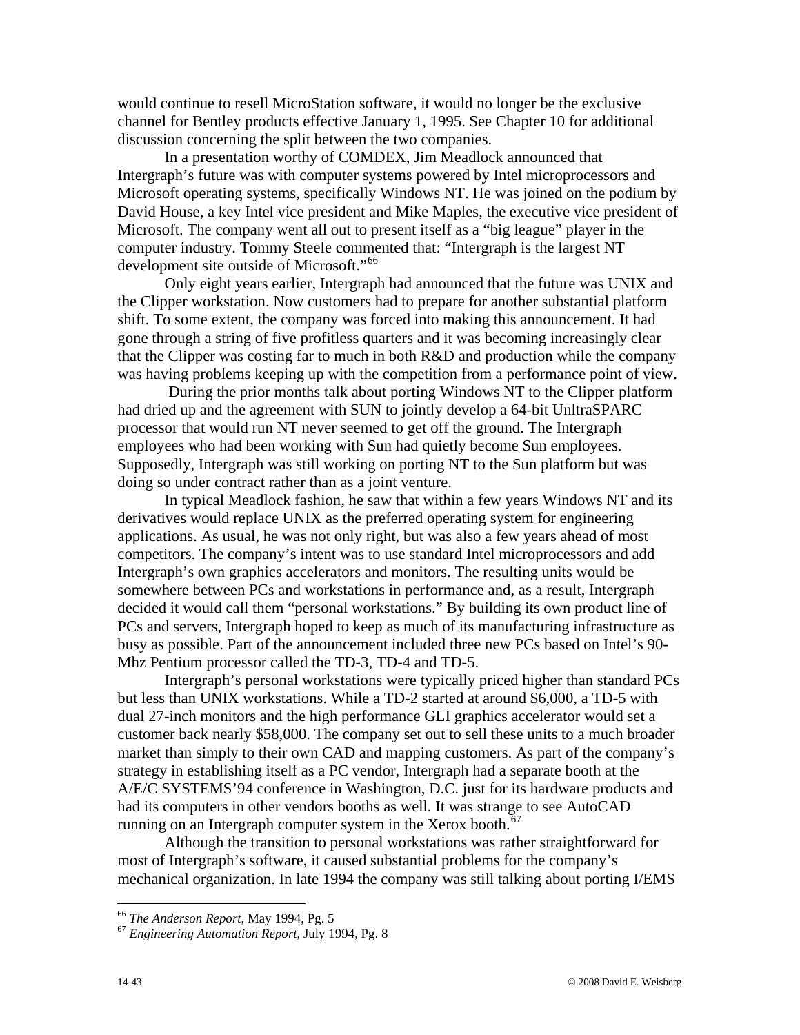would continue to resell MicroStation software, it would no longer be the exclusive channel for Bentley products effective January 1, 1995. See Chapter 10 for additional discussion concerning the split between the two companies.

In a presentation worthy of COMDEX, Jim Meadlock announced that Intergraph's future was with computer systems powered by Intel microprocessors and Microsoft operating systems, specifically Windows NT. He was joined on the podium by David House, a key Intel vice president and Mike Maples, the executive vice president of Microsoft. The company went all out to present itself as a "big league" player in the computer industry. Tommy Steele commented that: "Intergraph is the largest NT development site outside of Microsoft."[66]

Only eight years earlier, Intergraph had announced that the future was UNIX and the Clipper workstation. Now customers had to prepare for another substantial platform shift. To some extent, the company was forced into making this announcement. It had gone through a string of five profitless quarters and it was becoming increasingly clear that the Clipper was costing far to much in both R&D and production while the company was having problems keeping up with the competition from a performance point of view.

During the prior months talk about porting Windows NT to the Clipper platform had dried up and the agreement with SUN to jointly develop a 64-bit UnltraSPARC processor that would run NT never seemed to get off the ground. The Intergraph employees who had been working with Sun had quietly become Sun employees. Supposedly, Intergraph was still working on porting NT to the Sun platform but was doing so under contract rather than as a joint venture.

In typical Meadlock fashion, he saw that within a few years Windows NT and its derivatives would replace UNIX as the preferred operating system for engineering applications. As usual, he was not only right, but was also a few years ahead of most competitors. The company's intent was to use standard Intel microprocessors and add Intergraph's own graphics accelerators and monitors. The resulting units would be somewhere between PCs and workstations in performance and, as a result, Intergraph decided it would call them "personal workstations." By building its own product line of PCs and servers, Intergraph hoped to keep as much of its manufacturing infrastructure as busy as possible. Part of the announcement included three new PCs based on Intel's 90-Mhz Pentium processor called the TD-3, TD-4 and TD-5.

Intergraph's personal workstations were typically priced higher than standard PCs but less than UNIX workstations. While a TD-2 started at around $6,000, a TD-5 with dual 27-inch monitors and the high performance GLI graphics accelerator would set a customer back nearly $58,000. The company set out to sell these units to a much broader market than simply to their own CAD and mapping customers. As part of the company's strategy in establishing itself as a PC vendor, Intergraph had a separate booth at the A/E/C SYSTEMS'94 conference in Washington, D.C. just for its hardware products and had its computers in other vendors booths as well. It was strange to see AutoCAD running on an Intergraph computer system in the Xerox booth.[67]

Although the transition to personal workstations was rather straightforward for most of Intergraph's software, it caused substantial problems for the company's mechanical organization. In late 1994 the company was still talking about porting I/EMS

---

[66] *The Anderson Report*, May 1994, Pg. 5

[67] *Engineering Automation Report*, July 1994, Pg. 8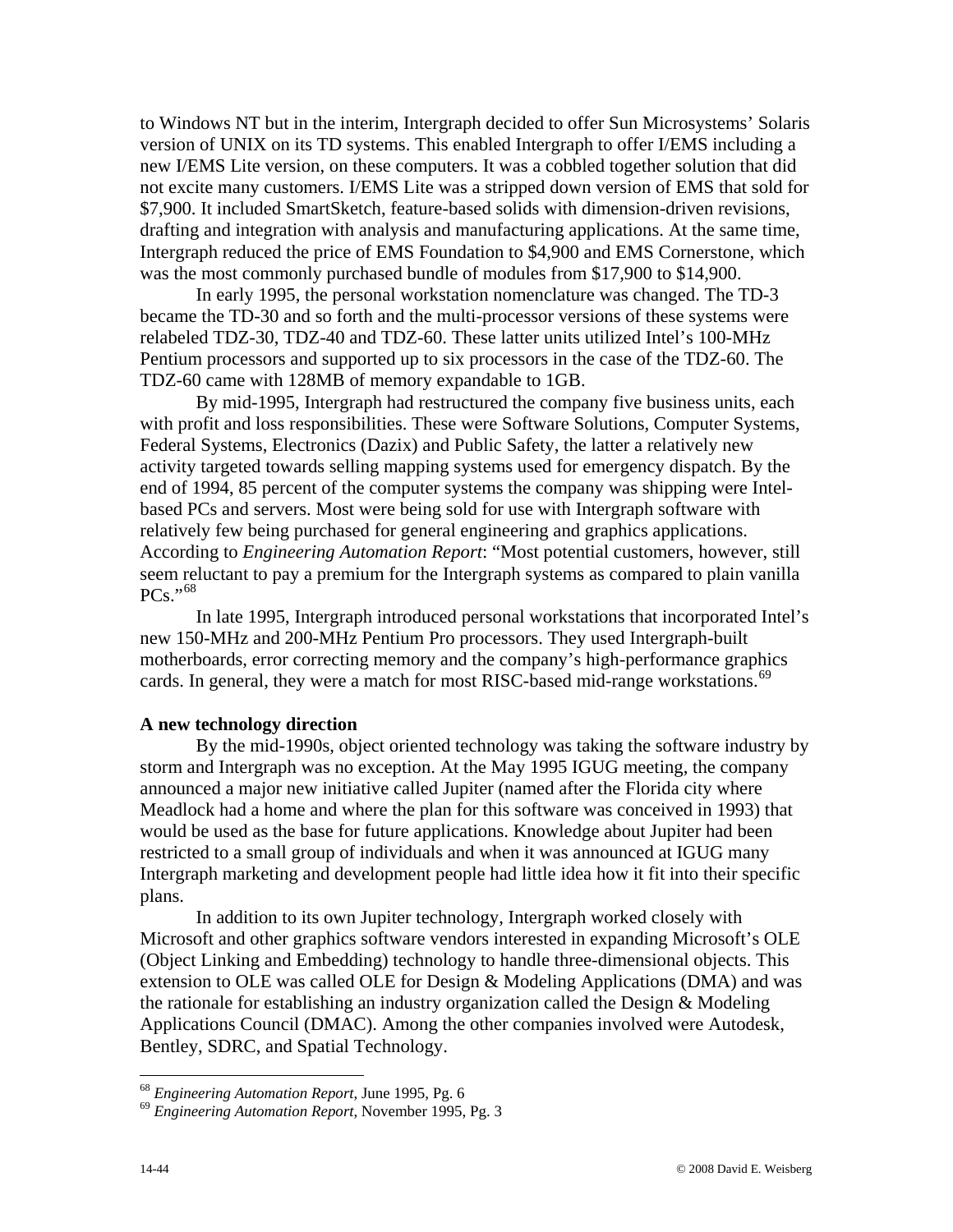to Windows NT but in the interim, Intergraph decided to offer Sun Microsystems' Solaris version of UNIX on its TD systems. This enabled Intergraph to offer I/EMS including a new I/EMS Lite version, on these computers. It was a cobbled together solution that did not excite many customers. I/EMS Lite was a stripped down version of EMS that sold for $7,900. It included SmartSketch, feature-based solids with dimension-driven revisions, drafting and integration with analysis and manufacturing applications. At the same time, Intergraph reduced the price of EMS Foundation to $4,900 and EMS Cornerstone, which was the most commonly purchased bundle of modules from $17,900 to $14,900.

In early 1995, the personal workstation nomenclature was changed. The TD-3 became the TD-30 and so forth and the multi-processor versions of these systems were relabeled TDZ-30, TDZ-40 and TDZ-60. These latter units utilized Intel's 100-MHz Pentium processors and supported up to six processors in the case of the TDZ-60. The TDZ-60 came with 128MB of memory expandable to 1GB.

By mid-1995, Intergraph had restructured the company five business units, each with profit and loss responsibilities. These were Software Solutions, Computer Systems, Federal Systems, Electronics (Dazix) and Public Safety, the latter a relatively new activity targeted towards selling mapping systems used for emergency dispatch. By the end of 1994, 85 percent of the computer systems the company was shipping were Intel-based PCs and servers. Most were being sold for use with Intergraph software with relatively few being purchased for general engineering and graphics applications. According to *Engineering Automation Report*: "Most potential customers, however, still seem reluctant to pay a premium for the Intergraph systems as compared to plain vanilla PCs."[68]

In late 1995, Intergraph introduced personal workstations that incorporated Intel's new 150-MHz and 200-MHz Pentium Pro processors. They used Intergraph-built motherboards, error correcting memory and the company's high-performance graphics cards. In general, they were a match for most RISC-based mid-range workstations.[69]

**A new technology direction**

By the mid-1990s, object oriented technology was taking the software industry by storm and Intergraph was no exception. At the May 1995 IGUG meeting, the company announced a major new initiative called Jupiter (named after the Florida city where Meadlock had a home and where the plan for this software was conceived in 1993) that would be used as the base for future applications. Knowledge about Jupiter had been restricted to a small group of individuals and when it was announced at IGUG many Intergraph marketing and development people had little idea how it fit into their specific plans.

In addition to its own Jupiter technology, Intergraph worked closely with Microsoft and other graphics software vendors interested in expanding Microsoft's OLE (Object Linking and Embedding) technology to handle three-dimensional objects. This extension to OLE was called OLE for Design & Modeling Applications (DMA) and was the rationale for establishing an industry organization called the Design & Modeling Applications Council (DMAC). Among the other companies involved were Autodesk, Bentley, SDRC, and Spatial Technology.

---

[68] *Engineering Automation Report*, June 1995, Pg. 6
[69] *Engineering Automation Report*, November 1995, Pg. 3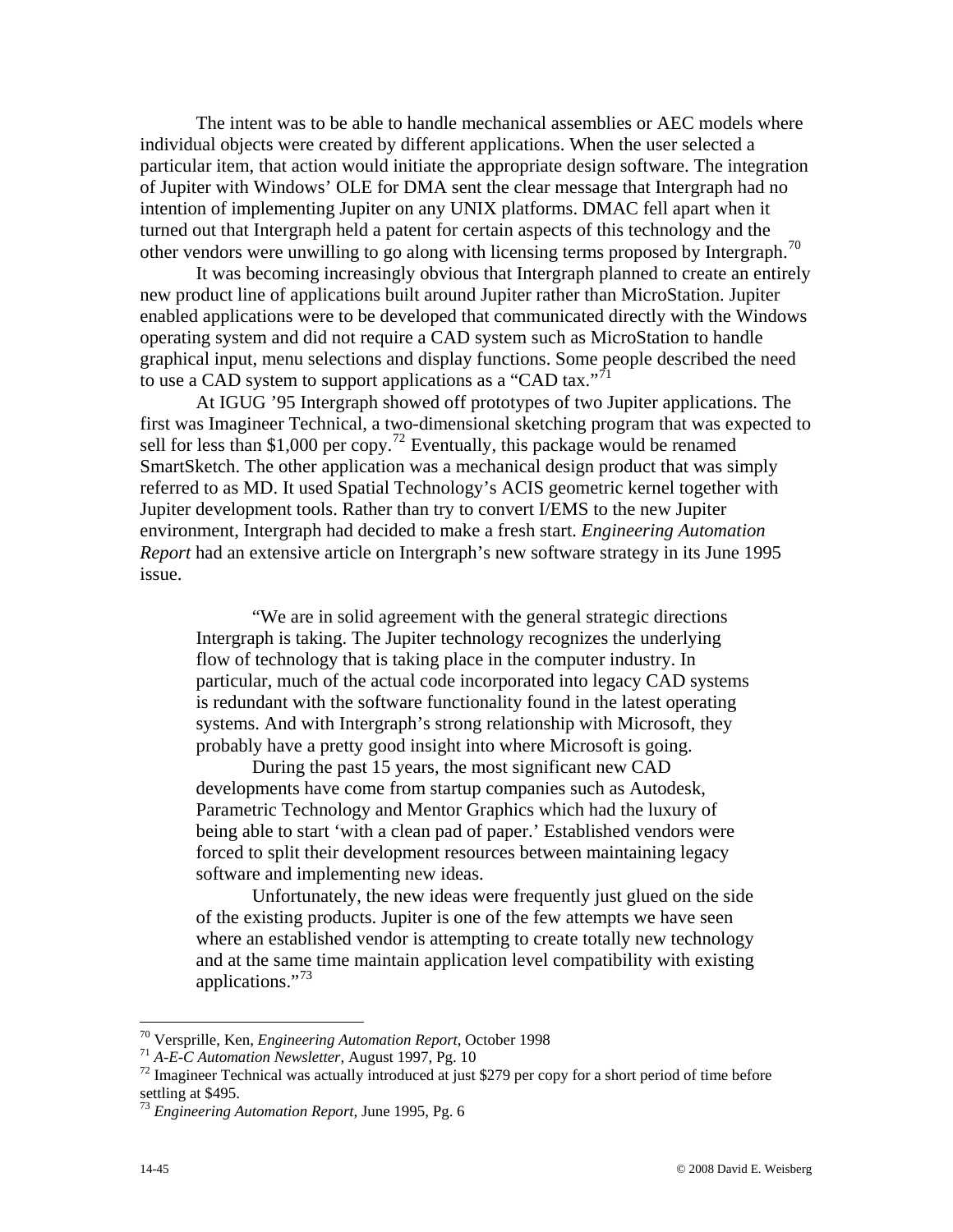The intent was to be able to handle mechanical assemblies or AEC models where individual objects were created by different applications. When the user selected a particular item, that action would initiate the appropriate design software. The integration of Jupiter with Windows' OLE for DMA sent the clear message that Intergraph had no intention of implementing Jupiter on any UNIX platforms. DMAC fell apart when it turned out that Intergraph held a patent for certain aspects of this technology and the other vendors were unwilling to go along with licensing terms proposed by Intergraph.[70]

It was becoming increasingly obvious that Intergraph planned to create an entirely new product line of applications built around Jupiter rather than MicroStation. Jupiter enabled applications were to be developed that communicated directly with the Windows operating system and did not require a CAD system such as MicroStation to handle graphical input, menu selections and display functions. Some people described the need to use a CAD system to support applications as a "CAD tax."[71]

At IGUG '95 Intergraph showed off prototypes of two Jupiter applications. The first was Imagineer Technical, a two-dimensional sketching program that was expected to sell for less than $1,000 per copy.[72] Eventually, this package would be renamed SmartSketch. The other application was a mechanical design product that was simply referred to as MD. It used Spatial Technology's ACIS geometric kernel together with Jupiter development tools. Rather than try to convert I/EMS to the new Jupiter environment, Intergraph had decided to make a fresh start. *Engineering Automation Report* had an extensive article on Intergraph's new software strategy in its June 1995 issue.

> "We are in solid agreement with the general strategic directions Intergraph is taking. The Jupiter technology recognizes the underlying flow of technology that is taking place in the computer industry. In particular, much of the actual code incorporated into legacy CAD systems is redundant with the software functionality found in the latest operating systems. And with Intergraph's strong relationship with Microsoft, they probably have a pretty good insight into where Microsoft is going.
>
> During the past 15 years, the most significant new CAD developments have come from startup companies such as Autodesk, Parametric Technology and Mentor Graphics which had the luxury of being able to start 'with a clean pad of paper.' Established vendors were forced to split their development resources between maintaining legacy software and implementing new ideas.
>
> Unfortunately, the new ideas were frequently just glued on the side of the existing products. Jupiter is one of the few attempts we have seen where an established vendor is attempting to create totally new technology and at the same time maintain application level compatibility with existing applications."[73]

---

[70] Versprille, Ken, *Engineering Automation Report*, October 1998

[71] *A-E-C Automation Newsletter*, August 1997, Pg. 10

[72] Imagineer Technical was actually introduced at just $279 per copy for a short period of time before settling at $495.

[73] *Engineering Automation Report*, June 1995, Pg. 6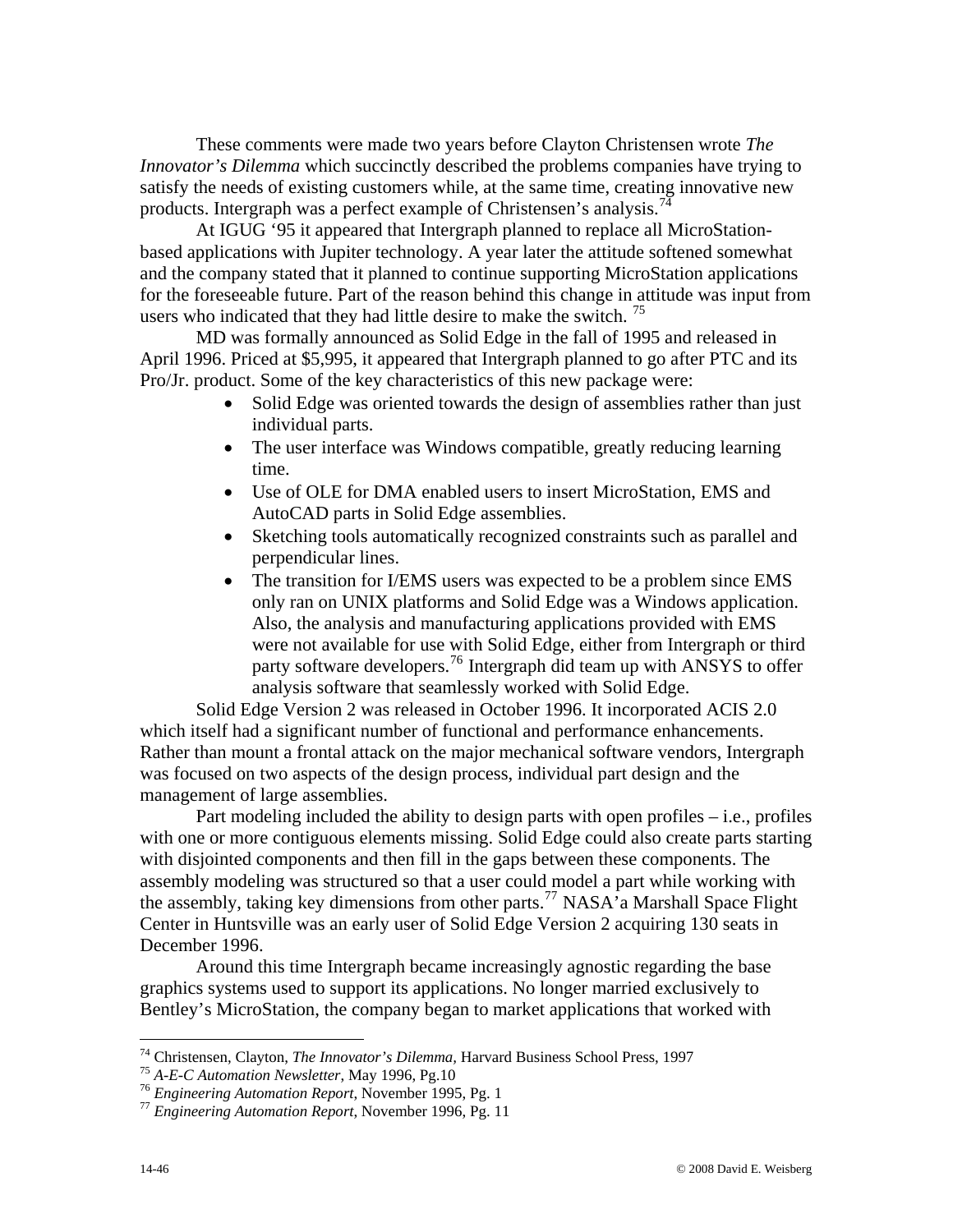These comments were made two years before Clayton Christensen wrote *The Innovator's Dilemma* which succinctly described the problems companies have trying to satisfy the needs of existing customers while, at the same time, creating innovative new products. Intergraph was a perfect example of Christensen's analysis.[74]

At IGUG '95 it appeared that Intergraph planned to replace all MicroStation-based applications with Jupiter technology. A year later the attitude softened somewhat and the company stated that it planned to continue supporting MicroStation applications for the foreseeable future. Part of the reason behind this change in attitude was input from users who indicated that they had little desire to make the switch. [75]

MD was formally announced as Solid Edge in the fall of 1995 and released in April 1996. Priced at $5,995, it appeared that Intergraph planned to go after PTC and its Pro/Jr. product. Some of the key characteristics of this new package were:

- Solid Edge was oriented towards the design of assemblies rather than just individual parts.
- The user interface was Windows compatible, greatly reducing learning time.
- Use of OLE for DMA enabled users to insert MicroStation, EMS and AutoCAD parts in Solid Edge assemblies.
- Sketching tools automatically recognized constraints such as parallel and perpendicular lines.
- The transition for I/EMS users was expected to be a problem since EMS only ran on UNIX platforms and Solid Edge was a Windows application. Also, the analysis and manufacturing applications provided with EMS were not available for use with Solid Edge, either from Intergraph or third party software developers.[76] Intergraph did team up with ANSYS to offer analysis software that seamlessly worked with Solid Edge.

Solid Edge Version 2 was released in October 1996. It incorporated ACIS 2.0 which itself had a significant number of functional and performance enhancements. Rather than mount a frontal attack on the major mechanical software vendors, Intergraph was focused on two aspects of the design process, individual part design and the management of large assemblies.

Part modeling included the ability to design parts with open profiles – i.e., profiles with one or more contiguous elements missing. Solid Edge could also create parts starting with disjointed components and then fill in the gaps between these components. The assembly modeling was structured so that a user could model a part while working with the assembly, taking key dimensions from other parts.[77] NASA'a Marshall Space Flight Center in Huntsville was an early user of Solid Edge Version 2 acquiring 130 seats in December 1996.

Around this time Intergraph became increasingly agnostic regarding the base graphics systems used to support its applications. No longer married exclusively to Bentley's MicroStation, the company began to market applications that worked with

---

[74] Christensen, Clayton, *The Innovator's Dilemma*, Harvard Business School Press, 1997

[75] *A-E-C Automation Newsletter*, May 1996, Pg.10

[76] *Engineering Automation Report*, November 1995, Pg. 1

[77] *Engineering Automation Report*, November 1996, Pg. 11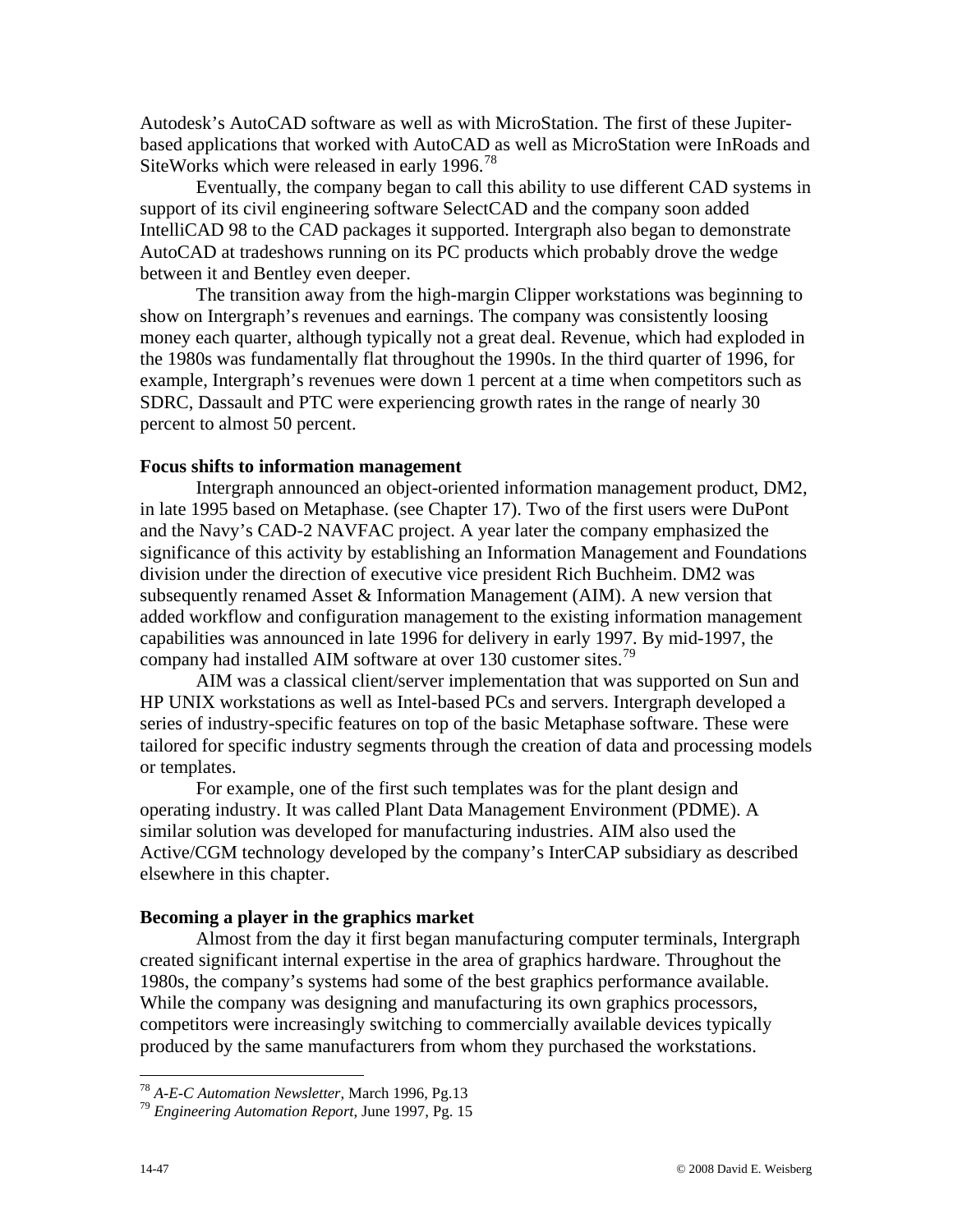Autodesk's AutoCAD software as well as with MicroStation. The first of these Jupiter-based applications that worked with AutoCAD as well as MicroStation were InRoads and SiteWorks which were released in early 1996.[78]

Eventually, the company began to call this ability to use different CAD systems in support of its civil engineering software SelectCAD and the company soon added IntelliCAD 98 to the CAD packages it supported. Intergraph also began to demonstrate AutoCAD at tradeshows running on its PC products which probably drove the wedge between it and Bentley even deeper.

The transition away from the high-margin Clipper workstations was beginning to show on Intergraph's revenues and earnings. The company was consistently loosing money each quarter, although typically not a great deal. Revenue, which had exploded in the 1980s was fundamentally flat throughout the 1990s. In the third quarter of 1996, for example, Intergraph's revenues were down 1 percent at a time when competitors such as SDRC, Dassault and PTC were experiencing growth rates in the range of nearly 30 percent to almost 50 percent.

**Focus shifts to information management**

Intergraph announced an object-oriented information management product, DM2, in late 1995 based on Metaphase. (see Chapter 17). Two of the first users were DuPont and the Navy's CAD-2 NAVFAC project. A year later the company emphasized the significance of this activity by establishing an Information Management and Foundations division under the direction of executive vice president Rich Buchheim. DM2 was subsequently renamed Asset & Information Management (AIM). A new version that added workflow and configuration management to the existing information management capabilities was announced in late 1996 for delivery in early 1997. By mid-1997, the company had installed AIM software at over 130 customer sites.[79]

AIM was a classical client/server implementation that was supported on Sun and HP UNIX workstations as well as Intel-based PCs and servers. Intergraph developed a series of industry-specific features on top of the basic Metaphase software. These were tailored for specific industry segments through the creation of data and processing models or templates.

For example, one of the first such templates was for the plant design and operating industry. It was called Plant Data Management Environment (PDME). A similar solution was developed for manufacturing industries. AIM also used the Active/CGM technology developed by the company's InterCAP subsidiary as described elsewhere in this chapter.

**Becoming a player in the graphics market**

Almost from the day it first began manufacturing computer terminals, Intergraph created significant internal expertise in the area of graphics hardware. Throughout the 1980s, the company's systems had some of the best graphics performance available. While the company was designing and manufacturing its own graphics processors, competitors were increasingly switching to commercially available devices typically produced by the same manufacturers from whom they purchased the workstations.

---

[78] *A-E-C Automation Newsletter*, March 1996, Pg.13

[79] *Engineering Automation Report*, June 1997, Pg. 15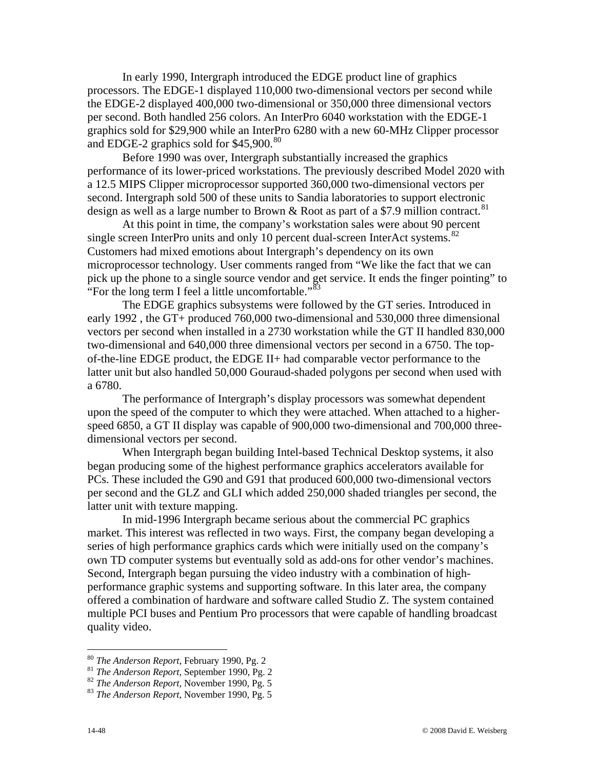In early 1990, Intergraph introduced the EDGE product line of graphics processors. The EDGE-1 displayed 110,000 two-dimensional vectors per second while the EDGE-2 displayed 400,000 two-dimensional or 350,000 three dimensional vectors per second. Both handled 256 colors. An InterPro 6040 workstation with the EDGE-1 graphics sold for $29,900 while an InterPro 6280 with a new 60-MHz Clipper processor and EDGE-2 graphics sold for $45,900.[80]

Before 1990 was over, Intergraph substantially increased the graphics performance of its lower-priced workstations. The previously described Model 2020 with a 12.5 MIPS Clipper microprocessor supported 360,000 two-dimensional vectors per second. Intergraph sold 500 of these units to Sandia laboratories to support electronic design as well as a large number to Brown & Root as part of a $7.9 million contract.[81]

At this point in time, the company's workstation sales were about 90 percent single screen InterPro units and only 10 percent dual-screen InterAct systems.[82] Customers had mixed emotions about Intergraph's dependency on its own microprocessor technology. User comments ranged from "We like the fact that we can pick up the phone to a single source vendor and get service. It ends the finger pointing" to "For the long term I feel a little uncomfortable."[83]

The EDGE graphics subsystems were followed by the GT series. Introduced in early 1992 , the GT+ produced 760,000 two-dimensional and 530,000 three dimensional vectors per second when installed in a 2730 workstation while the GT II handled 830,000 two-dimensional and 640,000 three dimensional vectors per second in a 6750. The top-of-the-line EDGE product, the EDGE II+ had comparable vector performance to the latter unit but also handled 50,000 Gouraud-shaded polygons per second when used with a 6780.

The performance of Intergraph's display processors was somewhat dependent upon the speed of the computer to which they were attached. When attached to a higher-speed 6850, a GT II display was capable of 900,000 two-dimensional and 700,000 three-dimensional vectors per second.

When Intergraph began building Intel-based Technical Desktop systems, it also began producing some of the highest performance graphics accelerators available for PCs. These included the G90 and G91 that produced 600,000 two-dimensional vectors per second and the GLZ and GLI which added 250,000 shaded triangles per second, the latter unit with texture mapping.

In mid-1996 Intergraph became serious about the commercial PC graphics market. This interest was reflected in two ways. First, the company began developing a series of high performance graphics cards which were initially used on the company's own TD computer systems but eventually sold as add-ons for other vendor's machines. Second, Intergraph began pursuing the video industry with a combination of high-performance graphic systems and supporting software. In this later area, the company offered a combination of hardware and software called Studio Z. The system contained multiple PCI buses and Pentium Pro processors that were capable of handling broadcast quality video.

---

[80] *The Anderson Report*, February 1990, Pg. 2
[81] *The Anderson Report*, September 1990, Pg. 2
[82] *The Anderson Report*, November 1990, Pg. 5
[83] *The Anderson Report*, November 1990, Pg. 5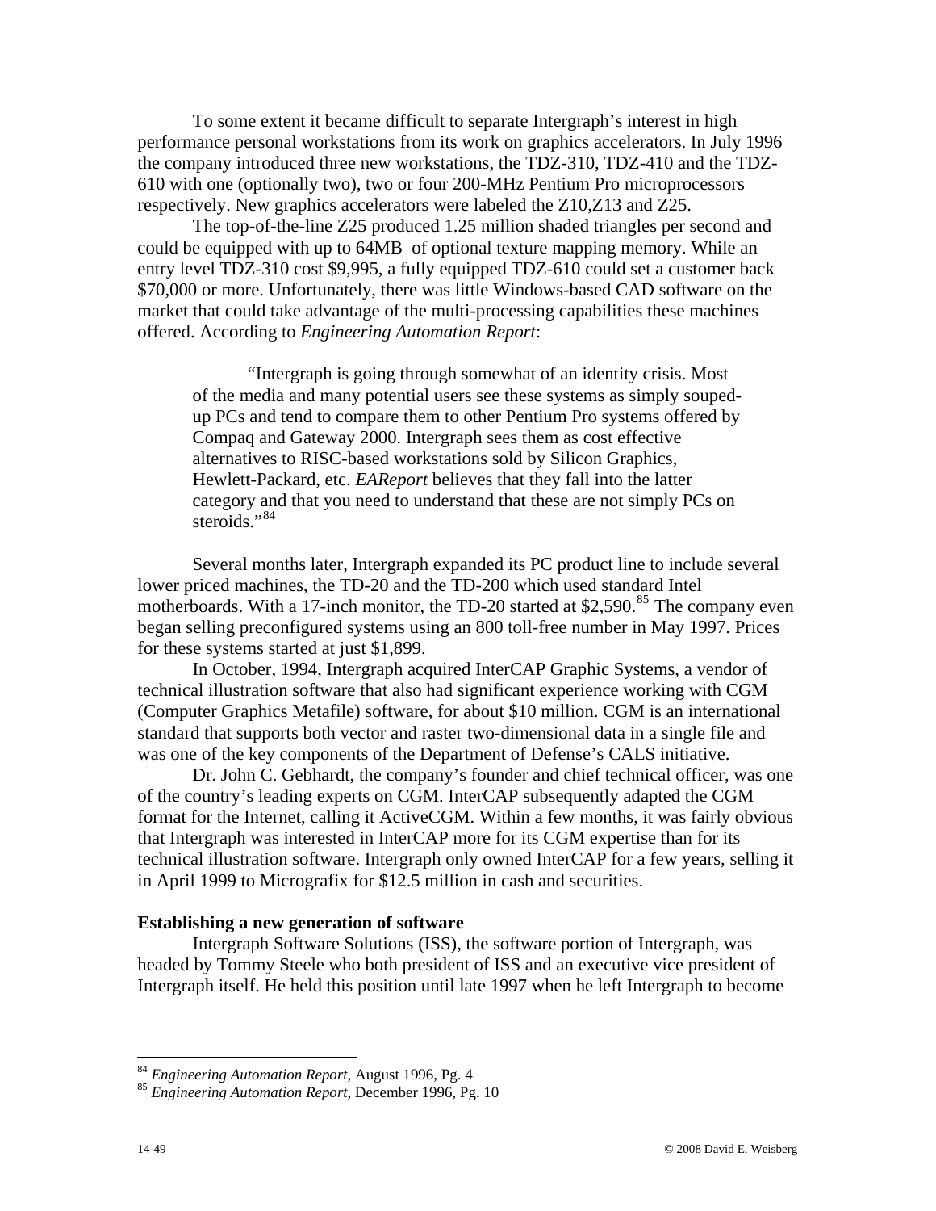To some extent it became difficult to separate Intergraph's interest in high performance personal workstations from its work on graphics accelerators. In July 1996 the company introduced three new workstations, the TDZ-310, TDZ-410 and the TDZ-610 with one (optionally two), two or four 200-MHz Pentium Pro microprocessors respectively. New graphics accelerators were labeled the Z10,Z13 and Z25.

The top-of-the-line Z25 produced 1.25 million shaded triangles per second and could be equipped with up to 64MB of optional texture mapping memory. While an entry level TDZ-310 cost $9,995, a fully equipped TDZ-610 could set a customer back $70,000 or more. Unfortunately, there was little Windows-based CAD software on the market that could take advantage of the multi-processing capabilities these machines offered. According to *Engineering Automation Report*:

> "Intergraph is going through somewhat of an identity crisis. Most of the media and many potential users see these systems as simply souped-up PCs and tend to compare them to other Pentium Pro systems offered by Compaq and Gateway 2000. Intergraph sees them as cost effective alternatives to RISC-based workstations sold by Silicon Graphics, Hewlett-Packard, etc. *EAReport* believes that they fall into the latter category and that you need to understand that these are not simply PCs on steroids."[84]

Several months later, Intergraph expanded its PC product line to include several lower priced machines, the TD-20 and the TD-200 which used standard Intel motherboards. With a 17-inch monitor, the TD-20 started at $2,590.[85] The company even began selling preconfigured systems using an 800 toll-free number in May 1997. Prices for these systems started at just $1,899.

In October, 1994, Intergraph acquired InterCAP Graphic Systems, a vendor of technical illustration software that also had significant experience working with CGM (Computer Graphics Metafile) software, for about $10 million. CGM is an international standard that supports both vector and raster two-dimensional data in a single file and was one of the key components of the Department of Defense's CALS initiative.

Dr. John C. Gebhardt, the company's founder and chief technical officer, was one of the country's leading experts on CGM. InterCAP subsequently adapted the CGM format for the Internet, calling it ActiveCGM. Within a few months, it was fairly obvious that Intergraph was interested in InterCAP more for its CGM expertise than for its technical illustration software. Intergraph only owned InterCAP for a few years, selling it in April 1999 to Micrografix for $12.5 million in cash and securities.

**Establishing a new generation of software**

Intergraph Software Solutions (ISS), the software portion of Intergraph, was headed by Tommy Steele who both president of ISS and an executive vice president of Intergraph itself. He held this position until late 1997 when he left Intergraph to become

---

[84] *Engineering Automation Report*, August 1996, Pg. 4

[85] *Engineering Automation Report*, December 1996, Pg. 10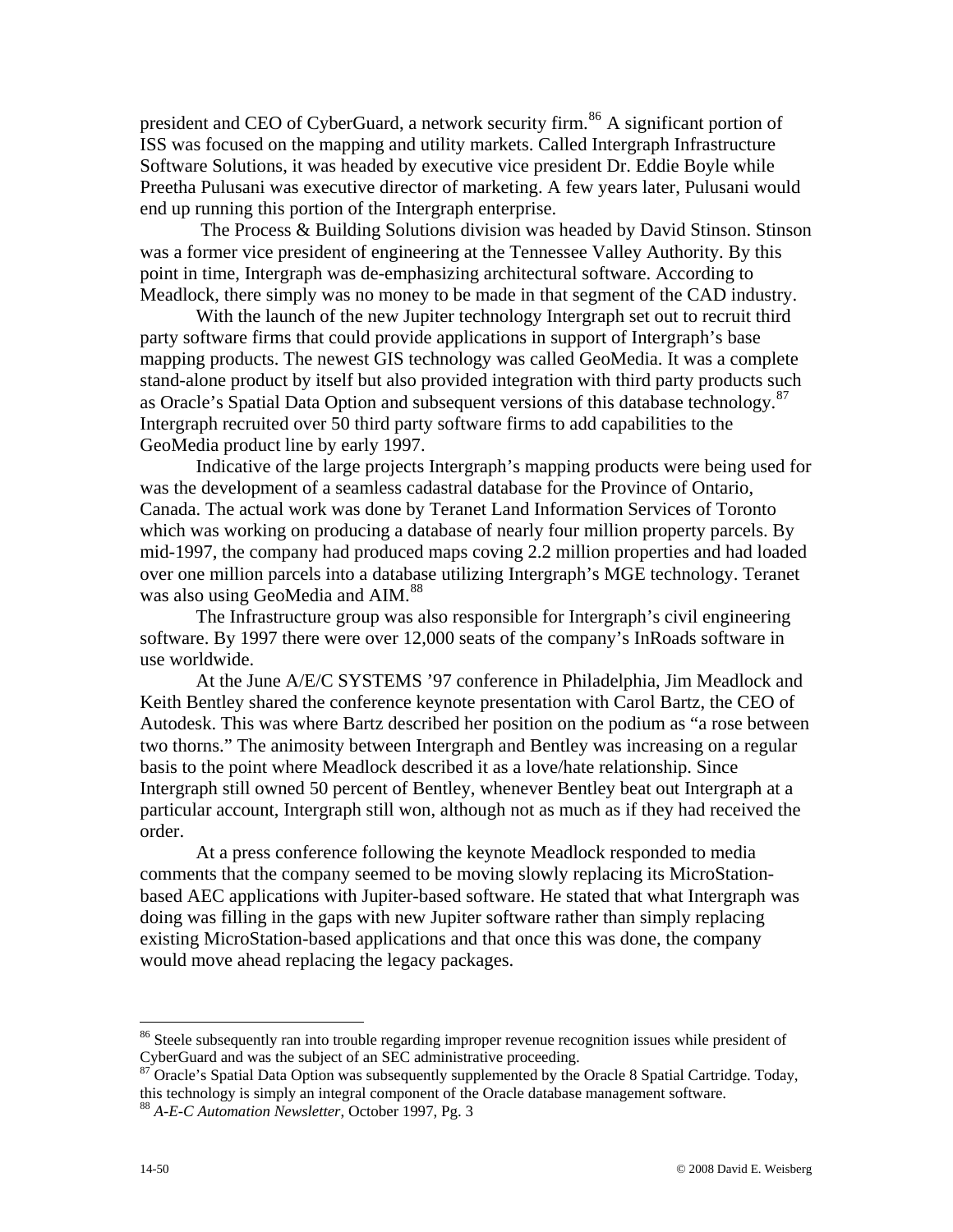president and CEO of CyberGuard, a network security firm.[86] A significant portion of ISS was focused on the mapping and utility markets. Called Intergraph Infrastructure Software Solutions, it was headed by executive vice president Dr. Eddie Boyle while Preetha Pulusani was executive director of marketing. A few years later, Pulusani would end up running this portion of the Intergraph enterprise.

The Process & Building Solutions division was headed by David Stinson. Stinson was a former vice president of engineering at the Tennessee Valley Authority. By this point in time, Intergraph was de-emphasizing architectural software. According to Meadlock, there simply was no money to be made in that segment of the CAD industry.

With the launch of the new Jupiter technology Intergraph set out to recruit third party software firms that could provide applications in support of Intergraph's base mapping products. The newest GIS technology was called GeoMedia. It was a complete stand-alone product by itself but also provided integration with third party products such as Oracle's Spatial Data Option and subsequent versions of this database technology.[87] Intergraph recruited over 50 third party software firms to add capabilities to the GeoMedia product line by early 1997.

Indicative of the large projects Intergraph's mapping products were being used for was the development of a seamless cadastral database for the Province of Ontario, Canada. The actual work was done by Teranet Land Information Services of Toronto which was working on producing a database of nearly four million property parcels. By mid-1997, the company had produced maps coving 2.2 million properties and had loaded over one million parcels into a database utilizing Intergraph's MGE technology. Teranet was also using GeoMedia and AIM.[88]

The Infrastructure group was also responsible for Intergraph's civil engineering software. By 1997 there were over 12,000 seats of the company's InRoads software in use worldwide.

At the June A/E/C SYSTEMS '97 conference in Philadelphia, Jim Meadlock and Keith Bentley shared the conference keynote presentation with Carol Bartz, the CEO of Autodesk. This was where Bartz described her position on the podium as "a rose between two thorns." The animosity between Intergraph and Bentley was increasing on a regular basis to the point where Meadlock described it as a love/hate relationship. Since Intergraph still owned 50 percent of Bentley, whenever Bentley beat out Intergraph at a particular account, Intergraph still won, although not as much as if they had received the order.

At a press conference following the keynote Meadlock responded to media comments that the company seemed to be moving slowly replacing its MicroStation-based AEC applications with Jupiter-based software. He stated that what Intergraph was doing was filling in the gaps with new Jupiter software rather than simply replacing existing MicroStation-based applications and that once this was done, the company would move ahead replacing the legacy packages.

---

[86] Steele subsequently ran into trouble regarding improper revenue recognition issues while president of CyberGuard and was the subject of an SEC administrative proceeding.

[87] Oracle's Spatial Data Option was subsequently supplemented by the Oracle 8 Spatial Cartridge. Today, this technology is simply an integral component of the Oracle database management software.

[88] *A-E-C Automation Newsletter*, October 1997, Pg. 3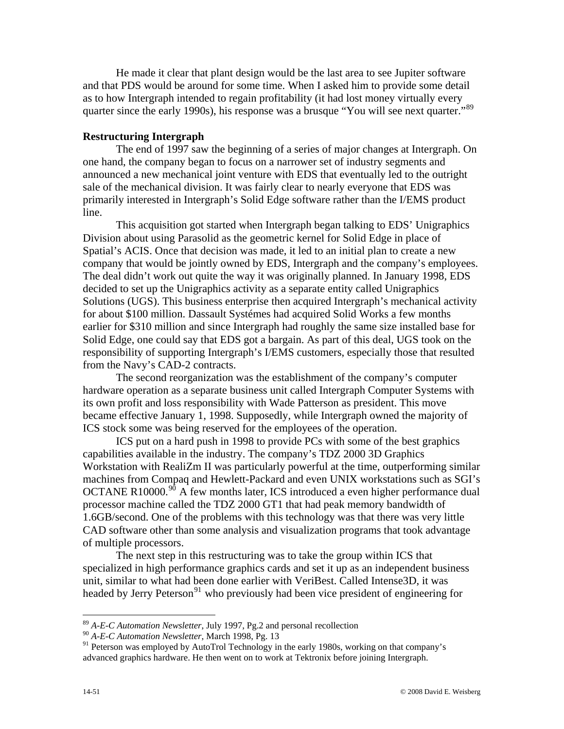He made it clear that plant design would be the last area to see Jupiter software and that PDS would be around for some time. When I asked him to provide some detail as to how Intergraph intended to regain profitability (it had lost money virtually every quarter since the early 1990s), his response was a brusque "You will see next quarter."[89]

**Restructuring Intergraph**

The end of 1997 saw the beginning of a series of major changes at Intergraph. On one hand, the company began to focus on a narrower set of industry segments and announced a new mechanical joint venture with EDS that eventually led to the outright sale of the mechanical division. It was fairly clear to nearly everyone that EDS was primarily interested in Intergraph's Solid Edge software rather than the I/EMS product line.

This acquisition got started when Intergraph began talking to EDS' Unigraphics Division about using Parasolid as the geometric kernel for Solid Edge in place of Spatial's ACIS. Once that decision was made, it led to an initial plan to create a new company that would be jointly owned by EDS, Intergraph and the company's employees. The deal didn't work out quite the way it was originally planned. In January 1998, EDS decided to set up the Unigraphics activity as a separate entity called Unigraphics Solutions (UGS). This business enterprise then acquired Intergraph's mechanical activity for about $100 million. Dassault Systémes had acquired Solid Works a few months earlier for $310 million and since Intergraph had roughly the same size installed base for Solid Edge, one could say that EDS got a bargain. As part of this deal, UGS took on the responsibility of supporting Intergraph's I/EMS customers, especially those that resulted from the Navy's CAD-2 contracts.

The second reorganization was the establishment of the company's computer hardware operation as a separate business unit called Intergraph Computer Systems with its own profit and loss responsibility with Wade Patterson as president. This move became effective January 1, 1998. Supposedly, while Intergraph owned the majority of ICS stock some was being reserved for the employees of the operation.

ICS put on a hard push in 1998 to provide PCs with some of the best graphics capabilities available in the industry. The company's TDZ 2000 3D Graphics Workstation with RealiZm II was particularly powerful at the time, outperforming similar machines from Compaq and Hewlett-Packard and even UNIX workstations such as SGI's OCTANE R10000.[90] A few months later, ICS introduced a even higher performance dual processor machine called the TDZ 2000 GT1 that had peak memory bandwidth of 1.6GB/second. One of the problems with this technology was that there was very little CAD software other than some analysis and visualization programs that took advantage of multiple processors.

The next step in this restructuring was to take the group within ICS that specialized in high performance graphics cards and set it up as an independent business unit, similar to what had been done earlier with VeriBest. Called Intense3D, it was headed by Jerry Peterson[91] who previously had been vice president of engineering for

---

[89] *A-E-C Automation Newsletter*, July 1997, Pg.2 and personal recollection

[90] *A-E-C Automation Newsletter*, March 1998, Pg. 13

[91] Peterson was employed by AutoTrol Technology in the early 1980s, working on that company's advanced graphics hardware. He then went on to work at Tektronix before joining Intergraph.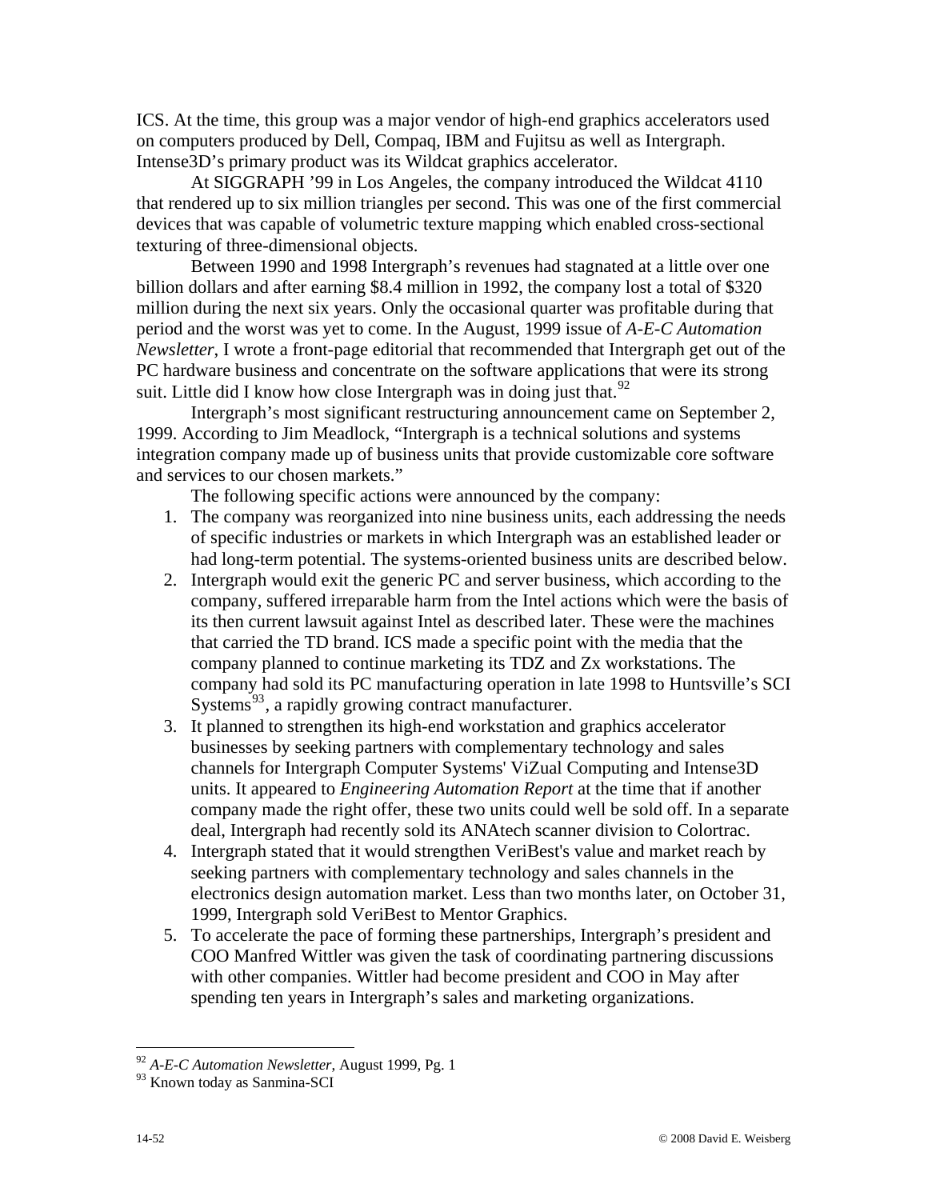ICS. At the time, this group was a major vendor of high-end graphics accelerators used on computers produced by Dell, Compaq, IBM and Fujitsu as well as Intergraph. Intense3D's primary product was its Wildcat graphics accelerator.

At SIGGRAPH '99 in Los Angeles, the company introduced the Wildcat 4110 that rendered up to six million triangles per second. This was one of the first commercial devices that was capable of volumetric texture mapping which enabled cross-sectional texturing of three-dimensional objects.

Between 1990 and 1998 Intergraph's revenues had stagnated at a little over one billion dollars and after earning \$8.4 million in 1992, the company lost a total of \$320 million during the next six years. Only the occasional quarter was profitable during that period and the worst was yet to come. In the August, 1999 issue of *A-E-C Automation Newsletter*, I wrote a front-page editorial that recommended that Intergraph get out of the PC hardware business and concentrate on the software applications that were its strong suit. Little did I know how close Intergraph was in doing just that.[92]

Intergraph's most significant restructuring announcement came on September 2, 1999. According to Jim Meadlock, "Intergraph is a technical solutions and systems integration company made up of business units that provide customizable core software and services to our chosen markets."

The following specific actions were announced by the company:

1. The company was reorganized into nine business units, each addressing the needs of specific industries or markets in which Intergraph was an established leader or had long-term potential. The systems-oriented business units are described below.
2. Intergraph would exit the generic PC and server business, which according to the company, suffered irreparable harm from the Intel actions which were the basis of its then current lawsuit against Intel as described later. These were the machines that carried the TD brand. ICS made a specific point with the media that the company planned to continue marketing its TDZ and Zx workstations. The company had sold its PC manufacturing operation in late 1998 to Huntsville's SCI Systems[93], a rapidly growing contract manufacturer.
3. It planned to strengthen its high-end workstation and graphics accelerator businesses by seeking partners with complementary technology and sales channels for Intergraph Computer Systems' ViZual Computing and Intense3D units. It appeared to *Engineering Automation Report* at the time that if another company made the right offer, these two units could well be sold off. In a separate deal, Intergraph had recently sold its ANAtech scanner division to Colortrac.
4. Intergraph stated that it would strengthen VeriBest's value and market reach by seeking partners with complementary technology and sales channels in the electronics design automation market. Less than two months later, on October 31, 1999, Intergraph sold VeriBest to Mentor Graphics.
5. To accelerate the pace of forming these partnerships, Intergraph's president and COO Manfred Wittler was given the task of coordinating partnering discussions with other companies. Wittler had become president and COO in May after spending ten years in Intergraph's sales and marketing organizations.

---

[92] *A-E-C Automation Newsletter*, August 1999, Pg. 1

[93] Known today as Sanmina-SCI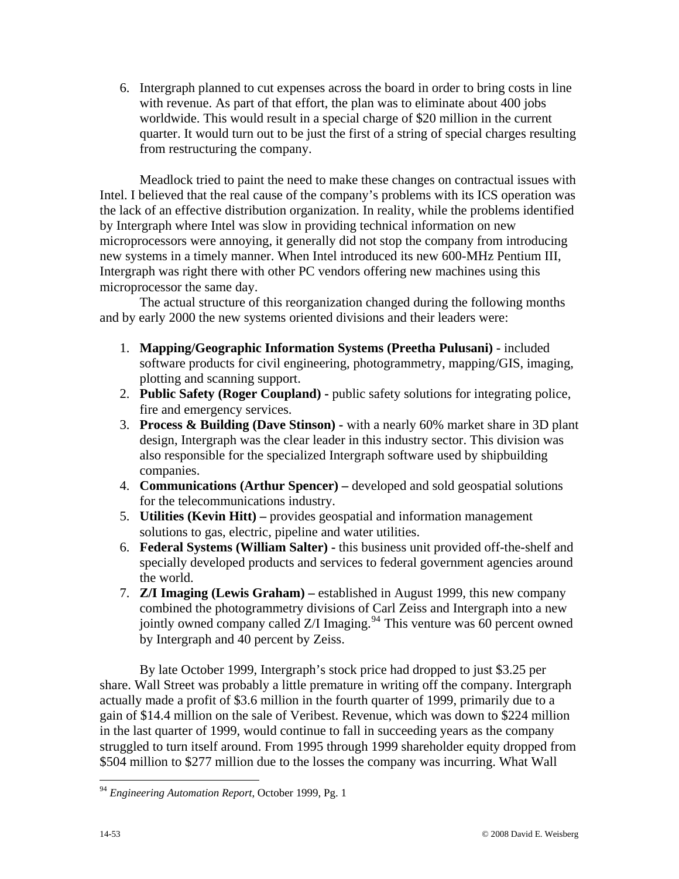6. Intergraph planned to cut expenses across the board in order to bring costs in line with revenue. As part of that effort, the plan was to eliminate about 400 jobs worldwide. This would result in a special charge of $20 million in the current quarter. It would turn out to be just the first of a string of special charges resulting from restructuring the company.

Meadlock tried to paint the need to make these changes on contractual issues with Intel. I believed that the real cause of the company's problems with its ICS operation was the lack of an effective distribution organization. In reality, while the problems identified by Intergraph where Intel was slow in providing technical information on new microprocessors were annoying, it generally did not stop the company from introducing new systems in a timely manner. When Intel introduced its new 600-MHz Pentium III, Intergraph was right there with other PC vendors offering new machines using this microprocessor the same day.

The actual structure of this reorganization changed during the following months and by early 2000 the new systems oriented divisions and their leaders were:

1. **Mapping/Geographic Information Systems (Preetha Pulusani) -** included software products for civil engineering, photogrammetry, mapping/GIS, imaging, plotting and scanning support.
2. **Public Safety (Roger Coupland) -** public safety solutions for integrating police, fire and emergency services.
3. **Process & Building (Dave Stinson) -** with a nearly 60% market share in 3D plant design, Intergraph was the clear leader in this industry sector. This division was also responsible for the specialized Intergraph software used by shipbuilding companies.
4. **Communications (Arthur Spencer) –** developed and sold geospatial solutions for the telecommunications industry.
5. **Utilities (Kevin Hitt) –** provides geospatial and information management solutions to gas, electric, pipeline and water utilities.
6. **Federal Systems (William Salter) -** this business unit provided off-the-shelf and specially developed products and services to federal government agencies around the world.
7. **Z/I Imaging (Lewis Graham) –** established in August 1999, this new company combined the photogrammetry divisions of Carl Zeiss and Intergraph into a new jointly owned company called Z/I Imaging.[94] This venture was 60 percent owned by Intergraph and 40 percent by Zeiss.

By late October 1999, Intergraph's stock price had dropped to just $3.25 per share. Wall Street was probably a little premature in writing off the company. Intergraph actually made a profit of $3.6 million in the fourth quarter of 1999, primarily due to a gain of $14.4 million on the sale of Veribest. Revenue, which was down to $224 million in the last quarter of 1999, would continue to fall in succeeding years as the company struggled to turn itself around. From 1995 through 1999 shareholder equity dropped from $504 million to $277 million due to the losses the company was incurring. What Wall

---

[94] *Engineering Automation Report*, October 1999, Pg. 1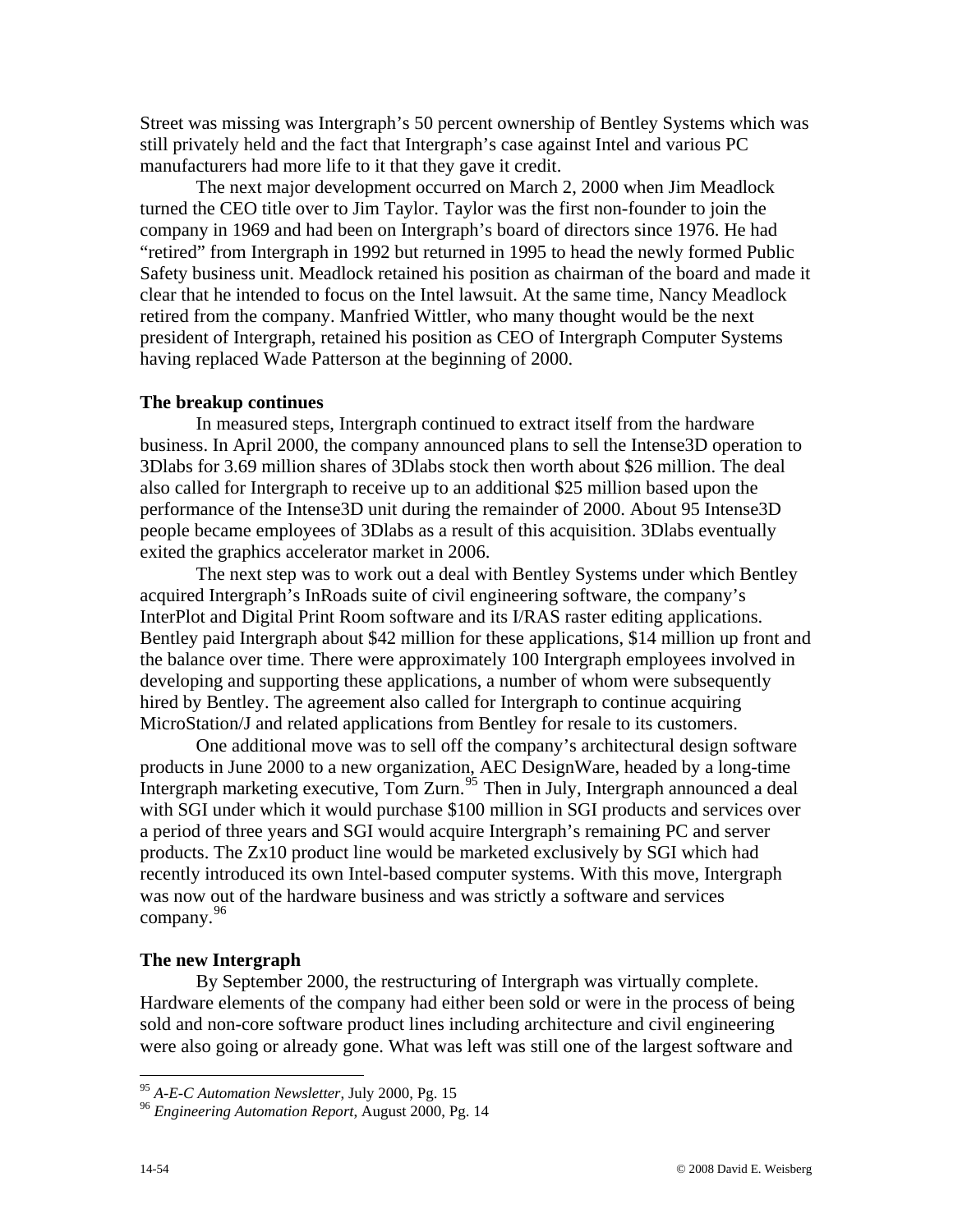Street was missing was Intergraph's 50 percent ownership of Bentley Systems which was still privately held and the fact that Intergraph's case against Intel and various PC manufacturers had more life to it that they gave it credit.

The next major development occurred on March 2, 2000 when Jim Meadlock turned the CEO title over to Jim Taylor. Taylor was the first non-founder to join the company in 1969 and had been on Intergraph's board of directors since 1976. He had "retired" from Intergraph in 1992 but returned in 1995 to head the newly formed Public Safety business unit. Meadlock retained his position as chairman of the board and made it clear that he intended to focus on the Intel lawsuit. At the same time, Nancy Meadlock retired from the company. Manfried Wittler, who many thought would be the next president of Intergraph, retained his position as CEO of Intergraph Computer Systems having replaced Wade Patterson at the beginning of 2000.

**The breakup continues**

In measured steps, Intergraph continued to extract itself from the hardware business. In April 2000, the company announced plans to sell the Intense3D operation to 3Dlabs for 3.69 million shares of 3Dlabs stock then worth about $26 million. The deal also called for Intergraph to receive up to an additional $25 million based upon the performance of the Intense3D unit during the remainder of 2000. About 95 Intense3D people became employees of 3Dlabs as a result of this acquisition. 3Dlabs eventually exited the graphics accelerator market in 2006.

The next step was to work out a deal with Bentley Systems under which Bentley acquired Intergraph's InRoads suite of civil engineering software, the company's InterPlot and Digital Print Room software and its I/RAS raster editing applications. Bentley paid Intergraph about $42 million for these applications, $14 million up front and the balance over time. There were approximately 100 Intergraph employees involved in developing and supporting these applications, a number of whom were subsequently hired by Bentley. The agreement also called for Intergraph to continue acquiring MicroStation/J and related applications from Bentley for resale to its customers.

One additional move was to sell off the company's architectural design software products in June 2000 to a new organization, AEC DesignWare, headed by a long-time Intergraph marketing executive, Tom Zurn.[95] Then in July, Intergraph announced a deal with SGI under which it would purchase $100 million in SGI products and services over a period of three years and SGI would acquire Intergraph's remaining PC and server products. The Zx10 product line would be marketed exclusively by SGI which had recently introduced its own Intel-based computer systems. With this move, Intergraph was now out of the hardware business and was strictly a software and services company.[96]

**The new Intergraph**

By September 2000, the restructuring of Intergraph was virtually complete. Hardware elements of the company had either been sold or were in the process of being sold and non-core software product lines including architecture and civil engineering were also going or already gone. What was left was still one of the largest software and

---

[95] *A-E-C Automation Newsletter*, July 2000, Pg. 15

[96] *Engineering Automation Report*, August 2000, Pg. 14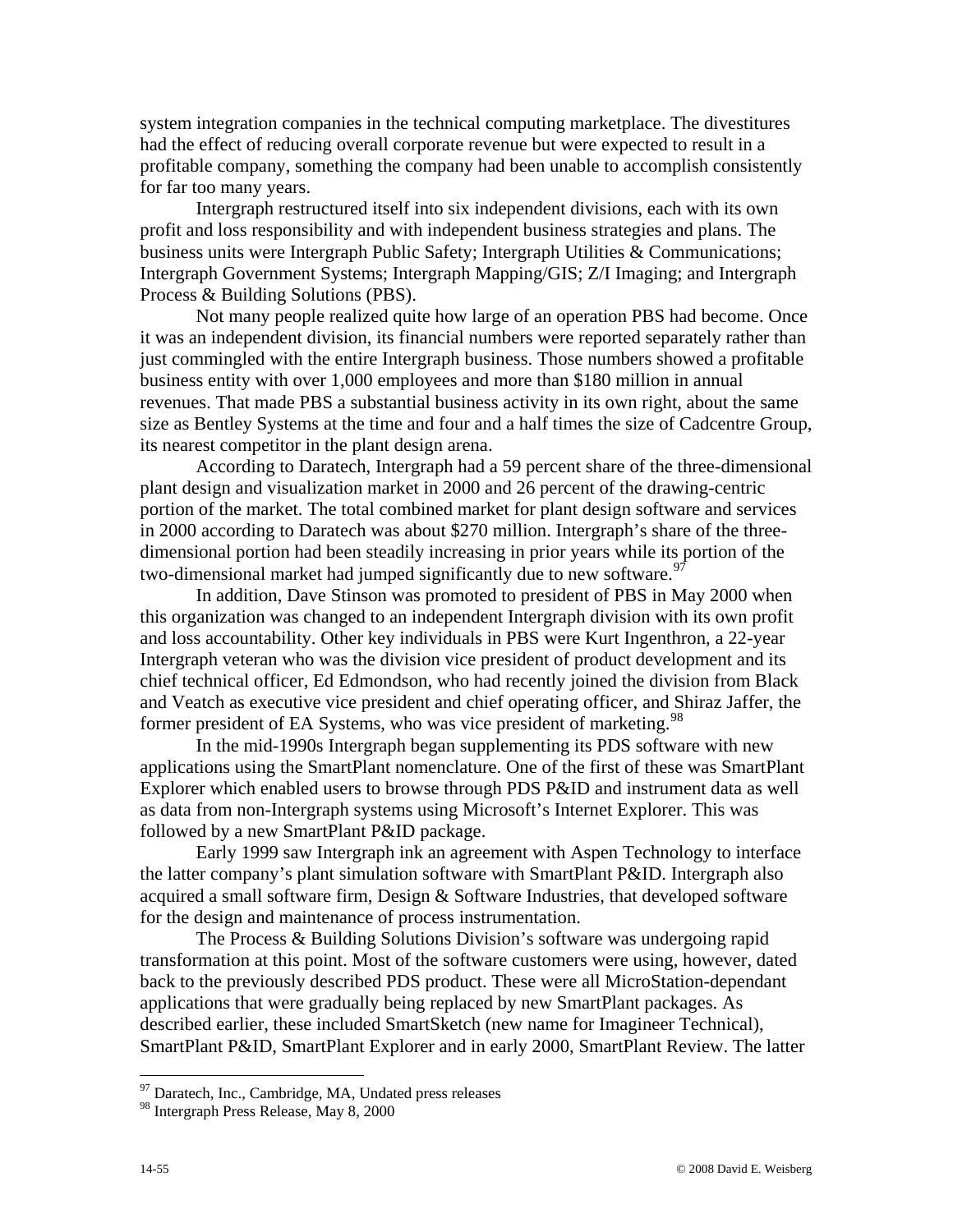system integration companies in the technical computing marketplace. The divestitures had the effect of reducing overall corporate revenue but were expected to result in a profitable company, something the company had been unable to accomplish consistently for far too many years.

Intergraph restructured itself into six independent divisions, each with its own profit and loss responsibility and with independent business strategies and plans. The business units were Intergraph Public Safety; Intergraph Utilities & Communications; Intergraph Government Systems; Intergraph Mapping/GIS; Z/I Imaging; and Intergraph Process & Building Solutions (PBS).

Not many people realized quite how large of an operation PBS had become. Once it was an independent division, its financial numbers were reported separately rather than just commingled with the entire Intergraph business. Those numbers showed a profitable business entity with over 1,000 employees and more than $180 million in annual revenues. That made PBS a substantial business activity in its own right, about the same size as Bentley Systems at the time and four and a half times the size of Cadcentre Group, its nearest competitor in the plant design arena.

According to Daratech, Intergraph had a 59 percent share of the three-dimensional plant design and visualization market in 2000 and 26 percent of the drawing-centric portion of the market. The total combined market for plant design software and services in 2000 according to Daratech was about $270 million. Intergraph's share of the three-dimensional portion had been steadily increasing in prior years while its portion of the two-dimensional market had jumped significantly due to new software.[97]

In addition, Dave Stinson was promoted to president of PBS in May 2000 when this organization was changed to an independent Intergraph division with its own profit and loss accountability. Other key individuals in PBS were Kurt Ingenthron, a 22-year Intergraph veteran who was the division vice president of product development and its chief technical officer, Ed Edmondson, who had recently joined the division from Black and Veatch as executive vice president and chief operating officer, and Shiraz Jaffer, the former president of EA Systems, who was vice president of marketing.[98]

In the mid-1990s Intergraph began supplementing its PDS software with new applications using the SmartPlant nomenclature. One of the first of these was SmartPlant Explorer which enabled users to browse through PDS P&ID and instrument data as well as data from non-Intergraph systems using Microsoft's Internet Explorer. This was followed by a new SmartPlant P&ID package.

Early 1999 saw Intergraph ink an agreement with Aspen Technology to interface the latter company's plant simulation software with SmartPlant P&ID. Intergraph also acquired a small software firm, Design & Software Industries, that developed software for the design and maintenance of process instrumentation.

The Process & Building Solutions Division's software was undergoing rapid transformation at this point. Most of the software customers were using, however, dated back to the previously described PDS product. These were all MicroStation-dependant applications that were gradually being replaced by new SmartPlant packages. As described earlier, these included SmartSketch (new name for Imagineer Technical), SmartPlant P&ID, SmartPlant Explorer and in early 2000, SmartPlant Review. The latter

---

[97] Daratech, Inc., Cambridge, MA, Undated press releases

[98] Intergraph Press Release, May 8, 2000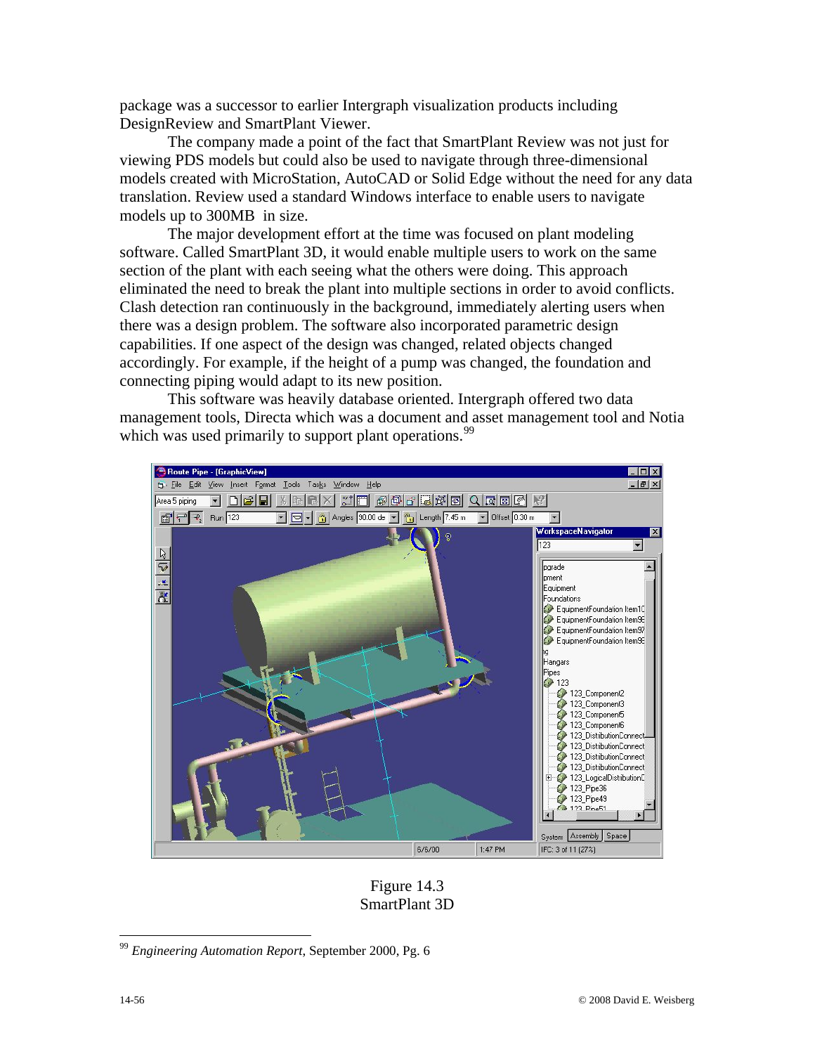package was a successor to earlier Intergraph visualization products including DesignReview and SmartPlant Viewer.

The company made a point of the fact that SmartPlant Review was not just for viewing PDS models but could also be used to navigate through three-dimensional models created with MicroStation, AutoCAD or Solid Edge without the need for any data translation. Review used a standard Windows interface to enable users to navigate models up to 300MB in size.

The major development effort at the time was focused on plant modeling software. Called SmartPlant 3D, it would enable multiple users to work on the same section of the plant with each seeing what the others were doing. This approach eliminated the need to break the plant into multiple sections in order to avoid conflicts. Clash detection ran continuously in the background, immediately alerting users when there was a design problem. The software also incorporated parametric design capabilities. If one aspect of the design was changed, related objects changed accordingly. For example, if the height of a pump was changed, the foundation and connecting piping would adapt to its new position.

This software was heavily database oriented. Intergraph offered two data management tools, Directa which was a document and asset management tool and Notia which was used primarily to support plant operations.[99]

Figure 14.3
SmartPlant 3D

[99] *Engineering Automation Report*, September 2000, Pg. 6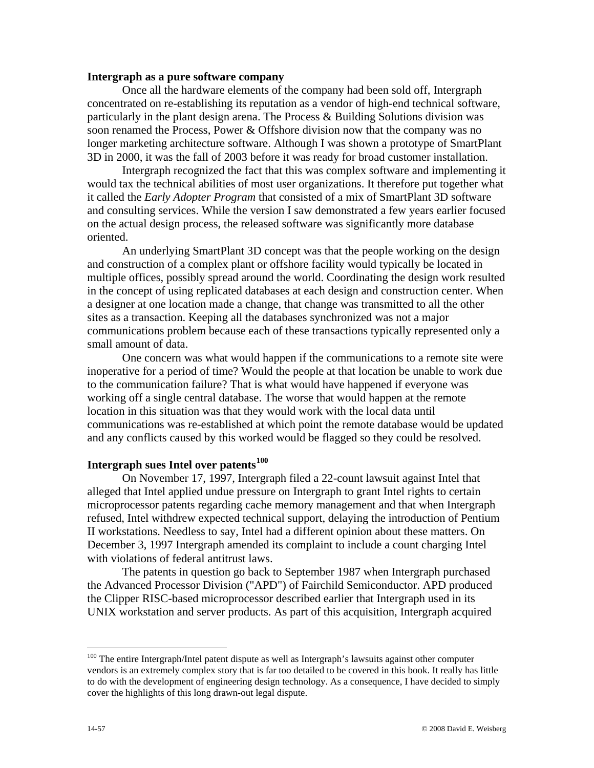**Intergraph as a pure software company**

Once all the hardware elements of the company had been sold off, Intergraph concentrated on re-establishing its reputation as a vendor of high-end technical software, particularly in the plant design arena. The Process & Building Solutions division was soon renamed the Process, Power & Offshore division now that the company was no longer marketing architecture software. Although I was shown a prototype of SmartPlant 3D in 2000, it was the fall of 2003 before it was ready for broad customer installation.

Intergraph recognized the fact that this was complex software and implementing it would tax the technical abilities of most user organizations. It therefore put together what it called the *Early Adopter Program* that consisted of a mix of SmartPlant 3D software and consulting services. While the version I saw demonstrated a few years earlier focused on the actual design process, the released software was significantly more database oriented.

An underlying SmartPlant 3D concept was that the people working on the design and construction of a complex plant or offshore facility would typically be located in multiple offices, possibly spread around the world. Coordinating the design work resulted in the concept of using replicated databases at each design and construction center. When a designer at one location made a change, that change was transmitted to all the other sites as a transaction. Keeping all the databases synchronized was not a major communications problem because each of these transactions typically represented only a small amount of data.

One concern was what would happen if the communications to a remote site were inoperative for a period of time? Would the people at that location be unable to work due to the communication failure? That is what would have happened if everyone was working off a single central database. The worse that would happen at the remote location in this situation was that they would work with the local data until communications was re-established at which point the remote database would be updated and any conflicts caused by this worked would be flagged so they could be resolved.

**Intergraph sues Intel over patents[100]**

On November 17, 1997, Intergraph filed a 22-count lawsuit against Intel that alleged that Intel applied undue pressure on Intergraph to grant Intel rights to certain microprocessor patents regarding cache memory management and that when Intergraph refused, Intel withdrew expected technical support, delaying the introduction of Pentium II workstations. Needless to say, Intel had a different opinion about these matters. On December 3, 1997 Intergraph amended its complaint to include a count charging Intel with violations of federal antitrust laws.

The patents in question go back to September 1987 when Intergraph purchased the Advanced Processor Division ("APD") of Fairchild Semiconductor. APD produced the Clipper RISC-based microprocessor described earlier that Intergraph used in its UNIX workstation and server products. As part of this acquisition, Intergraph acquired

---

[100] The entire Intergraph/Intel patent dispute as well as Intergraph's lawsuits against other computer vendors is an extremely complex story that is far too detailed to be covered in this book. It really has little to do with the development of engineering design technology. As a consequence, I have decided to simply cover the highlights of this long drawn-out legal dispute.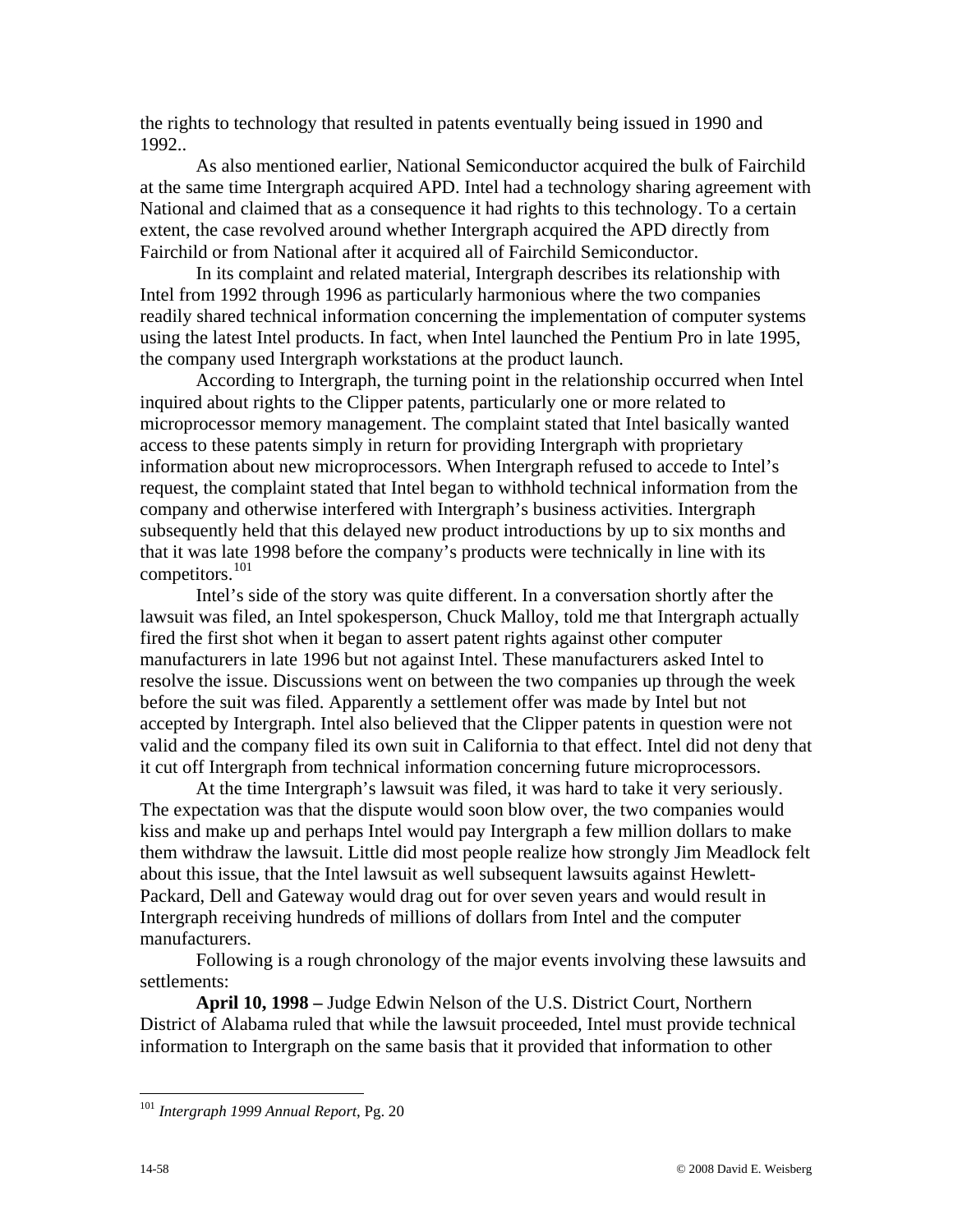the rights to technology that resulted in patents eventually being issued in 1990 and 1992..

As also mentioned earlier, National Semiconductor acquired the bulk of Fairchild at the same time Intergraph acquired APD. Intel had a technology sharing agreement with National and claimed that as a consequence it had rights to this technology. To a certain extent, the case revolved around whether Intergraph acquired the APD directly from Fairchild or from National after it acquired all of Fairchild Semiconductor.

In its complaint and related material, Intergraph describes its relationship with Intel from 1992 through 1996 as particularly harmonious where the two companies readily shared technical information concerning the implementation of computer systems using the latest Intel products. In fact, when Intel launched the Pentium Pro in late 1995, the company used Intergraph workstations at the product launch.

According to Intergraph, the turning point in the relationship occurred when Intel inquired about rights to the Clipper patents, particularly one or more related to microprocessor memory management. The complaint stated that Intel basically wanted access to these patents simply in return for providing Intergraph with proprietary information about new microprocessors. When Intergraph refused to accede to Intel's request, the complaint stated that Intel began to withhold technical information from the company and otherwise interfered with Intergraph's business activities. Intergraph subsequently held that this delayed new product introductions by up to six months and that it was late 1998 before the company's products were technically in line with its competitors.[101]

Intel's side of the story was quite different. In a conversation shortly after the lawsuit was filed, an Intel spokesperson, Chuck Malloy, told me that Intergraph actually fired the first shot when it began to assert patent rights against other computer manufacturers in late 1996 but not against Intel. These manufacturers asked Intel to resolve the issue. Discussions went on between the two companies up through the week before the suit was filed. Apparently a settlement offer was made by Intel but not accepted by Intergraph. Intel also believed that the Clipper patents in question were not valid and the company filed its own suit in California to that effect. Intel did not deny that it cut off Intergraph from technical information concerning future microprocessors.

At the time Intergraph's lawsuit was filed, it was hard to take it very seriously. The expectation was that the dispute would soon blow over, the two companies would kiss and make up and perhaps Intel would pay Intergraph a few million dollars to make them withdraw the lawsuit. Little did most people realize how strongly Jim Meadlock felt about this issue, that the Intel lawsuit as well subsequent lawsuits against Hewlett-Packard, Dell and Gateway would drag out for over seven years and would result in Intergraph receiving hundreds of millions of dollars from Intel and the computer manufacturers.

Following is a rough chronology of the major events involving these lawsuits and settlements:

**April 10, 1998 –** Judge Edwin Nelson of the U.S. District Court, Northern District of Alabama ruled that while the lawsuit proceeded, Intel must provide technical information to Intergraph on the same basis that it provided that information to other

[101] *Intergraph 1999 Annual Report*, Pg. 20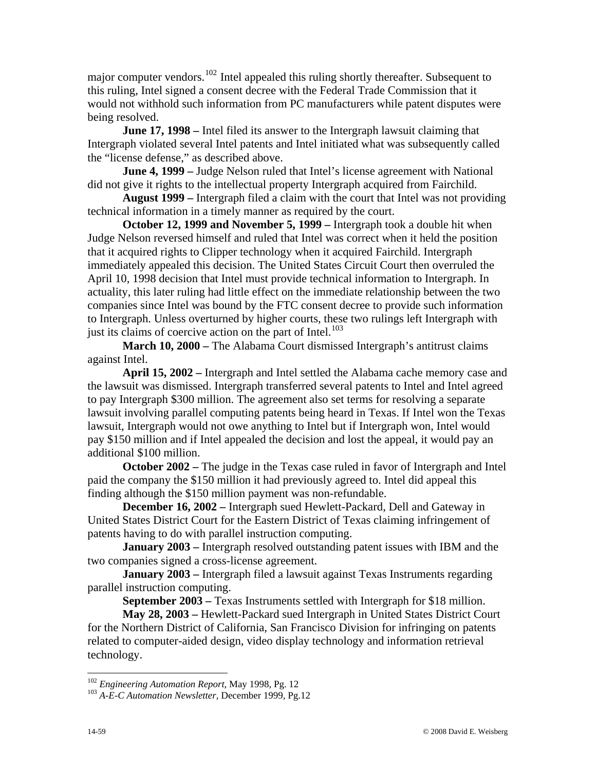major computer vendors.[102] Intel appealed this ruling shortly thereafter. Subsequent to this ruling, Intel signed a consent decree with the Federal Trade Commission that it would not withhold such information from PC manufacturers while patent disputes were being resolved.

**June 17, 1998 –** Intel filed its answer to the Intergraph lawsuit claiming that Intergraph violated several Intel patents and Intel initiated what was subsequently called the "license defense," as described above.

**June 4, 1999 –** Judge Nelson ruled that Intel's license agreement with National did not give it rights to the intellectual property Intergraph acquired from Fairchild.

**August 1999 –** Intergraph filed a claim with the court that Intel was not providing technical information in a timely manner as required by the court.

**October 12, 1999 and November 5, 1999 –** Intergraph took a double hit when Judge Nelson reversed himself and ruled that Intel was correct when it held the position that it acquired rights to Clipper technology when it acquired Fairchild. Intergraph immediately appealed this decision. The United States Circuit Court then overruled the April 10, 1998 decision that Intel must provide technical information to Intergraph. In actuality, this later ruling had little effect on the immediate relationship between the two companies since Intel was bound by the FTC consent decree to provide such information to Intergraph. Unless overturned by higher courts, these two rulings left Intergraph with just its claims of coercive action on the part of Intel.[103]

**March 10, 2000 –** The Alabama Court dismissed Intergraph's antitrust claims against Intel.

**April 15, 2002 –** Intergraph and Intel settled the Alabama cache memory case and the lawsuit was dismissed. Intergraph transferred several patents to Intel and Intel agreed to pay Intergraph \$300 million. The agreement also set terms for resolving a separate lawsuit involving parallel computing patents being heard in Texas. If Intel won the Texas lawsuit, Intergraph would not owe anything to Intel but if Intergraph won, Intel would pay \$150 million and if Intel appealed the decision and lost the appeal, it would pay an additional \$100 million.

**October 2002 –** The judge in the Texas case ruled in favor of Intergraph and Intel paid the company the \$150 million it had previously agreed to. Intel did appeal this finding although the \$150 million payment was non-refundable.

**December 16, 2002 –** Intergraph sued Hewlett-Packard, Dell and Gateway in United States District Court for the Eastern District of Texas claiming infringement of patents having to do with parallel instruction computing.

**January 2003 –** Intergraph resolved outstanding patent issues with IBM and the two companies signed a cross-license agreement.

**January 2003 –** Intergraph filed a lawsuit against Texas Instruments regarding parallel instruction computing.

**September 2003 –** Texas Instruments settled with Intergraph for \$18 million.

**May 28, 2003 –** Hewlett-Packard sued Intergraph in United States District Court for the Northern District of California, San Francisco Division for infringing on patents related to computer-aided design, video display technology and information retrieval technology.

---

[102] *Engineering Automation Report*, May 1998, Pg. 12

[103] *A-E-C Automation Newsletter*, December 1999, Pg.12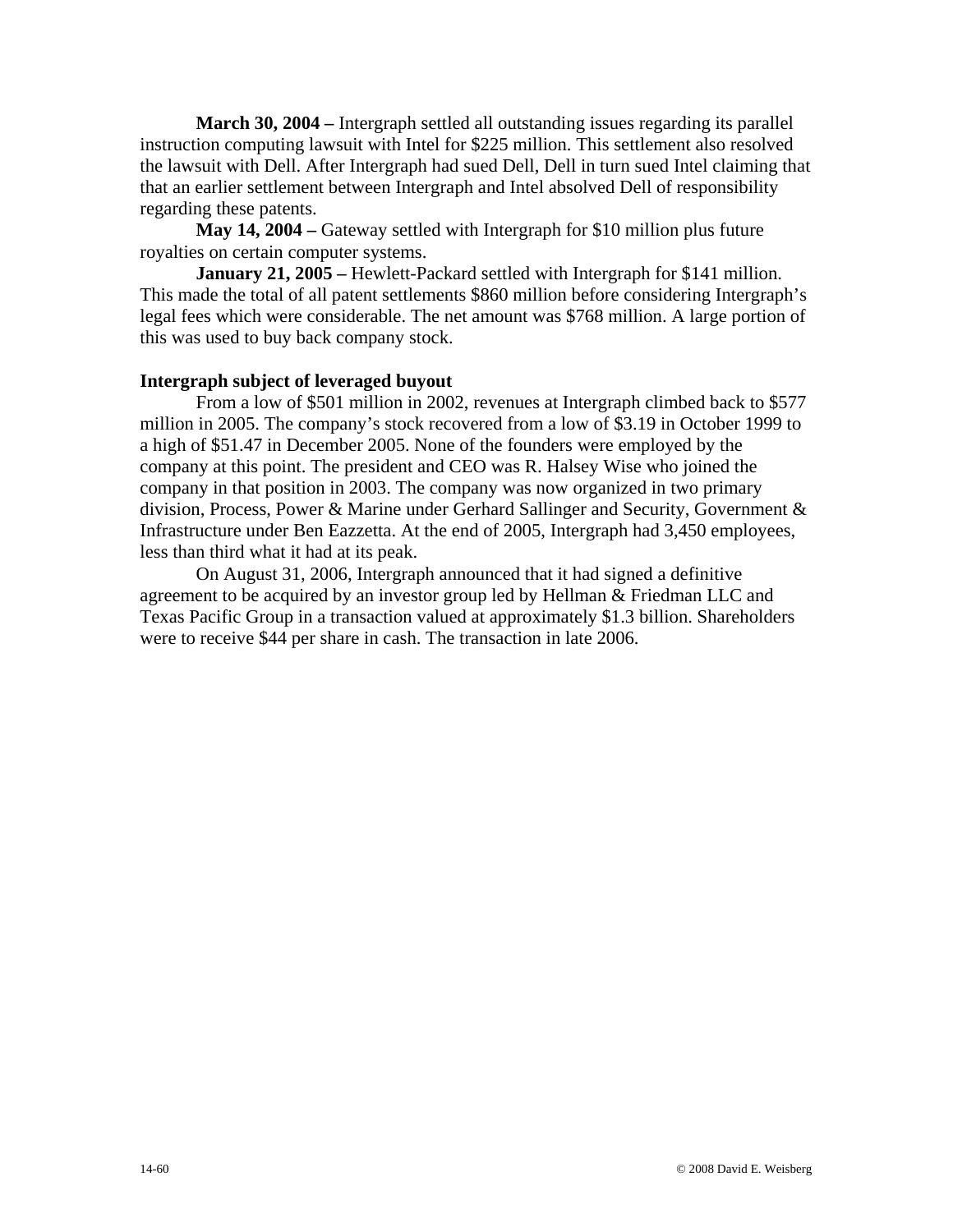**March 30, 2004 –** Intergraph settled all outstanding issues regarding its parallel instruction computing lawsuit with Intel for $225 million. This settlement also resolved the lawsuit with Dell. After Intergraph had sued Dell, Dell in turn sued Intel claiming that that an earlier settlement between Intergraph and Intel absolved Dell of responsibility regarding these patents.

**May 14, 2004 –** Gateway settled with Intergraph for $10 million plus future royalties on certain computer systems.

**January 21, 2005 –** Hewlett-Packard settled with Intergraph for $141 million. This made the total of all patent settlements $860 million before considering Intergraph's legal fees which were considerable. The net amount was $768 million. A large portion of this was used to buy back company stock.

**Intergraph subject of leveraged buyout**

From a low of $501 million in 2002, revenues at Intergraph climbed back to $577 million in 2005. The company's stock recovered from a low of $3.19 in October 1999 to a high of $51.47 in December 2005. None of the founders were employed by the company at this point. The president and CEO was R. Halsey Wise who joined the company in that position in 2003. The company was now organized in two primary division, Process, Power & Marine under Gerhard Sallinger and Security, Government & Infrastructure under Ben Eazzetta. At the end of 2005, Intergraph had 3,450 employees, less than third what it had at its peak.

On August 31, 2006, Intergraph announced that it had signed a definitive agreement to be acquired by an investor group led by Hellman & Friedman LLC and Texas Pacific Group in a transaction valued at approximately $1.3 billion. Shareholders were to receive $44 per share in cash. The transaction in late 2006.